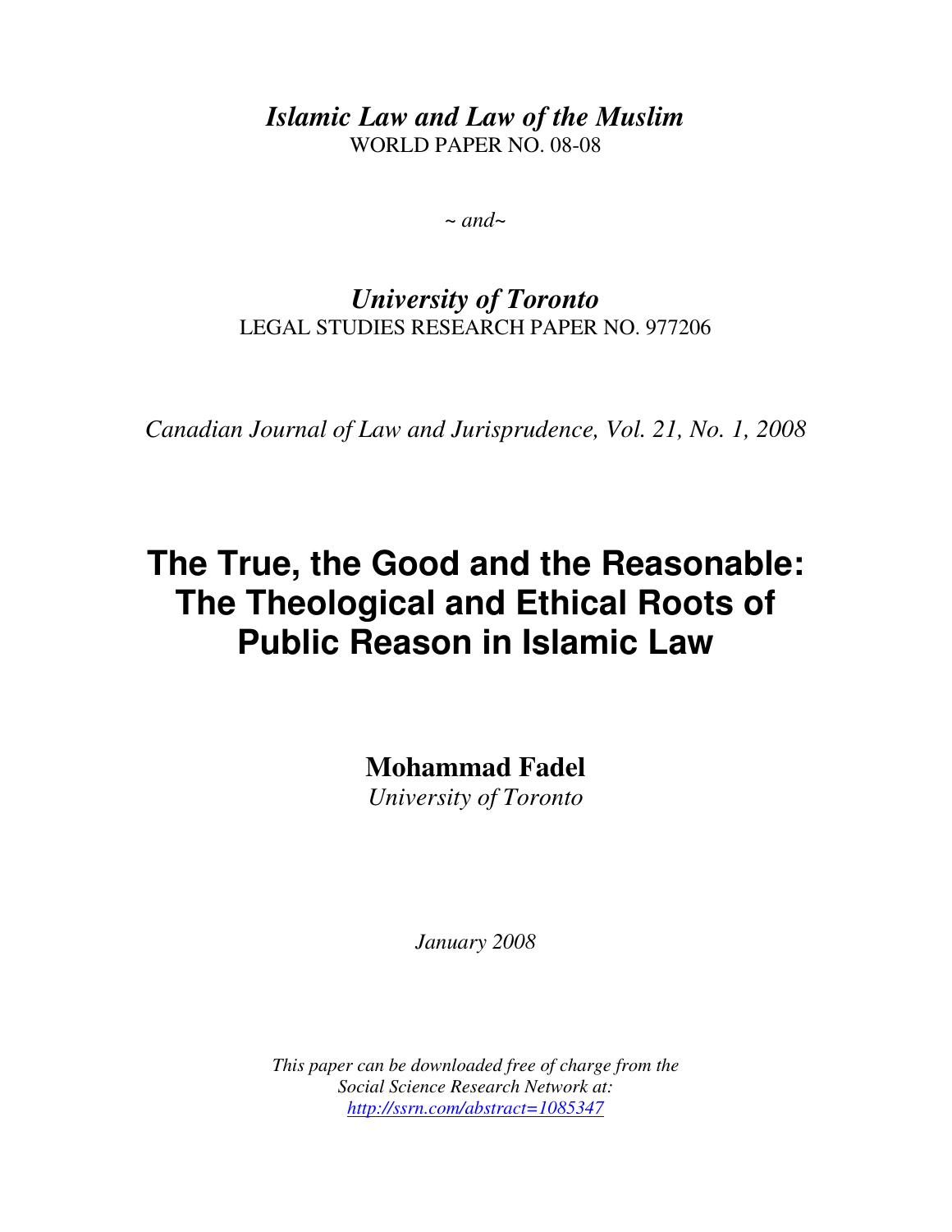***Islamic Law and Law of the Muslim***
WORLD PAPER NO. 08-08

*~ and~*

***University of Toronto***
LEGAL STUDIES RESEARCH PAPER NO. 977206

*Canadian Journal of Law and Jurisprudence, Vol. 21, No. 1, 2008*

# The True, the Good and the Reasonable: The Theological and Ethical Roots of Public Reason in Islamic Law

**Mohammad Fadel**
*University of Toronto*

*January 2008*

*This paper can be downloaded free of charge from the Social Science Research Network at:*
*http://ssrn.com/abstract=1085347*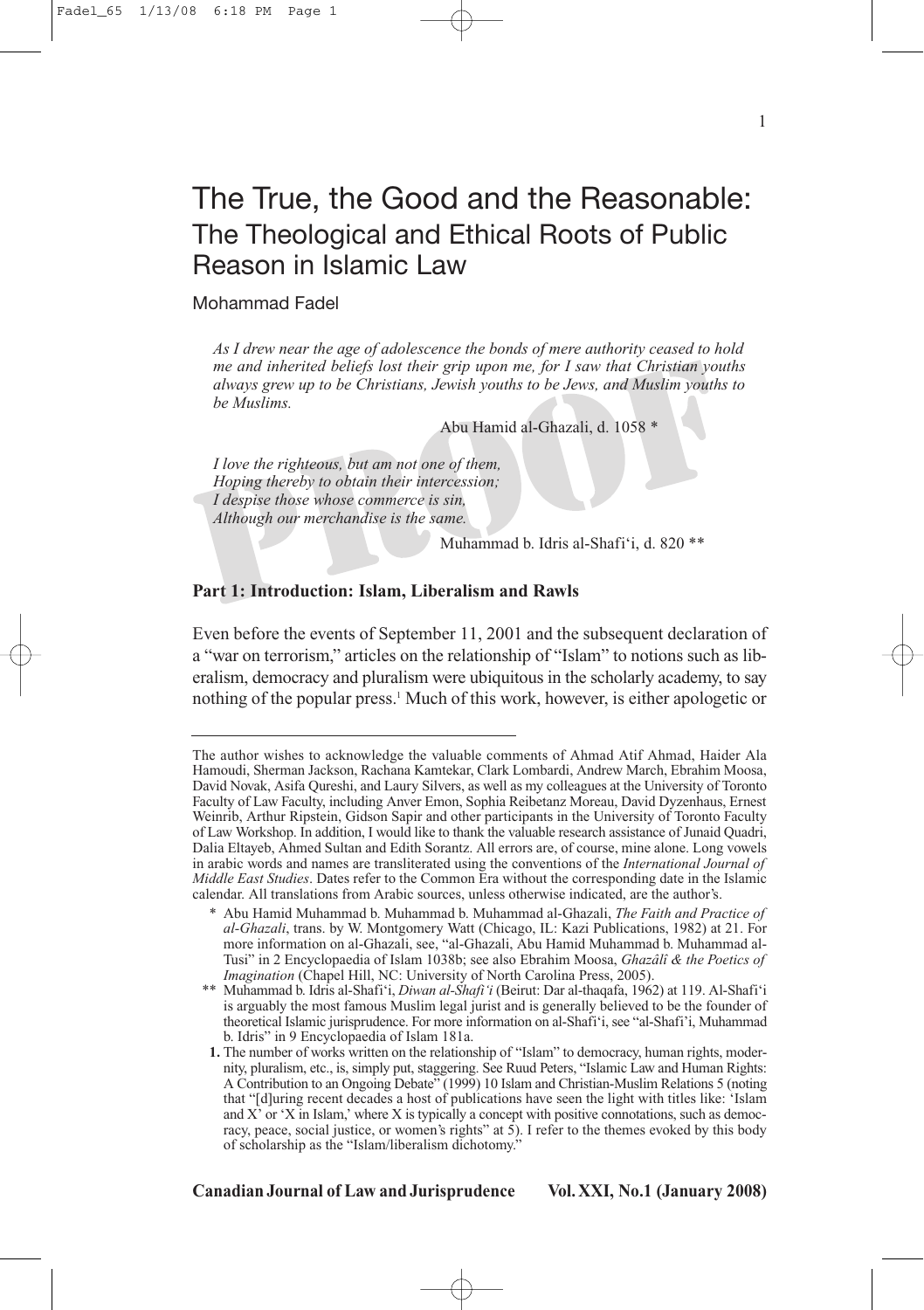# The True, the Good and the Reasonable: The Theological and Ethical Roots of Public Reason in Islamic Law

Mohammad Fadel

*As I drew near the age of adolescence the bonds of mere authority ceased to hold me and inherited beliefs lost their grip upon me, for I saw that Christian youths always grew up to be Christians, Jewish youths to be Jews, and Muslim youths to be Muslims.*

Abu Hamid al-Ghazali, d. 1058 *

*I love the righteous, but am not one of them,*
*Hoping thereby to obtain their intercession;*
*I despise those whose commerce is sin,*
*Although our merchandise is the same.*

Muhammad b. Idris al-Shafi'i, d. 820 **

### Part 1: Introduction: Islam, Liberalism and Rawls

Even before the events of September 11, 2001 and the subsequent declaration of a "war on terrorism," articles on the relationship of "Islam" to notions such as liberalism, democracy and pluralism were ubiquitous in the scholarly academy, to say nothing of the popular press.[1] Much of this work, however, is either apologetic or

---

The author wishes to acknowledge the valuable comments of Ahmad Atif Ahmad, Haider Ala Hamoudi, Sherman Jackson, Rachana Kamtekar, Clark Lombardi, Andrew March, Ebrahim Moosa, David Novak, Asifa Qureshi, and Laury Silvers, as well as my colleagues at the University of Toronto Faculty of Law Faculty, including Anver Emon, Sophia Reibetanz Moreau, David Dyzenhaus, Ernest Weinrib, Arthur Ripstein, Gidson Sapir and other participants in the University of Toronto Faculty of Law Workshop. In addition, I would like to thank the valuable research assistance of Junaid Quadri, Dalia Eltayeb, Ahmed Sultan and Edith Sorantz. All errors are, of course, mine alone. Long vowels in arabic words and names are transliterated using the conventions of the *International Journal of Middle East Studies*. Dates refer to the Common Era without the corresponding date in the Islamic calendar. All translations from Arabic sources, unless otherwise indicated, are the author's.

\* Abu Hamid Muhammad b. Muhammad b. Muhammad al-Ghazali, *The Faith and Practice of al-Ghazali*, trans. by W. Montgomery Watt (Chicago, IL: Kazi Publications, 1982) at 21. For more information on al-Ghazali, see, "al-Ghazali, Abu Hamid Muhammad b. Muhammad al-Tusi" in 2 Encyclopaedia of Islam 1038b; see also Ebrahim Moosa, *Ghazâlî & the Poetics of Imagination* (Chapel Hill, NC: University of North Carolina Press, 2005).

\** Muhammad b. Idris al-Shafi'i, *Diwan al-Shafi'i* (Beirut: Dar al-thaqafa, 1962) at 119. Al-Shafi'i is arguably the most famous Muslim legal jurist and is generally believed to be the founder of theoretical Islamic jurisprudence. For more information on al-Shafi'i, see "al-Shafi'i, Muhammad b. Idris" in 9 Encyclopaedia of Islam 181a.

1. The number of works written on the relationship of "Islam" to democracy, human rights, modernity, pluralism, etc., is, simply put, staggering. See Ruud Peters, "Islamic Law and Human Rights: A Contribution to an Ongoing Debate" (1999) 10 Islam and Christian-Muslim Relations 5 (noting that "[d]uring recent decades a host of publications have seen the light with titles like: 'Islam and X' or 'X in Islam,' where X is typically a concept with positive connotations, such as democracy, peace, social justice, or women's rights" at 5). I refer to the themes evoked by this body of scholarship as the "Islam/liberalism dichotomy."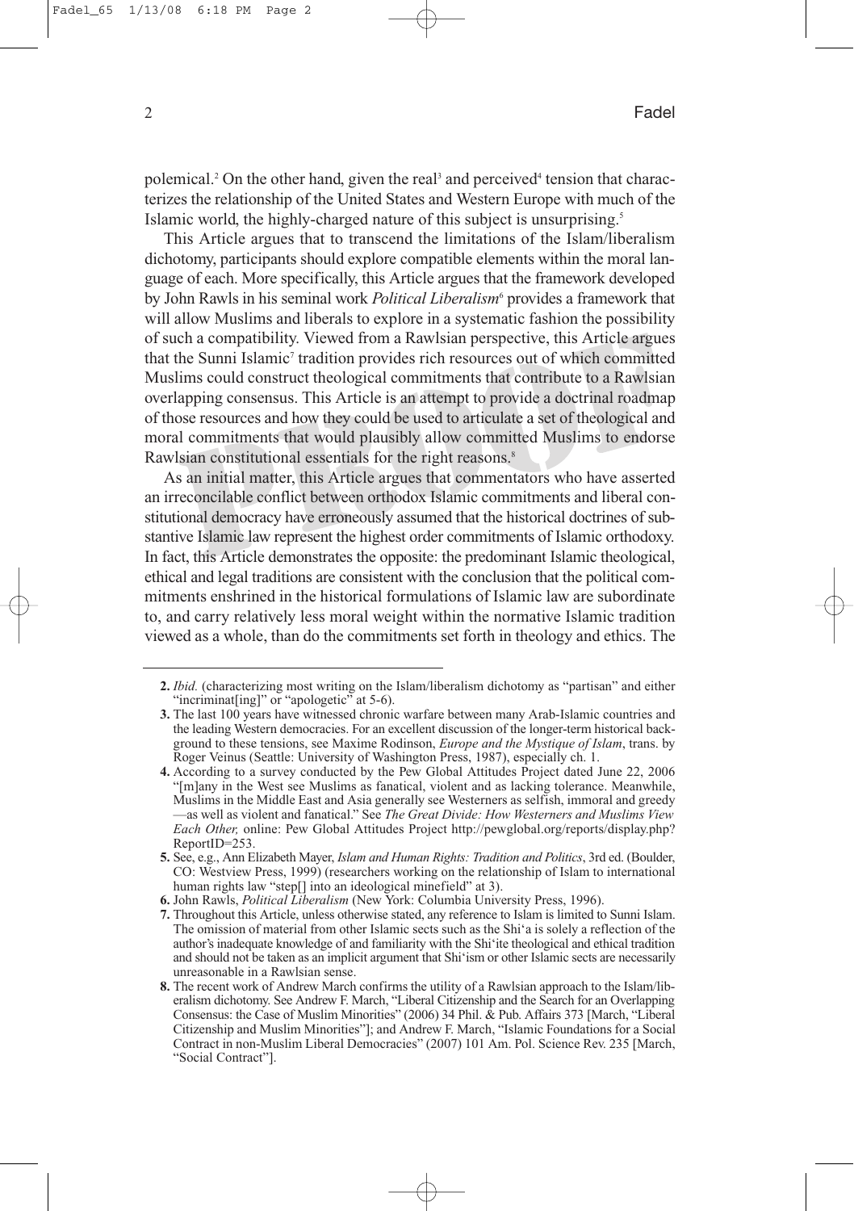polemical.[2] On the other hand, given the real[3] and perceived[4] tension that characterizes the relationship of the United States and Western Europe with much of the Islamic world, the highly-charged nature of this subject is unsurprising.[5]

This Article argues that to transcend the limitations of the Islam/liberalism dichotomy, participants should explore compatible elements within the moral language of each. More specifically, this Article argues that the framework developed by John Rawls in his seminal work *Political Liberalism*[6] provides a framework that will allow Muslims and liberals to explore in a systematic fashion the possibility of such a compatibility. Viewed from a Rawlsian perspective, this Article argues that the Sunni Islamic[7] tradition provides rich resources out of which committed Muslims could construct theological commitments that contribute to a Rawlsian overlapping consensus. This Article is an attempt to provide a doctrinal roadmap of those resources and how they could be used to articulate a set of theological and moral commitments that would plausibly allow committed Muslims to endorse Rawlsian constitutional essentials for the right reasons.[8]

As an initial matter, this Article argues that commentators who have asserted an irreconcilable conflict between orthodox Islamic commitments and liberal constitutional democracy have erroneously assumed that the historical doctrines of substantive Islamic law represent the highest order commitments of Islamic orthodoxy. In fact, this Article demonstrates the opposite: the predominant Islamic theological, ethical and legal traditions are consistent with the conclusion that the political commitments enshrined in the historical formulations of Islamic law are subordinate to, and carry relatively less moral weight within the normative Islamic tradition viewed as a whole, than do the commitments set forth in theology and ethics. The

---

**2.** *Ibid.* (characterizing most writing on the Islam/liberalism dichotomy as "partisan" and either "incriminat[ing]" or "apologetic" at 5-6).

**3.** The last 100 years have witnessed chronic warfare between many Arab-Islamic countries and the leading Western democracies. For an excellent discussion of the longer-term historical background to these tensions, see Maxime Rodinson, *Europe and the Mystique of Islam*, trans. by Roger Veinus (Seattle: University of Washington Press, 1987), especially ch. 1.

**4.** According to a survey conducted by the Pew Global Attitudes Project dated June 22, 2006 "[m]any in the West see Muslims as fanatical, violent and as lacking tolerance. Meanwhile, Muslims in the Middle East and Asia generally see Westerners as selfish, immoral and greedy —as well as violent and fanatical." See *The Great Divide: How Westerners and Muslims View Each Other,* online: Pew Global Attitudes Project http://pewglobal.org/reports/display.php?ReportID=253.

**5.** See, e.g., Ann Elizabeth Mayer, *Islam and Human Rights: Tradition and Politics*, 3rd ed. (Boulder, CO: Westview Press, 1999) (researchers working on the relationship of Islam to international human rights law "step[] into an ideological minefield" at 3).

**6.** John Rawls, *Political Liberalism* (New York: Columbia University Press, 1996).

**7.** Throughout this Article, unless otherwise stated, any reference to Islam is limited to Sunni Islam. The omission of material from other Islamic sects such as the Shi'a is solely a reflection of the author's inadequate knowledge of and familiarity with the Shi'ite theological and ethical tradition and should not be taken as an implicit argument that Shi'ism or other Islamic sects are necessarily unreasonable in a Rawlsian sense.

**8.** The recent work of Andrew March confirms the utility of a Rawlsian approach to the Islam/liberalism dichotomy. See Andrew F. March, "Liberal Citizenship and the Search for an Overlapping Consensus: the Case of Muslim Minorities" (2006) 34 Phil. & Pub. Affairs 373 [March, "Liberal Citizenship and Muslim Minorities"]; and Andrew F. March, "Islamic Foundations for a Social Contract in non-Muslim Liberal Democracies" (2007) 101 Am. Pol. Science Rev. 235 [March, "Social Contract"].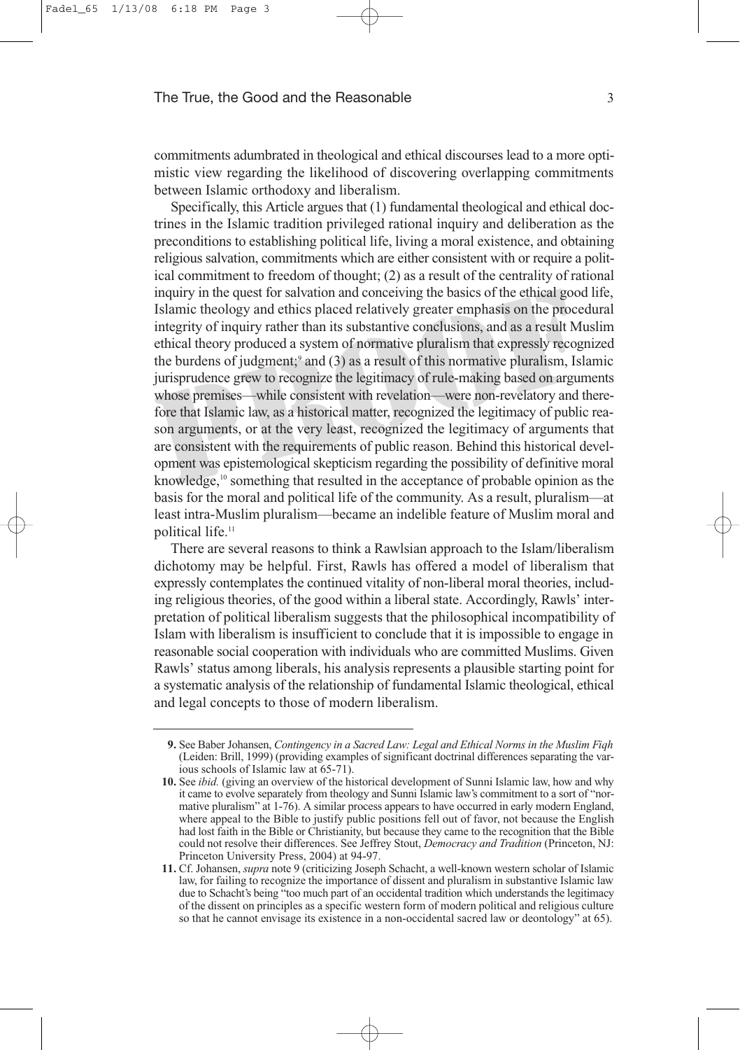commitments adumbrated in theological and ethical discourses lead to a more optimistic view regarding the likelihood of discovering overlapping commitments between Islamic orthodoxy and liberalism.

Specifically, this Article argues that (1) fundamental theological and ethical doctrines in the Islamic tradition privileged rational inquiry and deliberation as the preconditions to establishing political life, living a moral existence, and obtaining religious salvation, commitments which are either consistent with or require a political commitment to freedom of thought; (2) as a result of the centrality of rational inquiry in the quest for salvation and conceiving the basics of the ethical good life, Islamic theology and ethics placed relatively greater emphasis on the procedural integrity of inquiry rather than its substantive conclusions, and as a result Muslim ethical theory produced a system of normative pluralism that expressly recognized the burdens of judgment;[9] and (3) as a result of this normative pluralism, Islamic jurisprudence grew to recognize the legitimacy of rule-making based on arguments whose premises—while consistent with revelation—were non-revelatory and therefore that Islamic law, as a historical matter, recognized the legitimacy of public reason arguments, or at the very least, recognized the legitimacy of arguments that are consistent with the requirements of public reason. Behind this historical development was epistemological skepticism regarding the possibility of definitive moral knowledge,[10] something that resulted in the acceptance of probable opinion as the basis for the moral and political life of the community. As a result, pluralism—at least intra-Muslim pluralism—became an indelible feature of Muslim moral and political life.[11]

There are several reasons to think a Rawlsian approach to the Islam/liberalism dichotomy may be helpful. First, Rawls has offered a model of liberalism that expressly contemplates the continued vitality of non-liberal moral theories, including religious theories, of the good within a liberal state. Accordingly, Rawls' interpretation of political liberalism suggests that the philosophical incompatibility of Islam with liberalism is insufficient to conclude that it is impossible to engage in reasonable social cooperation with individuals who are committed Muslims. Given Rawls' status among liberals, his analysis represents a plausible starting point for a systematic analysis of the relationship of fundamental Islamic theological, ethical and legal concepts to those of modern liberalism.

---

**9.** See Baber Johansen, *Contingency in a Sacred Law: Legal and Ethical Norms in the Muslim Fiqh* (Leiden: Brill, 1999) (providing examples of significant doctrinal differences separating the various schools of Islamic law at 65-71).

**10.** See *ibid.* (giving an overview of the historical development of Sunni Islamic law, how and why it came to evolve separately from theology and Sunni Islamic law's commitment to a sort of "normative pluralism" at 1-76). A similar process appears to have occurred in early modern England, where appeal to the Bible to justify public positions fell out of favor, not because the English had lost faith in the Bible or Christianity, but because they came to the recognition that the Bible could not resolve their differences. See Jeffrey Stout, *Democracy and Tradition* (Princeton, NJ: Princeton University Press, 2004) at 94-97.

**11.** Cf. Johansen, *supra* note 9 (criticizing Joseph Schacht, a well-known western scholar of Islamic law, for failing to recognize the importance of dissent and pluralism in substantive Islamic law due to Schacht's being "too much part of an occidental tradition which understands the legitimacy of the dissent on principles as a specific western form of modern political and religious culture so that he cannot envisage its existence in a non-occidental sacred law or deontology" at 65).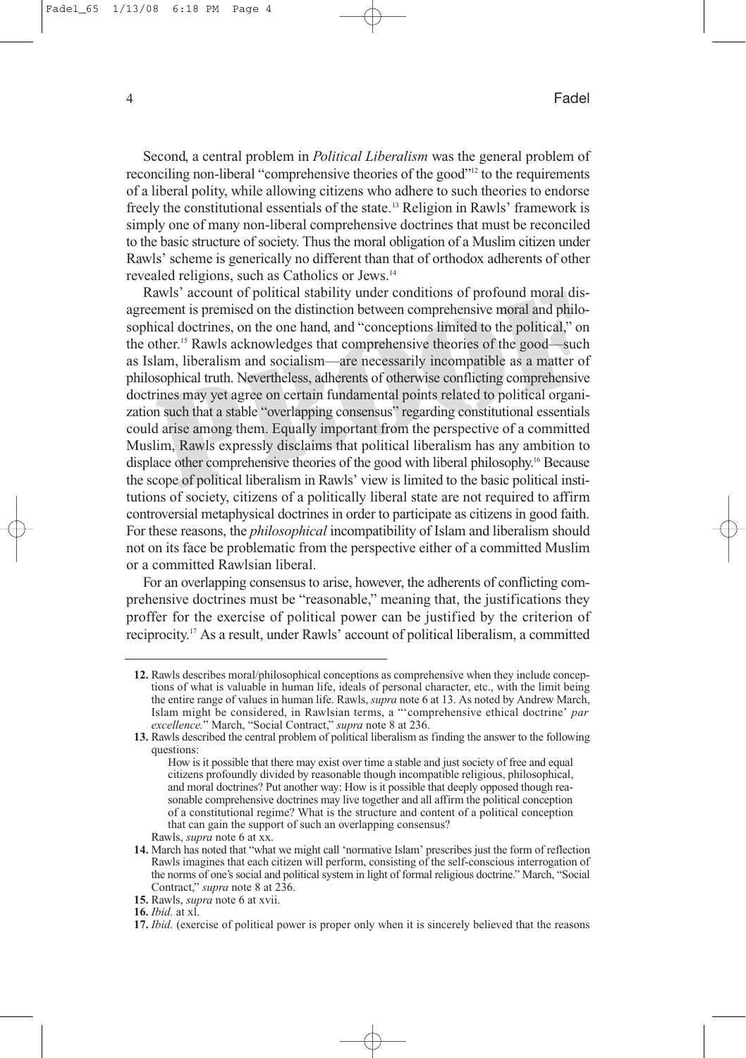Second, a central problem in *Political Liberalism* was the general problem of reconciling non-liberal "comprehensive theories of the good"[12] to the requirements of a liberal polity, while allowing citizens who adhere to such theories to endorse freely the constitutional essentials of the state.[13] Religion in Rawls' framework is simply one of many non-liberal comprehensive doctrines that must be reconciled to the basic structure of society. Thus the moral obligation of a Muslim citizen under Rawls' scheme is generically no different than that of orthodox adherents of other revealed religions, such as Catholics or Jews.[14]

Rawls' account of political stability under conditions of profound moral disagreement is premised on the distinction between comprehensive moral and philosophical doctrines, on the one hand, and "conceptions limited to the political," on the other.[15] Rawls acknowledges that comprehensive theories of the good—such as Islam, liberalism and socialism—are necessarily incompatible as a matter of philosophical truth. Nevertheless, adherents of otherwise conflicting comprehensive doctrines may yet agree on certain fundamental points related to political organization such that a stable "overlapping consensus" regarding constitutional essentials could arise among them. Equally important from the perspective of a committed Muslim, Rawls expressly disclaims that political liberalism has any ambition to displace other comprehensive theories of the good with liberal philosophy.[16] Because the scope of political liberalism in Rawls' view is limited to the basic political institutions of society, citizens of a politically liberal state are not required to affirm controversial metaphysical doctrines in order to participate as citizens in good faith. For these reasons, the *philosophical* incompatibility of Islam and liberalism should not on its face be problematic from the perspective either of a committed Muslim or a committed Rawlsian liberal.

For an overlapping consensus to arise, however, the adherents of conflicting comprehensive doctrines must be "reasonable," meaning that, the justifications they proffer for the exercise of political power can be justified by the criterion of reciprocity.[17] As a result, under Rawls' account of political liberalism, a committed

---

**12.** Rawls describes moral/philosophical conceptions as comprehensive when they include conceptions of what is valuable in human life, ideals of personal character, etc., with the limit being the entire range of values in human life. Rawls, *supra* note 6 at 13. As noted by Andrew March, Islam might be considered, in Rawlsian terms, a "'comprehensive ethical doctrine' *par excellence.*" March, "Social Contract," *supra* note 8 at 236.

**13.** Rawls described the central problem of political liberalism as finding the answer to the following questions:

> How is it possible that there may exist over time a stable and just society of free and equal citizens profoundly divided by reasonable though incompatible religious, philosophical, and moral doctrines? Put another way: How is it possible that deeply opposed though reasonable comprehensive doctrines may live together and all affirm the political conception of a constitutional regime? What is the structure and content of a political conception that can gain the support of such an overlapping consensus?

Rawls, *supra* note 6 at xx.

**14.** March has noted that "what we might call 'normative Islam' prescribes just the form of reflection Rawls imagines that each citizen will perform, consisting of the self-conscious interrogation of the norms of one's social and political system in light of formal religious doctrine." March, "Social Contract," *supra* note 8 at 236.

**15.** Rawls, *supra* note 6 at xvii.

**16.** *Ibid.* at xl.

**17.** *Ibid.* (exercise of political power is proper only when it is sincerely believed that the reasons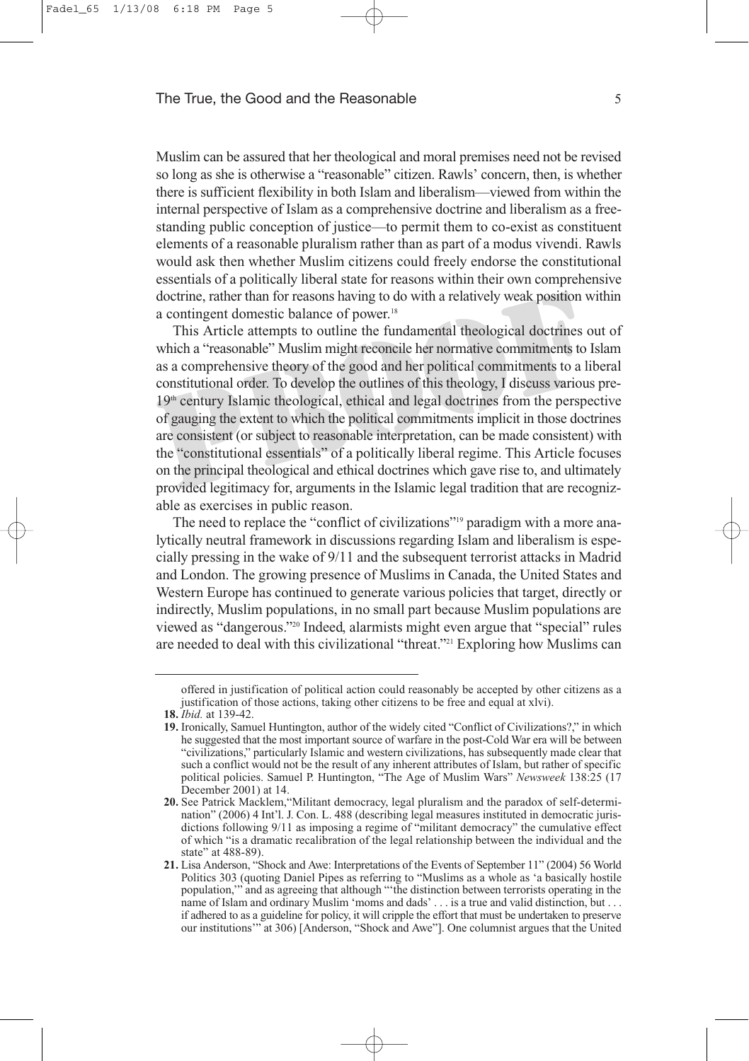Muslim can be assured that her theological and moral premises need not be revised so long as she is otherwise a "reasonable" citizen. Rawls' concern, then, is whether there is sufficient flexibility in both Islam and liberalism—viewed from within the internal perspective of Islam as a comprehensive doctrine and liberalism as a free-standing public conception of justice—to permit them to co-exist as constituent elements of a reasonable pluralism rather than as part of a modus vivendi. Rawls would ask then whether Muslim citizens could freely endorse the constitutional essentials of a politically liberal state for reasons within their own comprehensive doctrine, rather than for reasons having to do with a relatively weak position within a contingent domestic balance of power.[18]

This Article attempts to outline the fundamental theological doctrines out of which a "reasonable" Muslim might reconcile her normative commitments to Islam as a comprehensive theory of the good and her political commitments to a liberal constitutional order. To develop the outlines of this theology, I discuss various pre-19th century Islamic theological, ethical and legal doctrines from the perspective of gauging the extent to which the political commitments implicit in those doctrines are consistent (or subject to reasonable interpretation, can be made consistent) with the "constitutional essentials" of a politically liberal regime. This Article focuses on the principal theological and ethical doctrines which gave rise to, and ultimately provided legitimacy for, arguments in the Islamic legal tradition that are recognizable as exercises in public reason.

The need to replace the "conflict of civilizations"[19] paradigm with a more analytically neutral framework in discussions regarding Islam and liberalism is especially pressing in the wake of 9/11 and the subsequent terrorist attacks in Madrid and London. The growing presence of Muslims in Canada, the United States and Western Europe has continued to generate various policies that target, directly or indirectly, Muslim populations, in no small part because Muslim populations are viewed as "dangerous."[20] Indeed, alarmists might even argue that "special" rules are needed to deal with this civilizational "threat."[21] Exploring how Muslims can

---

offered in justification of political action could reasonably be accepted by other citizens as a justification of those actions, taking other citizens to be free and equal at xlvi).

**18.** *Ibid.* at 139-42.

**19.** Ironically, Samuel Huntington, author of the widely cited "Conflict of Civilizations?," in which he suggested that the most important source of warfare in the post-Cold War era will be between "civilizations," particularly Islamic and western civilizations, has subsequently made clear that such a conflict would not be the result of any inherent attributes of Islam, but rather of specific political policies. Samuel P. Huntington, "The Age of Muslim Wars" *Newsweek* 138:25 (17 December 2001) at 14.

**20.** See Patrick Macklem, "Militant democracy, legal pluralism and the paradox of self-determination" (2006) 4 Int'l. J. Con. L. 488 (describing legal measures instituted in democratic jurisdictions following 9/11 as imposing a regime of "militant democracy" the cumulative effect of which "is a dramatic recalibration of the legal relationship between the individual and the state" at 488-89).

**21.** Lisa Anderson, "Shock and Awe: Interpretations of the Events of September 11" (2004) 56 World Politics 303 (quoting Daniel Pipes as referring to "Muslims as a whole as 'a basically hostile population,'" and as agreeing that although "'the distinction between terrorists operating in the name of Islam and ordinary Muslim 'moms and dads' . . . is a true and valid distinction, but . . . if adhered to as a guideline for policy, it will cripple the effort that must be undertaken to preserve our institutions'" at 306) [Anderson, "Shock and Awe"]. One columnist argues that the United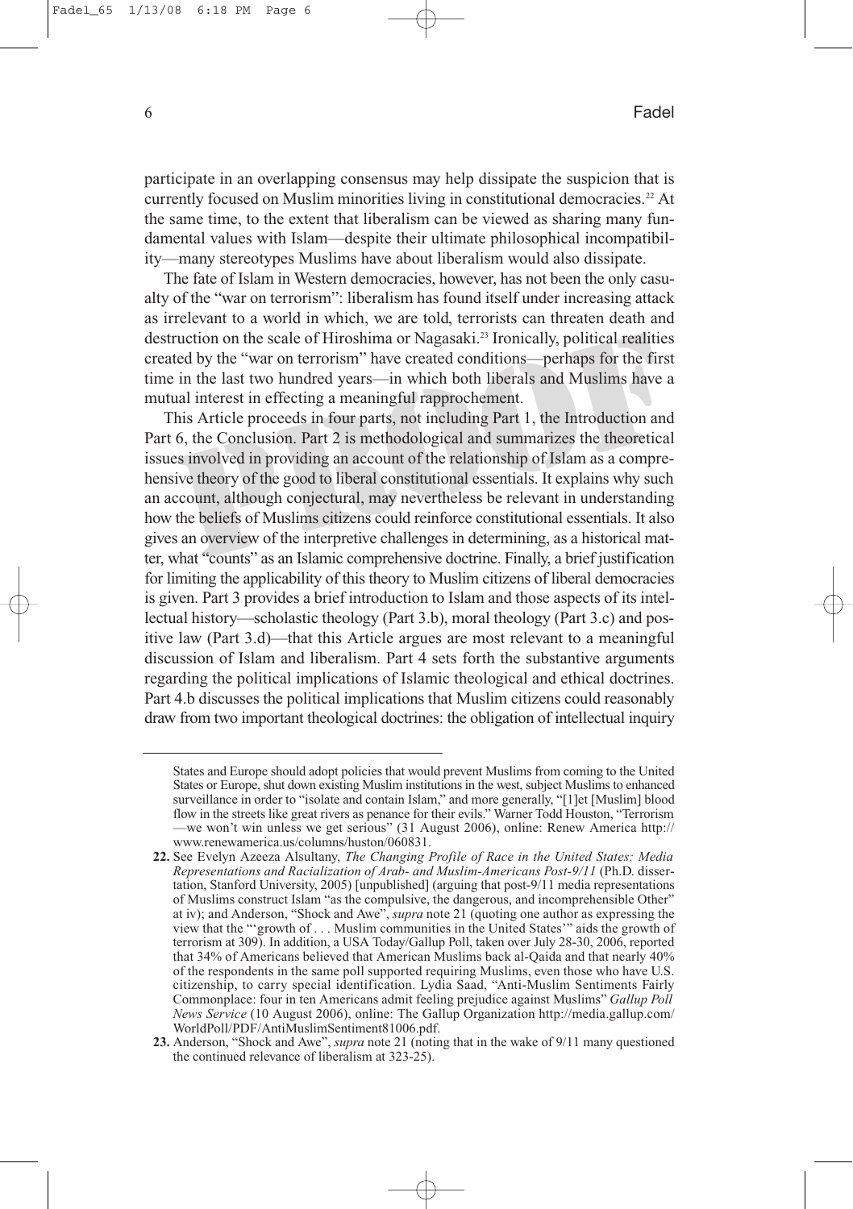participate in an overlapping consensus may help dissipate the suspicion that is currently focused on Muslim minorities living in constitutional democracies.[22] At the same time, to the extent that liberalism can be viewed as sharing many fundamental values with Islam—despite their ultimate philosophical incompatibility—many stereotypes Muslims have about liberalism would also dissipate.

The fate of Islam in Western democracies, however, has not been the only casualty of the "war on terrorism": liberalism has found itself under increasing attack as irrelevant to a world in which, we are told, terrorists can threaten death and destruction on the scale of Hiroshima or Nagasaki.[23] Ironically, political realities created by the "war on terrorism" have created conditions—perhaps for the first time in the last two hundred years—in which both liberals and Muslims have a mutual interest in effecting a meaningful rapprochement.

This Article proceeds in four parts, not including Part 1, the Introduction and Part 6, the Conclusion. Part 2 is methodological and summarizes the theoretical issues involved in providing an account of the relationship of Islam as a comprehensive theory of the good to liberal constitutional essentials. It explains why such an account, although conjectural, may nevertheless be relevant in understanding how the beliefs of Muslims citizens could reinforce constitutional essentials. It also gives an overview of the interpretive challenges in determining, as a historical matter, what "counts" as an Islamic comprehensive doctrine. Finally, a brief justification for limiting the applicability of this theory to Muslim citizens of liberal democracies is given. Part 3 provides a brief introduction to Islam and those aspects of its intellectual history—scholastic theology (Part 3.b), moral theology (Part 3.c) and positive law (Part 3.d)—that this Article argues are most relevant to a meaningful discussion of Islam and liberalism. Part 4 sets forth the substantive arguments regarding the political implications of Islamic theological and ethical doctrines. Part 4.b discusses the political implications that Muslim citizens could reasonably draw from two important theological doctrines: the obligation of intellectual inquiry

States and Europe should adopt policies that would prevent Muslims from coming to the United States or Europe, shut down existing Muslim institutions in the west, subject Muslims to enhanced surveillance in order to "isolate and contain Islam," and more generally, "[l]et [Muslim] blood flow in the streets like great rivers as penance for their evils." Warner Todd Houston, "Terrorism—we won't win unless we get serious" (31 August 2006), online: Renew America http://www.renewamerica.us/columns/huston/060831.

22. See Evelyn Azeeza Alsultany, *The Changing Profile of Race in the United States: Media Representations and Racialization of Arab- and Muslim-Americans Post-9/11* (Ph.D. dissertation, Stanford University, 2005) [unpublished] (arguing that post-9/11 media representations of Muslims construct Islam "as the compulsive, the dangerous, and incomprehensible Other" at iv); and Anderson, "Shock and Awe", *supra* note 21 (quoting one author as expressing the view that the "'growth of . . . Muslim communities in the United States'" aids the growth of terrorism at 309). In addition, a USA Today/Gallup Poll, taken over July 28-30, 2006, reported that 34% of Americans believed that American Muslims back al-Qaida and that nearly 40% of the respondents in the same poll supported requiring Muslims, even those who have U.S. citizenship, to carry special identification. Lydia Saad, "Anti-Muslim Sentiments Fairly Commonplace: four in ten Americans admit feeling prejudice against Muslims" *Gallup Poll News Service* (10 August 2006), online: The Gallup Organization http://media.gallup.com/WorldPoll/PDF/AntiMuslimSentiment81006.pdf.

23. Anderson, "Shock and Awe", *supra* note 21 (noting that in the wake of 9/11 many questioned the continued relevance of liberalism at 323-25).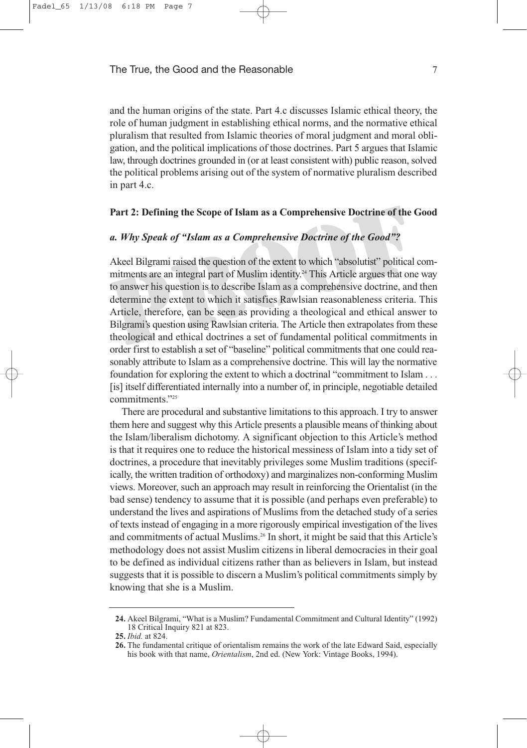and the human origins of the state. Part 4.c discusses Islamic ethical theory, the role of human judgment in establishing ethical norms, and the normative ethical pluralism that resulted from Islamic theories of moral judgment and moral obligation, and the political implications of those doctrines. Part 5 argues that Islamic law, through doctrines grounded in (or at least consistent with) public reason, solved the political problems arising out of the system of normative pluralism described in part 4.c.

## Part 2: Defining the Scope of Islam as a Comprehensive Doctrine of the Good

### *a. Why Speak of "Islam as a Comprehensive Doctrine of the Good"?*

Akeel Bilgrami raised the question of the extent to which "absolutist" political commitments are an integral part of Muslim identity.[24] This Article argues that one way to answer his question is to describe Islam as a comprehensive doctrine, and then determine the extent to which it satisfies Rawlsian reasonableness criteria. This Article, therefore, can be seen as providing a theological and ethical answer to Bilgrami's question using Rawlsian criteria. The Article then extrapolates from these theological and ethical doctrines a set of fundamental political commitments in order first to establish a set of "baseline" political commitments that one could reasonably attribute to Islam as a comprehensive doctrine. This will lay the normative foundation for exploring the extent to which a doctrinal "commitment to Islam . . . [is] itself differentiated internally into a number of, in principle, negotiable detailed commitments."[25]

There are procedural and substantive limitations to this approach. I try to answer them here and suggest why this Article presents a plausible means of thinking about the Islam/liberalism dichotomy. A significant objection to this Article's method is that it requires one to reduce the historical messiness of Islam into a tidy set of doctrines, a procedure that inevitably privileges some Muslim traditions (specifically, the written tradition of orthodoxy) and marginalizes non-conforming Muslim views. Moreover, such an approach may result in reinforcing the Orientalist (in the bad sense) tendency to assume that it is possible (and perhaps even preferable) to understand the lives and aspirations of Muslims from the detached study of a series of texts instead of engaging in a more rigorously empirical investigation of the lives and commitments of actual Muslims.[26] In short, it might be said that this Article's methodology does not assist Muslim citizens in liberal democracies in their goal to be defined as individual citizens rather than as believers in Islam, but instead suggests that it is possible to discern a Muslim's political commitments simply by knowing that she is a Muslim.

---

**24.** Akeel Bilgrami, "What is a Muslim? Fundamental Commitment and Cultural Identity" (1992) 18 Critical Inquiry 821 at 823.

**25.** *Ibid.* at 824.

**26.** The fundamental critique of orientalism remains the work of the late Edward Said, especially his book with that name, *Orientalism*, 2nd ed. (New York: Vintage Books, 1994).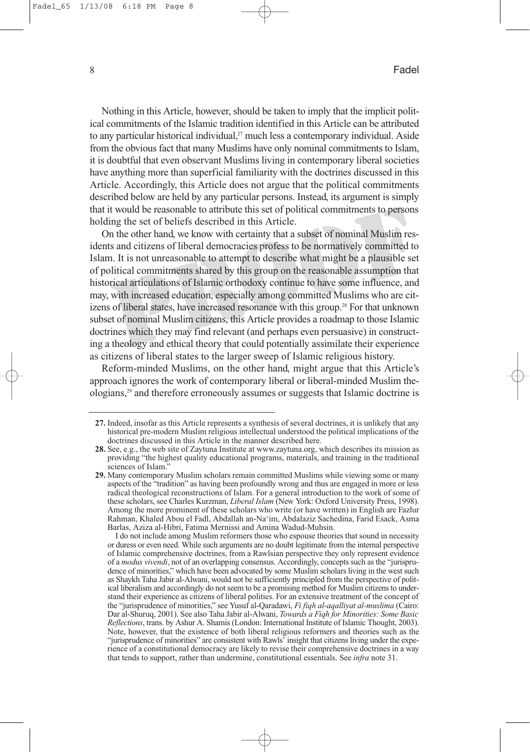Nothing in this Article, however, should be taken to imply that the implicit political commitments of the Islamic tradition identified in this Article can be attributed to any particular historical individual,[27] much less a contemporary individual. Aside from the obvious fact that many Muslims have only nominal commitments to Islam, it is doubtful that even observant Muslims living in contemporary liberal societies have anything more than superficial familiarity with the doctrines discussed in this Article. Accordingly, this Article does not argue that the political commitments described below are held by any particular persons. Instead, its argument is simply that it would be reasonable to attribute this set of political commitments to persons holding the set of beliefs described in this Article.

On the other hand, we know with certainty that a subset of nominal Muslim residents and citizens of liberal democracies profess to be normatively committed to Islam. It is not unreasonable to attempt to describe what might be a plausible set of political commitments shared by this group on the reasonable assumption that historical articulations of Islamic orthodoxy continue to have some influence, and may, with increased education, especially among committed Muslims who are citizens of liberal states, have increased resonance with this group.[28] For that unknown subset of nominal Muslim citizens, this Article provides a roadmap to those Islamic doctrines which they may find relevant (and perhaps even persuasive) in constructing a theology and ethical theory that could potentially assimilate their experience as citizens of liberal states to the larger sweep of Islamic religious history.

Reform-minded Muslims, on the other hand, might argue that this Article's approach ignores the work of contemporary liberal or liberal-minded Muslim theologians,[29] and therefore erroneously assumes or suggests that Islamic doctrine is

---

**27.** Indeed, insofar as this Article represents a synthesis of several doctrines, it is unlikely that any historical pre-modern Muslim religious intellectual understood the political implications of the doctrines discussed in this Article in the manner described here.

**28.** See, e.g., the web site of Zaytuna Institute at www.zaytuna.org, which describes its mission as providing "the highest quality educational programs, materials, and training in the traditional sciences of Islam."

**29.** Many contemporary Muslim scholars remain committed Muslims while viewing some or many aspects of the "tradition" as having been profoundly wrong and thus are engaged in more or less radical theological reconstructions of Islam. For a general introduction to the work of some of these scholars, see Charles Kurzman, *Liberal Islam* (New York: Oxford University Press, 1998). Among the more prominent of these scholars who write (or have written) in English are Fazlur Rahman, Khaled Abou el Fadl, Abdallah an-Na'im, Abdalaziz Sachedina, Farid Esack, Asma Barlas, Aziza al-Hibri, Fatima Mernissi and Amina Wadud-Muhsin.

I do not include among Muslim reformers those who espouse theories that sound in necessity or duress or even need. While such arguments are no doubt legitimate from the internal perspective of Islamic comprehensive doctrines, from a Rawlsian perspective they only represent evidence of a *modus vivendi*, not of an overlapping consensus. Accordingly, concepts such as the "jurisprudence of minorities," which have been advocated by some Muslim scholars living in the west such as Shaykh Taha Jabir al-Alwani, would not be sufficiently principled from the perspective of political liberalism and accordingly do not seem to be a promising method for Muslim citizens to understand their experience as citizens of liberal polities. For an extensive treatment of the concept of the "jurisprudence of minorities," see Yusuf al-Qaradawi, *Fi fiqh al-aqalliyat al-muslima* (Cairo: Dar al-Shuruq, 2001). See also Taha Jabir al-Alwani, *Towards a Fiqh for Minorities: Some Basic Reflections*, trans. by Ashur A. Shamis (London: International Institute of Islamic Thought, 2003). Note, however, that the existence of both liberal religious reformers and theories such as the "jurisprudence of minorities" are consistent with Rawls' insight that citizens living under the experience of a constitutional democracy are likely to revise their comprehensive doctrines in a way that tends to support, rather than undermine, constitutional essentials. See *infra* note 31.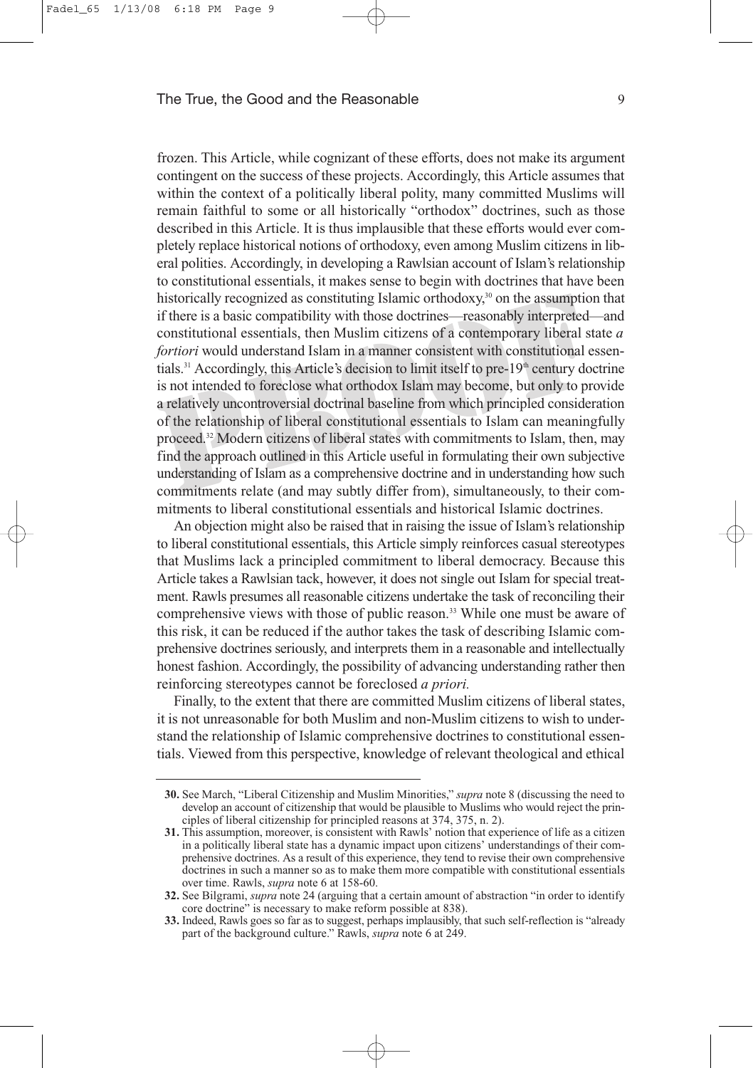frozen. This Article, while cognizant of these efforts, does not make its argument contingent on the success of these projects. Accordingly, this Article assumes that within the context of a politically liberal polity, many committed Muslims will remain faithful to some or all historically "orthodox" doctrines, such as those described in this Article. It is thus implausible that these efforts would ever completely replace historical notions of orthodoxy, even among Muslim citizens in liberal polities. Accordingly, in developing a Rawlsian account of Islam's relationship to constitutional essentials, it makes sense to begin with doctrines that have been historically recognized as constituting Islamic orthodoxy,[30] on the assumption that if there is a basic compatibility with those doctrines—reasonably interpreted—and constitutional essentials, then Muslim citizens of a contemporary liberal state *a fortiori* would understand Islam in a manner consistent with constitutional essentials.[31] Accordingly, this Article's decision to limit itself to pre-19th century doctrine is not intended to foreclose what orthodox Islam may become, but only to provide a relatively uncontroversial doctrinal baseline from which principled consideration of the relationship of liberal constitutional essentials to Islam can meaningfully proceed.[32] Modern citizens of liberal states with commitments to Islam, then, may find the approach outlined in this Article useful in formulating their own subjective understanding of Islam as a comprehensive doctrine and in understanding how such commitments relate (and may subtly differ from), simultaneously, to their commitments to liberal constitutional essentials and historical Islamic doctrines.

An objection might also be raised that in raising the issue of Islam's relationship to liberal constitutional essentials, this Article simply reinforces casual stereotypes that Muslims lack a principled commitment to liberal democracy. Because this Article takes a Rawlsian tack, however, it does not single out Islam for special treatment. Rawls presumes all reasonable citizens undertake the task of reconciling their comprehensive views with those of public reason.[33] While one must be aware of this risk, it can be reduced if the author takes the task of describing Islamic comprehensive doctrines seriously, and interprets them in a reasonable and intellectually honest fashion. Accordingly, the possibility of advancing understanding rather then reinforcing stereotypes cannot be foreclosed *a priori*.

Finally, to the extent that there are committed Muslim citizens of liberal states, it is not unreasonable for both Muslim and non-Muslim citizens to wish to understand the relationship of Islamic comprehensive doctrines to constitutional essentials. Viewed from this perspective, knowledge of relevant theological and ethical

---

**30.** See March, "Liberal Citizenship and Muslim Minorities," *supra* note 8 (discussing the need to develop an account of citizenship that would be plausible to Muslims who would reject the principles of liberal citizenship for principled reasons at 374, 375, n. 2).

**31.** This assumption, moreover, is consistent with Rawls' notion that experience of life as a citizen in a politically liberal state has a dynamic impact upon citizens' understandings of their comprehensive doctrines. As a result of this experience, they tend to revise their own comprehensive doctrines in such a manner so as to make them more compatible with constitutional essentials over time. Rawls, *supra* note 6 at 158-60.

**32.** See Bilgrami, *supra* note 24 (arguing that a certain amount of abstraction "in order to identify core doctrine" is necessary to make reform possible at 838).

**33.** Indeed, Rawls goes so far as to suggest, perhaps implausibly, that such self-reflection is "already part of the background culture." Rawls, *supra* note 6 at 249.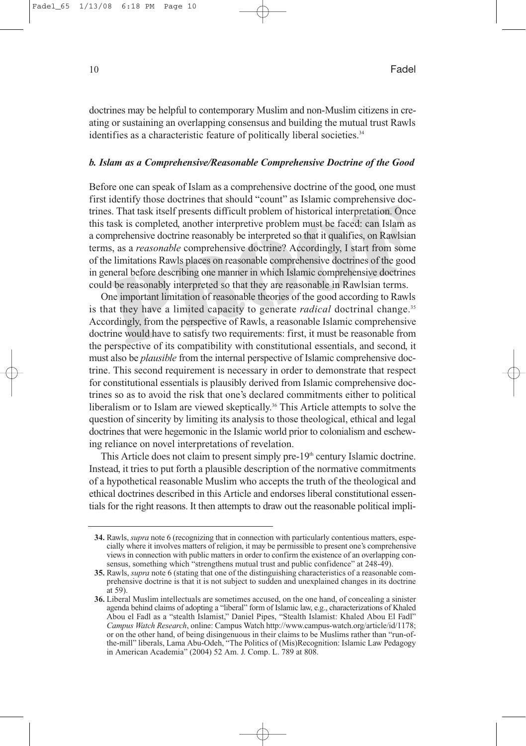doctrines may be helpful to contemporary Muslim and non-Muslim citizens in creating or sustaining an overlapping consensus and building the mutual trust Rawls identifies as a characteristic feature of politically liberal societies.[34]

### *b. Islam as a Comprehensive/Reasonable Comprehensive Doctrine of the Good*

Before one can speak of Islam as a comprehensive doctrine of the good, one must first identify those doctrines that should "count" as Islamic comprehensive doctrines. That task itself presents difficult problem of historical interpretation. Once this task is completed, another interpretive problem must be faced: can Islam as a comprehensive doctrine reasonably be interpreted so that it qualifies, on Rawlsian terms, as a *reasonable* comprehensive doctrine? Accordingly, I start from some of the limitations Rawls places on reasonable comprehensive doctrines of the good in general before describing one manner in which Islamic comprehensive doctrines could be reasonably interpreted so that they are reasonable in Rawlsian terms.

One important limitation of reasonable theories of the good according to Rawls is that they have a limited capacity to generate *radical* doctrinal change.[35] Accordingly, from the perspective of Rawls, a reasonable Islamic comprehensive doctrine would have to satisfy two requirements: first, it must be reasonable from the perspective of its compatibility with constitutional essentials, and second, it must also be *plausible* from the internal perspective of Islamic comprehensive doctrine. This second requirement is necessary in order to demonstrate that respect for constitutional essentials is plausibly derived from Islamic comprehensive doctrines so as to avoid the risk that one's declared commitments either to political liberalism or to Islam are viewed skeptically.[36] This Article attempts to solve the question of sincerity by limiting its analysis to those theological, ethical and legal doctrines that were hegemonic in the Islamic world prior to colonialism and eschewing reliance on novel interpretations of revelation.

This Article does not claim to present simply pre-19th century Islamic doctrine. Instead, it tries to put forth a plausible description of the normative commitments of a hypothetical reasonable Muslim who accepts the truth of the theological and ethical doctrines described in this Article and endorses liberal constitutional essentials for the right reasons. It then attempts to draw out the reasonable political impli-

---

**34.** Rawls, *supra* note 6 (recognizing that in connection with particularly contentious matters, especially where it involves matters of religion, it may be permissible to present one's comprehensive views in connection with public matters in order to confirm the existence of an overlapping consensus, something which "strengthens mutual trust and public confidence" at 248-49).

**35.** Rawls, *supra* note 6 (stating that one of the distinguishing characteristics of a reasonable comprehensive doctrine is that it is not subject to sudden and unexplained changes in its doctrine at 59).

**36.** Liberal Muslim intellectuals are sometimes accused, on the one hand, of concealing a sinister agenda behind claims of adopting a "liberal" form of Islamic law, e.g., characterizations of Khaled Abou el Fadl as a "stealth Islamist," Daniel Pipes, "Stealth Islamist: Khaled Abou El Fadl" *Campus Watch Research*, online: Campus Watch http://www.campus-watch.org/article/id/1178; or on the other hand, of being disingenuous in their claims to be Muslims rather than "run-of-the-mill" liberals, Lama Abu-Odeh, "The Politics of (Mis)Recognition: Islamic Law Pedagogy in American Academia" (2004) 52 Am. J. Comp. L. 789 at 808.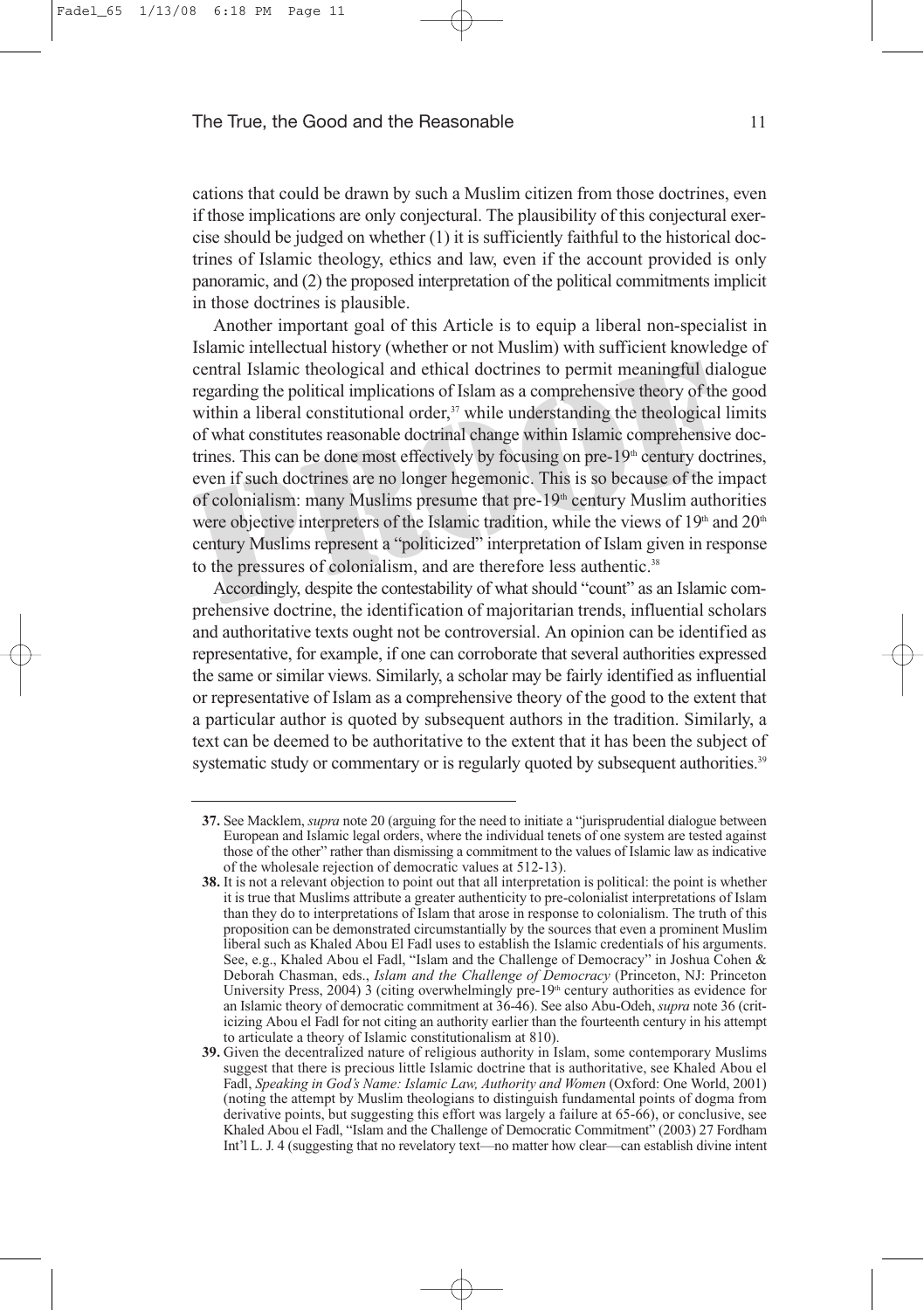cations that could be drawn by such a Muslim citizen from those doctrines, even if those implications are only conjectural. The plausibility of this conjectural exercise should be judged on whether (1) it is sufficiently faithful to the historical doctrines of Islamic theology, ethics and law, even if the account provided is only panoramic, and (2) the proposed interpretation of the political commitments implicit in those doctrines is plausible.

Another important goal of this Article is to equip a liberal non-specialist in Islamic intellectual history (whether or not Muslim) with sufficient knowledge of central Islamic theological and ethical doctrines to permit meaningful dialogue regarding the political implications of Islam as a comprehensive theory of the good within a liberal constitutional order,[37] while understanding the theological limits of what constitutes reasonable doctrinal change within Islamic comprehensive doctrines. This can be done most effectively by focusing on pre-19th century doctrines, even if such doctrines are no longer hegemonic. This is so because of the impact of colonialism: many Muslims presume that pre-19th century Muslim authorities were objective interpreters of the Islamic tradition, while the views of 19th and 20th century Muslims represent a "politicized" interpretation of Islam given in response to the pressures of colonialism, and are therefore less authentic.[38]

Accordingly, despite the contestability of what should "count" as an Islamic comprehensive doctrine, the identification of majoritarian trends, influential scholars and authoritative texts ought not be controversial. An opinion can be identified as representative, for example, if one can corroborate that several authorities expressed the same or similar views. Similarly, a scholar may be fairly identified as influential or representative of Islam as a comprehensive theory of the good to the extent that a particular author is quoted by subsequent authors in the tradition. Similarly, a text can be deemed to be authoritative to the extent that it has been the subject of systematic study or commentary or is regularly quoted by subsequent authorities.[39]

---

**37.** See Macklem, *supra* note 20 (arguing for the need to initiate a "jurisprudential dialogue between European and Islamic legal orders, where the individual tenets of one system are tested against those of the other" rather than dismissing a commitment to the values of Islamic law as indicative of the wholesale rejection of democratic values at 512-13).

**38.** It is not a relevant objection to point out that all interpretation is political: the point is whether it is true that Muslims attribute a greater authenticity to pre-colonialist interpretations of Islam than they do to interpretations of Islam that arose in response to colonialism. The truth of this proposition can be demonstrated circumstantially by the sources that even a prominent Muslim liberal such as Khaled Abou El Fadl uses to establish the Islamic credentials of his arguments. See, e.g., Khaled Abou el Fadl, "Islam and the Challenge of Democracy" in Joshua Cohen & Deborah Chasman, eds., *Islam and the Challenge of Democracy* (Princeton, NJ: Princeton University Press, 2004) 3 (citing overwhelmingly pre-19th century authorities as evidence for an Islamic theory of democratic commitment at 36-46). See also Abu-Odeh, *supra* note 36 (criticizing Abou el Fadl for not citing an authority earlier than the fourteenth century in his attempt to articulate a theory of Islamic constitutionalism at 810).

**39.** Given the decentralized nature of religious authority in Islam, some contemporary Muslims suggest that there is precious little Islamic doctrine that is authoritative, see Khaled Abou el Fadl, *Speaking in God's Name: Islamic Law, Authority and Women* (Oxford: One World, 2001) (noting the attempt by Muslim theologians to distinguish fundamental points of dogma from derivative points, but suggesting this effort was largely a failure at 65-66), or conclusive, see Khaled Abou el Fadl, "Islam and the Challenge of Democratic Commitment" (2003) 27 Fordham Int'l L. J. 4 (suggesting that no revelatory text—no matter how clear—can establish divine intent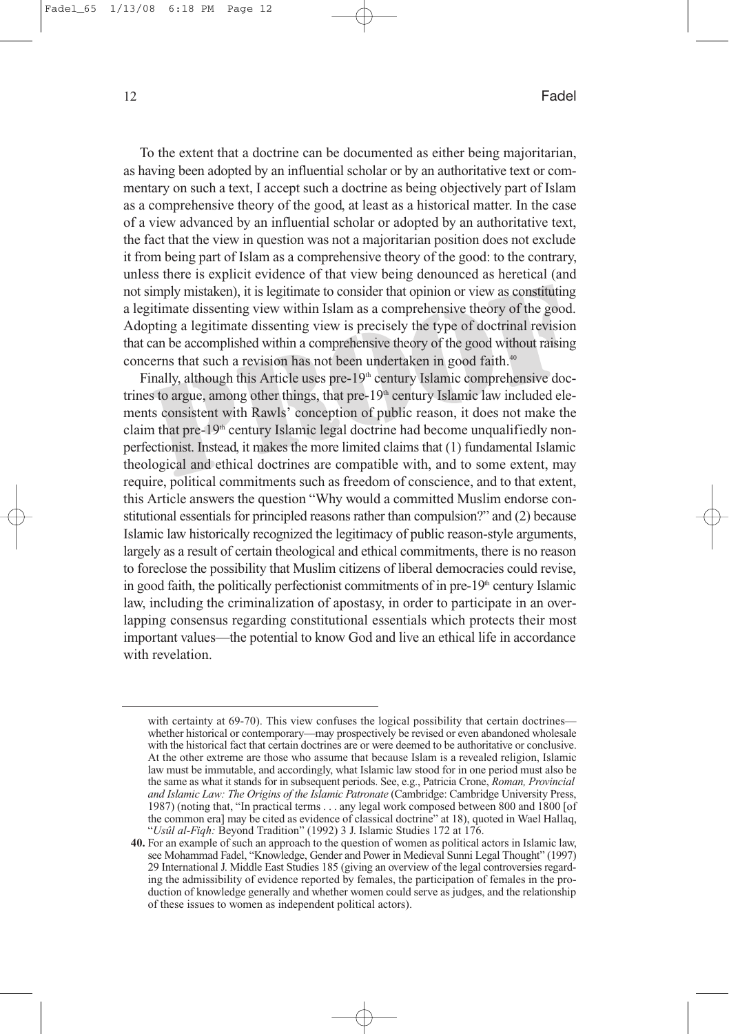To the extent that a doctrine can be documented as either being majoritarian, as having been adopted by an influential scholar or by an authoritative text or commentary on such a text, I accept such a doctrine as being objectively part of Islam as a comprehensive theory of the good, at least as a historical matter. In the case of a view advanced by an influential scholar or adopted by an authoritative text, the fact that the view in question was not a majoritarian position does not exclude it from being part of Islam as a comprehensive theory of the good: to the contrary, unless there is explicit evidence of that view being denounced as heretical (and not simply mistaken), it is legitimate to consider that opinion or view as constituting a legitimate dissenting view within Islam as a comprehensive theory of the good. Adopting a legitimate dissenting view is precisely the type of doctrinal revision that can be accomplished within a comprehensive theory of the good without raising concerns that such a revision has not been undertaken in good faith.[40]

Finally, although this Article uses pre-19th century Islamic comprehensive doctrines to argue, among other things, that pre-19th century Islamic law included elements consistent with Rawls' conception of public reason, it does not make the claim that pre-19th century Islamic legal doctrine had become unqualifiedly nonperfectionist. Instead, it makes the more limited claims that (1) fundamental Islamic theological and ethical doctrines are compatible with, and to some extent, may require, political commitments such as freedom of conscience, and to that extent, this Article answers the question "Why would a committed Muslim endorse constitutional essentials for principled reasons rather than compulsion?" and (2) because Islamic law historically recognized the legitimacy of public reason-style arguments, largely as a result of certain theological and ethical commitments, there is no reason to foreclose the possibility that Muslim citizens of liberal democracies could revise, in good faith, the politically perfectionist commitments of in pre-19th century Islamic law, including the criminalization of apostasy, in order to participate in an overlapping consensus regarding constitutional essentials which protects their most important values—the potential to know God and live an ethical life in accordance with revelation.

---

with certainty at 69-70). This view confuses the logical possibility that certain doctrines—whether historical or contemporary—may prospectively be revised or even abandoned wholesale with the historical fact that certain doctrines are or were deemed to be authoritative or conclusive. At the other extreme are those who assume that because Islam is a revealed religion, Islamic law must be immutable, and accordingly, what Islamic law stood for in one period must also be the same as what it stands for in subsequent periods. See, e.g., Patricia Crone, *Roman, Provincial and Islamic Law: The Origins of the Islamic Patronate* (Cambridge: Cambridge University Press, 1987) (noting that, "In practical terms . . . any legal work composed between 800 and 1800 [of the common era] may be cited as evidence of classical doctrine" at 18), quoted in Wael Hallaq, "*Usûl al-Fiqh:* Beyond Tradition" (1992) 3 J. Islamic Studies 172 at 176.

**40.** For an example of such an approach to the question of women as political actors in Islamic law, see Mohammad Fadel, "Knowledge, Gender and Power in Medieval Sunni Legal Thought" (1997) 29 International J. Middle East Studies 185 (giving an overview of the legal controversies regarding the admissibility of evidence reported by females, the participation of females in the production of knowledge generally and whether women could serve as judges, and the relationship of these issues to women as independent political actors).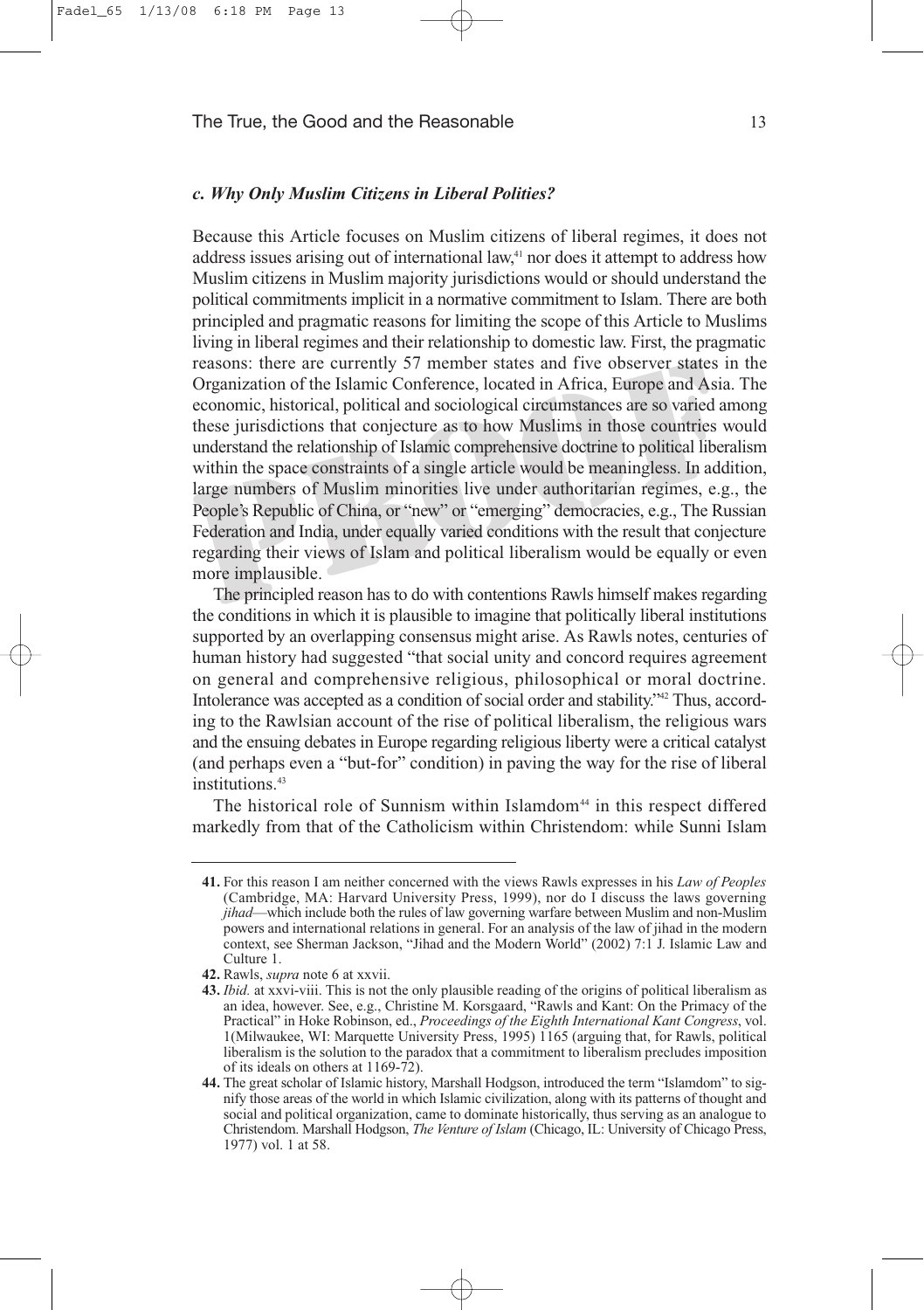### *c. Why Only Muslim Citizens in Liberal Polities?*

Because this Article focuses on Muslim citizens of liberal regimes, it does not address issues arising out of international law,[41] nor does it attempt to address how Muslim citizens in Muslim majority jurisdictions would or should understand the political commitments implicit in a normative commitment to Islam. There are both principled and pragmatic reasons for limiting the scope of this Article to Muslims living in liberal regimes and their relationship to domestic law. First, the pragmatic reasons: there are currently 57 member states and five observer states in the Organization of the Islamic Conference, located in Africa, Europe and Asia. The economic, historical, political and sociological circumstances are so varied among these jurisdictions that conjecture as to how Muslims in those countries would understand the relationship of Islamic comprehensive doctrine to political liberalism within the space constraints of a single article would be meaningless. In addition, large numbers of Muslim minorities live under authoritarian regimes, e.g., the People's Republic of China, or "new" or "emerging" democracies, e.g., The Russian Federation and India, under equally varied conditions with the result that conjecture regarding their views of Islam and political liberalism would be equally or even more implausible.

The principled reason has to do with contentions Rawls himself makes regarding the conditions in which it is plausible to imagine that politically liberal institutions supported by an overlapping consensus might arise. As Rawls notes, centuries of human history had suggested "that social unity and concord requires agreement on general and comprehensive religious, philosophical or moral doctrine. Intolerance was accepted as a condition of social order and stability."[42] Thus, according to the Rawlsian account of the rise of political liberalism, the religious wars and the ensuing debates in Europe regarding religious liberty were a critical catalyst (and perhaps even a "but-for" condition) in paving the way for the rise of liberal institutions.[43]

The historical role of Sunnism within Islamdom[44] in this respect differed markedly from that of the Catholicism within Christendom: while Sunni Islam

---

**41.** For this reason I am neither concerned with the views Rawls expresses in his *Law of Peoples* (Cambridge, MA: Harvard University Press, 1999), nor do I discuss the laws governing *jihad*—which include both the rules of law governing warfare between Muslim and non-Muslim powers and international relations in general. For an analysis of the law of jihad in the modern context, see Sherman Jackson, "Jihad and the Modern World" (2002) 7:1 J. Islamic Law and Culture 1.

**42.** Rawls, *supra* note 6 at xxvii.

**43.** *Ibid.* at xxvi-viii. This is not the only plausible reading of the origins of political liberalism as an idea, however. See, e.g., Christine M. Korsgaard, "Rawls and Kant: On the Primacy of the Practical" in Hoke Robinson, ed., *Proceedings of the Eighth International Kant Congress*, vol. 1(Milwaukee, WI: Marquette University Press, 1995) 1165 (arguing that, for Rawls, political liberalism is the solution to the paradox that a commitment to liberalism precludes imposition of its ideals on others at 1169-72).

**44.** The great scholar of Islamic history, Marshall Hodgson, introduced the term "Islamdom" to signify those areas of the world in which Islamic civilization, along with its patterns of thought and social and political organization, came to dominate historically, thus serving as an analogue to Christendom. Marshall Hodgson, *The Venture of Islam* (Chicago, IL: University of Chicago Press, 1977) vol. 1 at 58.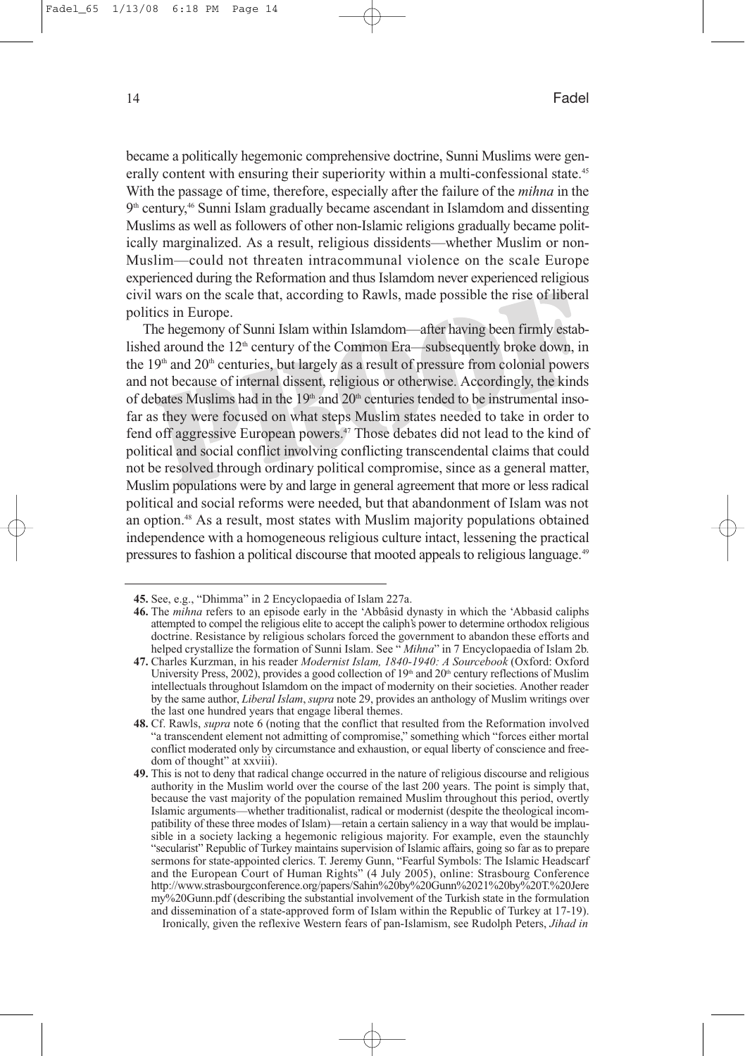became a politically hegemonic comprehensive doctrine, Sunni Muslims were generally content with ensuring their superiority within a multi-confessional state.[45] With the passage of time, therefore, especially after the failure of the *mihna* in the 9th century,[46] Sunni Islam gradually became ascendant in Islamdom and dissenting Muslims as well as followers of other non-Islamic religions gradually became politically marginalized. As a result, religious dissidents—whether Muslim or non-Muslim—could not threaten intracommunal violence on the scale Europe experienced during the Reformation and thus Islamdom never experienced religious civil wars on the scale that, according to Rawls, made possible the rise of liberal politics in Europe.

The hegemony of Sunni Islam within Islamdom—after having been firmly established around the 12th century of the Common Era—subsequently broke down, in the 19th and 20th centuries, but largely as a result of pressure from colonial powers and not because of internal dissent, religious or otherwise. Accordingly, the kinds of debates Muslims had in the 19th and 20th centuries tended to be instrumental insofar as they were focused on what steps Muslim states needed to take in order to fend off aggressive European powers.[47] Those debates did not lead to the kind of political and social conflict involving conflicting transcendental claims that could not be resolved through ordinary political compromise, since as a general matter, Muslim populations were by and large in general agreement that more or less radical political and social reforms were needed, but that abandonment of Islam was not an option.[48] As a result, most states with Muslim majority populations obtained independence with a homogeneous religious culture intact, lessening the practical pressures to fashion a political discourse that mooted appeals to religious language.[49]

---

**45.** See, e.g., "Dhimma" in 2 Encyclopaedia of Islam 227a.

**46.** The *mihna* refers to an episode early in the 'Abbâsid dynasty in which the 'Abbasid caliphs attempted to compel the religious elite to accept the caliph's power to determine orthodox religious doctrine. Resistance by religious scholars forced the government to abandon these efforts and helped crystallize the formation of Sunni Islam. See "*Mihna*" in 7 Encyclopaedia of Islam 2b.

**47.** Charles Kurzman, in his reader *Modernist Islam, 1840-1940: A Sourcebook* (Oxford: Oxford University Press, 2002), provides a good collection of 19th and 20th century reflections of Muslim intellectuals throughout Islamdom on the impact of modernity on their societies. Another reader by the same author, *Liberal Islam*, *supra* note 29, provides an anthology of Muslim writings over the last one hundred years that engage liberal themes.

**48.** Cf. Rawls, *supra* note 6 (noting that the conflict that resulted from the Reformation involved "a transcendent element not admitting of compromise," something which "forces either mortal conflict moderated only by circumstance and exhaustion, or equal liberty of conscience and freedom of thought" at xxviii).

**49.** This is not to deny that radical change occurred in the nature of religious discourse and religious authority in the Muslim world over the course of the last 200 years. The point is simply that, because the vast majority of the population remained Muslim throughout this period, overtly Islamic arguments—whether traditionalist, radical or modernist (despite the theological incompatibility of these three modes of Islam)—retain a certain saliency in a way that would be implausible in a society lacking a hegemonic religious majority. For example, even the staunchly "secularist" Republic of Turkey maintains supervision of Islamic affairs, going so far as to prepare sermons for state-appointed clerics. T. Jeremy Gunn, "Fearful Symbols: The Islamic Headscarf and the European Court of Human Rights" (4 July 2005), online: Strasbourg Conference http://www.strasbourgconference.org/papers/Sahin%20by%20Gunn%2021%20by%20T.%20Jeremy%20Gunn.pdf (describing the substantial involvement of the Turkish state in the formulation and dissemination of a state-approved form of Islam within the Republic of Turkey at 17-19). Ironically, given the reflexive Western fears of pan-Islamism, see Rudolph Peters, *Jihad in*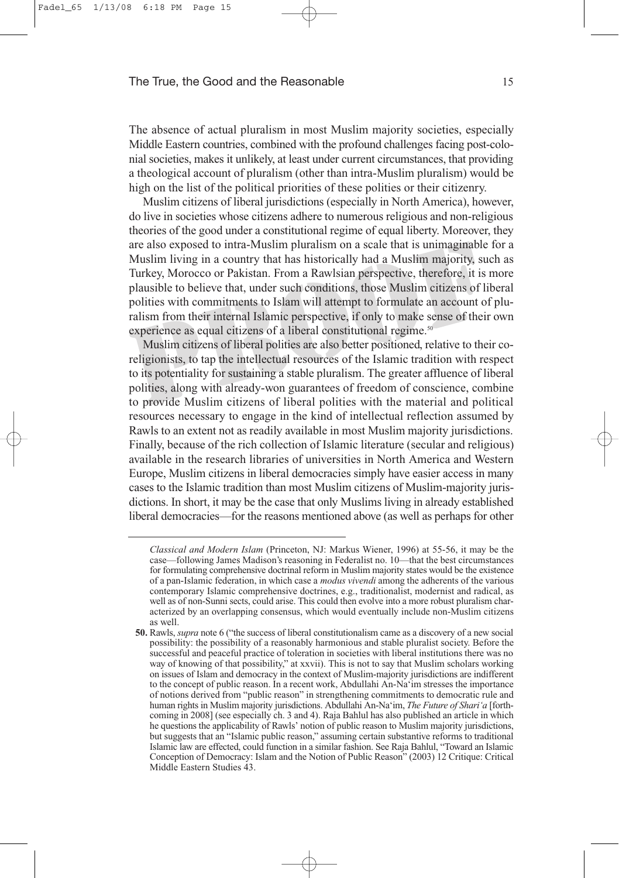The absence of actual pluralism in most Muslim majority societies, especially Middle Eastern countries, combined with the profound challenges facing post-colonial societies, makes it unlikely, at least under current circumstances, that providing a theological account of pluralism (other than intra-Muslim pluralism) would be high on the list of the political priorities of these polities or their citizenry.

Muslim citizens of liberal jurisdictions (especially in North America), however, do live in societies whose citizens adhere to numerous religious and non-religious theories of the good under a constitutional regime of equal liberty. Moreover, they are also exposed to intra-Muslim pluralism on a scale that is unimaginable for a Muslim living in a country that has historically had a Muslim majority, such as Turkey, Morocco or Pakistan. From a Rawlsian perspective, therefore, it is more plausible to believe that, under such conditions, those Muslim citizens of liberal polities with commitments to Islam will attempt to formulate an account of pluralism from their internal Islamic perspective, if only to make sense of their own experience as equal citizens of a liberal constitutional regime.[50]

Muslim citizens of liberal polities are also better positioned, relative to their co-religionists, to tap the intellectual resources of the Islamic tradition with respect to its potentiality for sustaining a stable pluralism. The greater affluence of liberal polities, along with already-won guarantees of freedom of conscience, combine to provide Muslim citizens of liberal polities with the material and political resources necessary to engage in the kind of intellectual reflection assumed by Rawls to an extent not as readily available in most Muslim majority jurisdictions. Finally, because of the rich collection of Islamic literature (secular and religious) available in the research libraries of universities in North America and Western Europe, Muslim citizens in liberal democracies simply have easier access in many cases to the Islamic tradition than most Muslim citizens of Muslim-majority jurisdictions. In short, it may be the case that only Muslims living in already established liberal democracies—for the reasons mentioned above (as well as perhaps for other

---

*Classical and Modern Islam* (Princeton, NJ: Markus Wiener, 1996) at 55-56, it may be the case—following James Madison's reasoning in Federalist no. 10—that the best circumstances for formulating comprehensive doctrinal reform in Muslim majority states would be the existence of a pan-Islamic federation, in which case a *modus vivendi* among the adherents of the various contemporary Islamic comprehensive doctrines, e.g., traditionalist, modernist and radical, as well as of non-Sunni sects, could arise. This could then evolve into a more robust pluralism characterized by an overlapping consensus, which would eventually include non-Muslim citizens as well.

**50.** Rawls, *supra* note 6 ("the success of liberal constitutionalism came as a discovery of a new social possibility: the possibility of a reasonably harmonious and stable pluralist society. Before the successful and peaceful practice of toleration in societies with liberal institutions there was no way of knowing of that possibility," at xxvii). This is not to say that Muslim scholars working on issues of Islam and democracy in the context of Muslim-majority jurisdictions are indifferent to the concept of public reason. In a recent work, Abdullahi An-Na'im stresses the importance of notions derived from "public reason" in strengthening commitments to democratic rule and human rights in Muslim majority jurisdictions. Abdullahi An-Na'im, *The Future of Shari'a* [forthcoming in 2008] (see especially ch. 3 and 4). Raja Bahlul has also published an article in which he questions the applicability of Rawls' notion of public reason to Muslim majority jurisdictions, but suggests that an "Islamic public reason," assuming certain substantive reforms to traditional Islamic law are effected, could function in a similar fashion. See Raja Bahlul, "Toward an Islamic Conception of Democracy: Islam and the Notion of Public Reason" (2003) 12 Critique: Critical Middle Eastern Studies 43.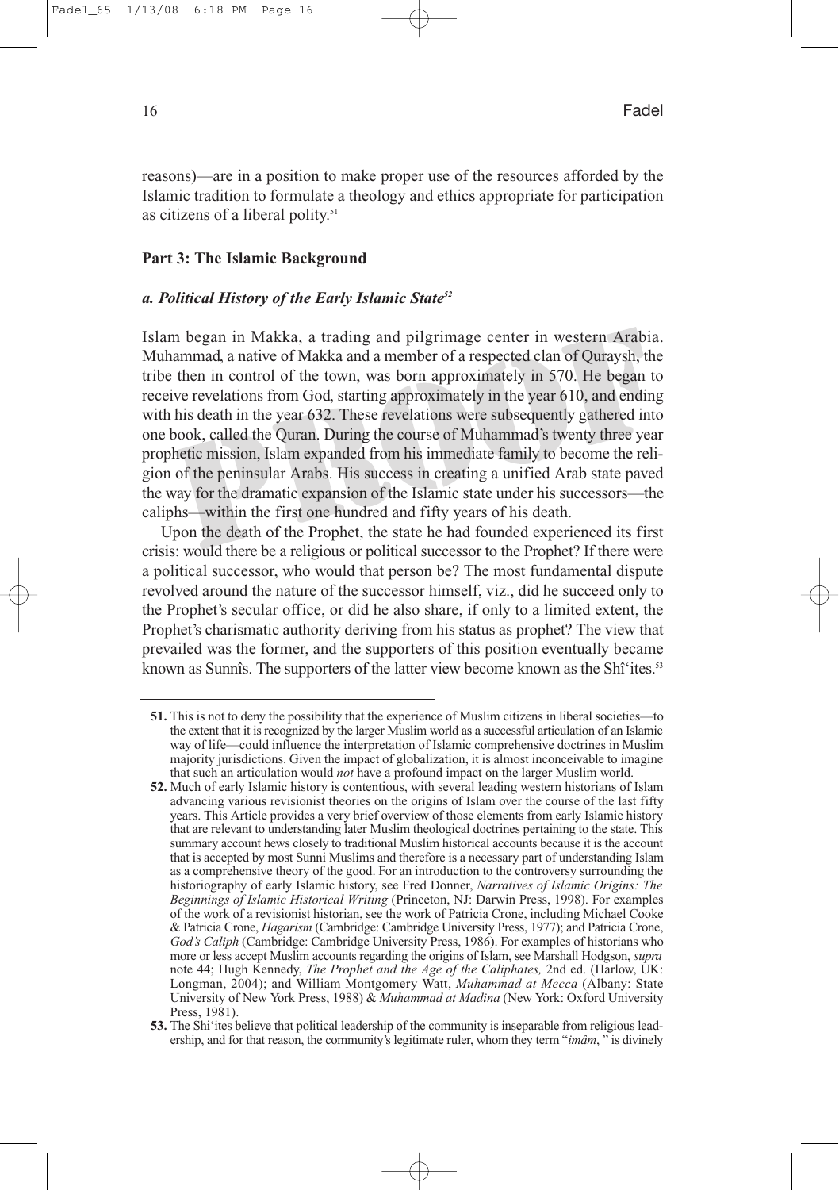reasons)—are in a position to make proper use of the resources afforded by the Islamic tradition to formulate a theology and ethics appropriate for participation as citizens of a liberal polity.[51]

## Part 3: The Islamic Background

### *a. Political History of the Early Islamic State*[52]

Islam began in Makka, a trading and pilgrimage center in western Arabia. Muhammad, a native of Makka and a member of a respected clan of Quraysh, the tribe then in control of the town, was born approximately in 570. He began to receive revelations from God, starting approximately in the year 610, and ending with his death in the year 632. These revelations were subsequently gathered into one book, called the Quran. During the course of Muhammad's twenty three year prophetic mission, Islam expanded from his immediate family to become the religion of the peninsular Arabs. His success in creating a unified Arab state paved the way for the dramatic expansion of the Islamic state under his successors—the caliphs—within the first one hundred and fifty years of his death.

Upon the death of the Prophet, the state he had founded experienced its first crisis: would there be a religious or political successor to the Prophet? If there were a political successor, who would that person be? The most fundamental dispute revolved around the nature of the successor himself, viz., did he succeed only to the Prophet's secular office, or did he also share, if only to a limited extent, the Prophet's charismatic authority deriving from his status as prophet? The view that prevailed was the former, and the supporters of this position eventually became known as Sunnîs. The supporters of the latter view become known as the Shî'ites.[53]

---

**51.** This is not to deny the possibility that the experience of Muslim citizens in liberal societies—to the extent that it is recognized by the larger Muslim world as a successful articulation of an Islamic way of life—could influence the interpretation of Islamic comprehensive doctrines in Muslim majority jurisdictions. Given the impact of globalization, it is almost inconceivable to imagine that such an articulation would *not* have a profound impact on the larger Muslim world.

**52.** Much of early Islamic history is contentious, with several leading western historians of Islam advancing various revisionist theories on the origins of Islam over the course of the last fifty years. This Article provides a very brief overview of those elements from early Islamic history that are relevant to understanding later Muslim theological doctrines pertaining to the state. This summary account hews closely to traditional Muslim historical accounts because it is the account that is accepted by most Sunni Muslims and therefore is a necessary part of understanding Islam as a comprehensive theory of the good. For an introduction to the controversy surrounding the historiography of early Islamic history, see Fred Donner, *Narratives of Islamic Origins: The Beginnings of Islamic Historical Writing* (Princeton, NJ: Darwin Press, 1998). For examples of the work of a revisionist historian, see the work of Patricia Crone, including Michael Cooke & Patricia Crone, *Hagarism* (Cambridge: Cambridge University Press, 1977); and Patricia Crone, *God's Caliph* (Cambridge: Cambridge University Press, 1986). For examples of historians who more or less accept Muslim accounts regarding the origins of Islam, see Marshall Hodgson, *supra* note 44; Hugh Kennedy, *The Prophet and the Age of the Caliphates,* 2nd ed. (Harlow, UK: Longman, 2004); and William Montgomery Watt, *Muhammad at Mecca* (Albany: State University of New York Press, 1988) & *Muhammad at Madina* (New York: Oxford University Press, 1981).

**53.** The Shi'ites believe that political leadership of the community is inseparable from religious leadership, and for that reason, the community's legitimate ruler, whom they term "*imâm*, " is divinely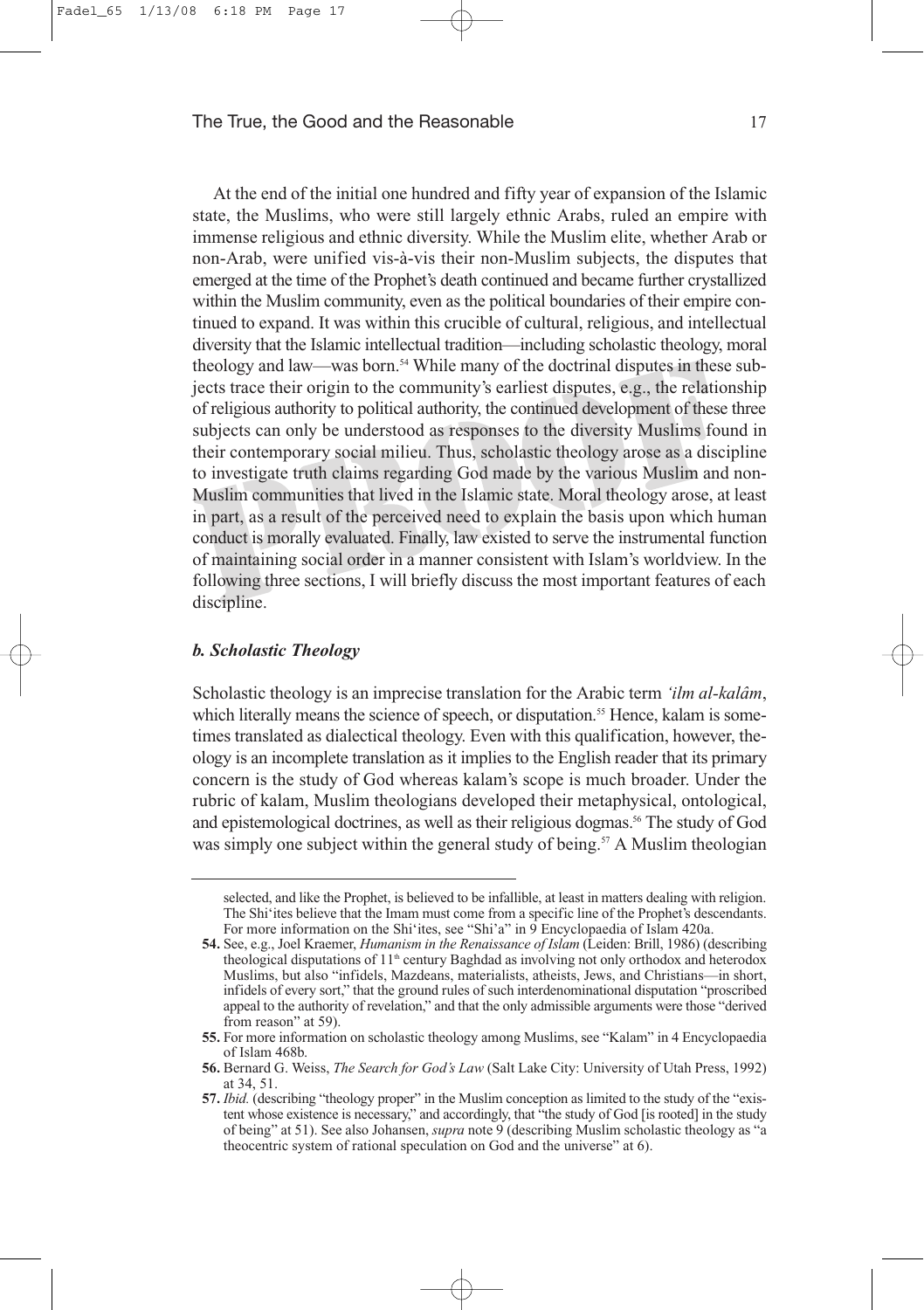At the end of the initial one hundred and fifty year of expansion of the Islamic state, the Muslims, who were still largely ethnic Arabs, ruled an empire with immense religious and ethnic diversity. While the Muslim elite, whether Arab or non-Arab, were unified vis-à-vis their non-Muslim subjects, the disputes that emerged at the time of the Prophet's death continued and became further crystallized within the Muslim community, even as the political boundaries of their empire continued to expand. It was within this crucible of cultural, religious, and intellectual diversity that the Islamic intellectual tradition—including scholastic theology, moral theology and law—was born.[54] While many of the doctrinal disputes in these subjects trace their origin to the community's earliest disputes, e.g., the relationship of religious authority to political authority, the continued development of these three subjects can only be understood as responses to the diversity Muslims found in their contemporary social milieu. Thus, scholastic theology arose as a discipline to investigate truth claims regarding God made by the various Muslim and non-Muslim communities that lived in the Islamic state. Moral theology arose, at least in part, as a result of the perceived need to explain the basis upon which human conduct is morally evaluated. Finally, law existed to serve the instrumental function of maintaining social order in a manner consistent with Islam's worldview. In the following three sections, I will briefly discuss the most important features of each discipline.

### *b. Scholastic Theology*

Scholastic theology is an imprecise translation for the Arabic term *'ilm al-kalâm*, which literally means the science of speech, or disputation.[55] Hence, kalam is sometimes translated as dialectical theology. Even with this qualification, however, theology is an incomplete translation as it implies to the English reader that its primary concern is the study of God whereas kalam's scope is much broader. Under the rubric of kalam, Muslim theologians developed their metaphysical, ontological, and epistemological doctrines, as well as their religious dogmas.[56] The study of God was simply one subject within the general study of being.[57] A Muslim theologian

---

selected, and like the Prophet, is believed to be infallible, at least in matters dealing with religion. The Shi'ites believe that the Imam must come from a specific line of the Prophet's descendants. For more information on the Shi'ites, see "Shi'a" in 9 Encyclopaedia of Islam 420a.

**54.** See, e.g., Joel Kraemer, *Humanism in the Renaissance of Islam* (Leiden: Brill, 1986) (describing theological disputations of 11th century Baghdad as involving not only orthodox and heterodox Muslims, but also "infidels, Mazdeans, materialists, atheists, Jews, and Christians—in short, infidels of every sort," that the ground rules of such interdenominational disputation "proscribed appeal to the authority of revelation," and that the only admissible arguments were those "derived from reason" at 59).

**55.** For more information on scholastic theology among Muslims, see "Kalam" in 4 Encyclopaedia of Islam 468b.

**56.** Bernard G. Weiss, *The Search for God's Law* (Salt Lake City: University of Utah Press, 1992) at 34, 51.

**57.** *Ibid.* (describing "theology proper" in the Muslim conception as limited to the study of the "existent whose existence is necessary," and accordingly, that "the study of God [is rooted] in the study of being" at 51). See also Johansen, *supra* note 9 (describing Muslim scholastic theology as "a theocentric system of rational speculation on God and the universe" at 6).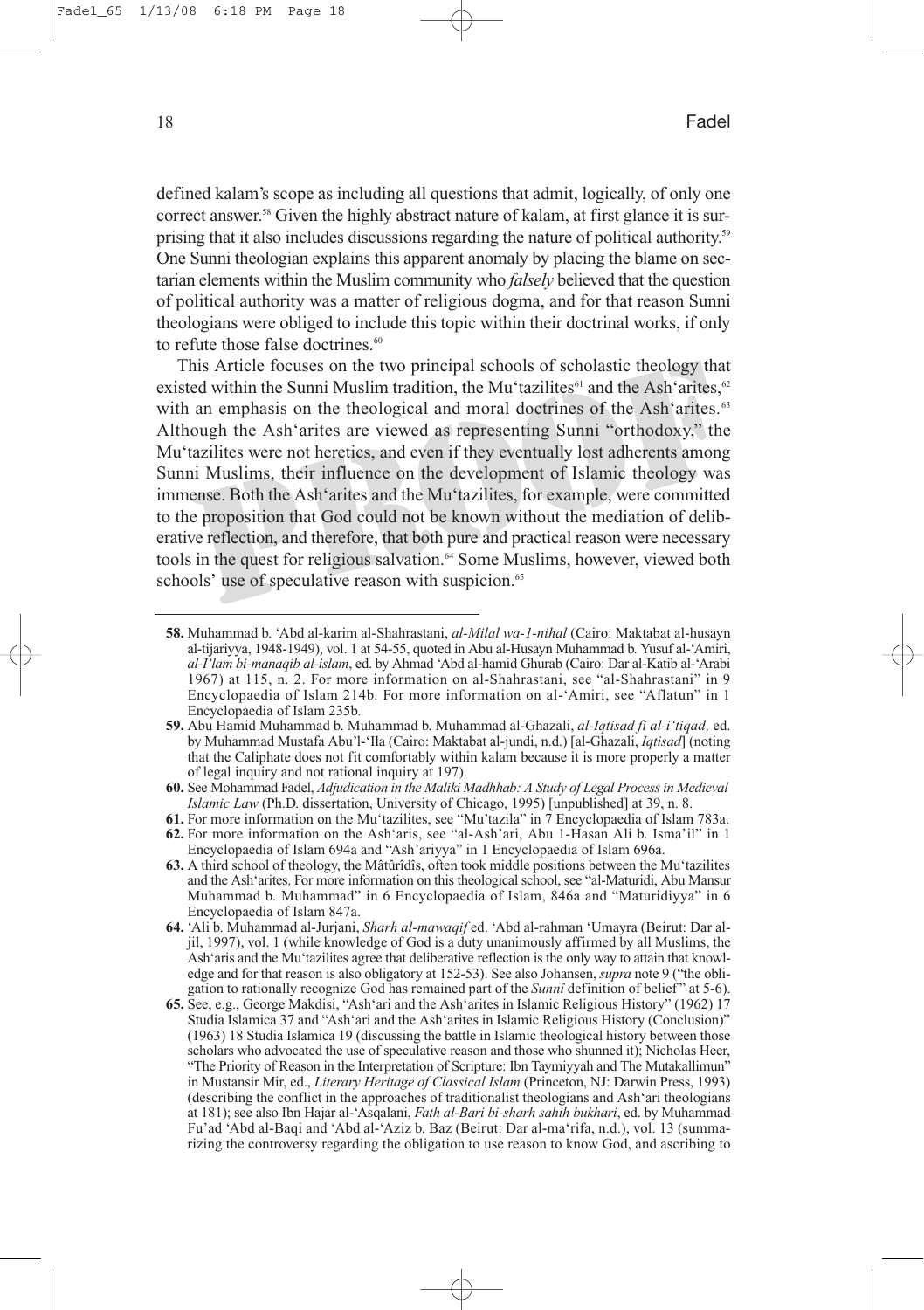defined kalam's scope as including all questions that admit, logically, of only one correct answer.[58] Given the highly abstract nature of kalam, at first glance it is surprising that it also includes discussions regarding the nature of political authority.[59] One Sunni theologian explains this apparent anomaly by placing the blame on sectarian elements within the Muslim community who *falsely* believed that the question of political authority was a matter of religious dogma, and for that reason Sunni theologians were obliged to include this topic within their doctrinal works, if only to refute those false doctrines.[60]

This Article focuses on the two principal schools of scholastic theology that existed within the Sunni Muslim tradition, the Mu'tazilites[61] and the Ash'arites,[62] with an emphasis on the theological and moral doctrines of the Ash'arites.[63] Although the Ash'arites are viewed as representing Sunni "orthodoxy," the Mu'tazilites were not heretics, and even if they eventually lost adherents among Sunni Muslims, their influence on the development of Islamic theology was immense. Both the Ash'arites and the Mu'tazilites, for example, were committed to the proposition that God could not be known without the mediation of deliberative reflection, and therefore, that both pure and practical reason were necessary tools in the quest for religious salvation.[64] Some Muslims, however, viewed both schools' use of speculative reason with suspicion.[65]

---

**58.** Muhammad b. 'Abd al-karim al-Shahrastani, *al-Milal wa-1-nihal* (Cairo: Maktabat al-husayn al-tijariyya, 1948-1949), vol. 1 at 54-55, quoted in Abu al-Husayn Muhammad b. Yusuf al-'Amiri, *al-I'lam bi-manaqib al-islam*, ed. by Ahmad 'Abd al-hamid Ghurab (Cairo: Dar al-Katib al-'Arabi 1967) at 115, n. 2. For more information on al-Shahrastani, see "al-Shahrastani" in 9 Encyclopaedia of Islam 214b. For more information on al-'Amiri, see "Aflatun" in 1 Encyclopaedia of Islam 235b.

**59.** Abu Hamid Muhammad b. Muhammad b. Muhammad al-Ghazali, *al-Iqtisad fi al-i'tiqad,* ed. by Muhammad Mustafa Abu'l-'Ila (Cairo: Maktabat al-jundi, n.d.) [al-Ghazali, *Iqtisad*] (noting that the Caliphate does not fit comfortably within kalam because it is more properly a matter of legal inquiry and not rational inquiry at 197).

**60.** See Mohammad Fadel, *Adjudication in the Maliki Madhhab: A Study of Legal Process in Medieval Islamic Law* (Ph.D. dissertation, University of Chicago, 1995) [unpublished] at 39, n. 8.

**61.** For more information on the Mu'tazilites, see "Mu'tazila" in 7 Encyclopaedia of Islam 783a.

**62.** For more information on the Ash'aris, see "al-Ash'ari, Abu 1-Hasan Ali b. Isma'il" in 1 Encyclopaedia of Islam 694a and "Ash'ariyya" in 1 Encyclopaedia of Islam 696a.

**63.** A third school of theology, the Mâtûrîdîs, often took middle positions between the Mu'tazilites and the Ash'arites. For more information on this theological school, see "al-Maturidi, Abu Mansur Muhammad b. Muhammad" in 6 Encyclopaedia of Islam, 846a and "Maturidiyya" in 6 Encyclopaedia of Islam 847a.

**64.** 'Ali b. Muhammad al-Jurjani, *Sharh al-mawaqif* ed. 'Abd al-rahman 'Umayra (Beirut: Dar al-jil, 1997), vol. 1 (while knowledge of God is a duty unanimously affirmed by all Muslims, the Ash'aris and the Mu'tazilites agree that deliberative reflection is the only way to attain that knowledge and for that reason is also obligatory at 152-53). See also Johansen, *supra* note 9 ("the obligation to rationally recognize God has remained part of the *Sunnî* definition of belief" at 5-6).

**65.** See, e.g., George Makdisi, "Ash'ari and the Ash'arites in Islamic Religious History" (1962) 17 Studia Islamica 37 and "Ash'ari and the Ash'arites in Islamic Religious History (Conclusion)" (1963) 18 Studia Islamica 19 (discussing the battle in Islamic theological history between those scholars who advocated the use of speculative reason and those who shunned it); Nicholas Heer, "The Priority of Reason in the Interpretation of Scripture: Ibn Taymiyyah and The Mutakallimun" in Mustansir Mir, ed., *Literary Heritage of Classical Islam* (Princeton, NJ: Darwin Press, 1993) (describing the conflict in the approaches of traditionalist theologians and Ash'ari theologians at 181); see also Ibn Hajar al-'Asqalani, *Fath al-Bari bi-sharh sahih bukhari*, ed. by Muhammad Fu'ad 'Abd al-Baqi and 'Abd al-'Aziz b. Baz (Beirut: Dar al-ma'rifa, n.d.), vol. 13 (summarizing the controversy regarding the obligation to use reason to know God, and ascribing to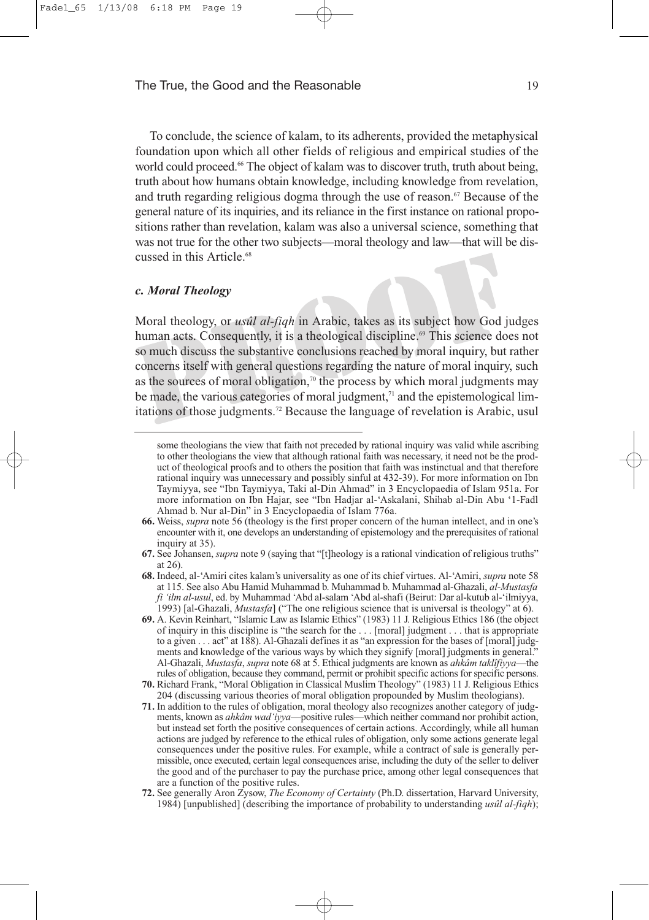To conclude, the science of kalam, to its adherents, provided the metaphysical foundation upon which all other fields of religious and empirical studies of the world could proceed.[66] The object of kalam was to discover truth, truth about being, truth about how humans obtain knowledge, including knowledge from revelation, and truth regarding religious dogma through the use of reason.[67] Because of the general nature of its inquiries, and its reliance in the first instance on rational propositions rather than revelation, kalam was also a universal science, something that was not true for the other two subjects—moral theology and law—that will be discussed in this Article.[68]

### *c. Moral Theology*

Moral theology, or *usûl al-fiqh* in Arabic, takes as its subject how God judges human acts. Consequently, it is a theological discipline.[69] This science does not so much discuss the substantive conclusions reached by moral inquiry, but rather concerns itself with general questions regarding the nature of moral inquiry, such as the sources of moral obligation,[70] the process by which moral judgments may be made, the various categories of moral judgment,[71] and the epistemological limitations of those judgments.[72] Because the language of revelation is Arabic, usul

---

some theologians the view that faith not preceded by rational inquiry was valid while ascribing to other theologians the view that although rational faith was necessary, it need not be the product of theological proofs and to others the position that faith was instinctual and that therefore rational inquiry was unnecessary and possibly sinful at 432-39). For more information on Ibn Taymiyya, see "Ibn Taymiyya, Taki al-Din Ahmad" in 3 Encyclopaedia of Islam 951a. For more information on Ibn Hajar, see "Ibn Hadjar al-'Askalani, Shihab al-Din Abu '1-Fadl Ahmad b. Nur al-Din" in 3 Encyclopaedia of Islam 776a.

**66.** Weiss, *supra* note 56 (theology is the first proper concern of the human intellect, and in one's encounter with it, one develops an understanding of epistemology and the prerequisites of rational inquiry at 35).

**67.** See Johansen, *supra* note 9 (saying that "[t]heology is a rational vindication of religious truths" at 26).

**68.** Indeed, al-'Amiri cites kalam's universality as one of its chief virtues. Al-'Amiri, *supra* note 58 at 115. See also Abu Hamid Muhammad b. Muhammad b. Muhammad al-Ghazali, *al-Mustasfa fi 'ilm al-usul*, ed. by Muhammad 'Abd al-salam 'Abd al-shafi (Beirut: Dar al-kutub al-'ilmiyya, 1993) [al-Ghazali, *Mustasfa*] ("The one religious science that is universal is theology" at 6).

**69.** A. Kevin Reinhart, "Islamic Law as Islamic Ethics" (1983) 11 J. Religious Ethics 186 (the object of inquiry in this discipline is "the search for the . . . [moral] judgment . . . that is appropriate to a given . . . act" at 188). Al-Ghazali defines it as "an expression for the bases of [moral] judgments and knowledge of the various ways by which they signify [moral] judgments in general." Al-Ghazali, *Mustasfa*, *supra* note 68 at 5. Ethical judgments are known as *ahkâm taklîfiyya*—the rules of obligation, because they command, permit or prohibit specific actions for specific persons.

**70.** Richard Frank, "Moral Obligation in Classical Muslim Theology" (1983) 11 J. Religious Ethics 204 (discussing various theories of moral obligation propounded by Muslim theologians).

**71.** In addition to the rules of obligation, moral theology also recognizes another category of judgments, known as *ahkâm wad'iyya*—positive rules—which neither command nor prohibit action, but instead set forth the positive consequences of certain actions. Accordingly, while all human actions are judged by reference to the ethical rules of obligation, only some actions generate legal consequences under the positive rules. For example, while a contract of sale is generally permissible, once executed, certain legal consequences arise, including the duty of the seller to deliver the good and of the purchaser to pay the purchase price, among other legal consequences that are a function of the positive rules.

**72.** See generally Aron Zysow, *The Economy of Certainty* (Ph.D. dissertation, Harvard University, 1984) [unpublished] (describing the importance of probability to understanding *usûl al-fiqh*);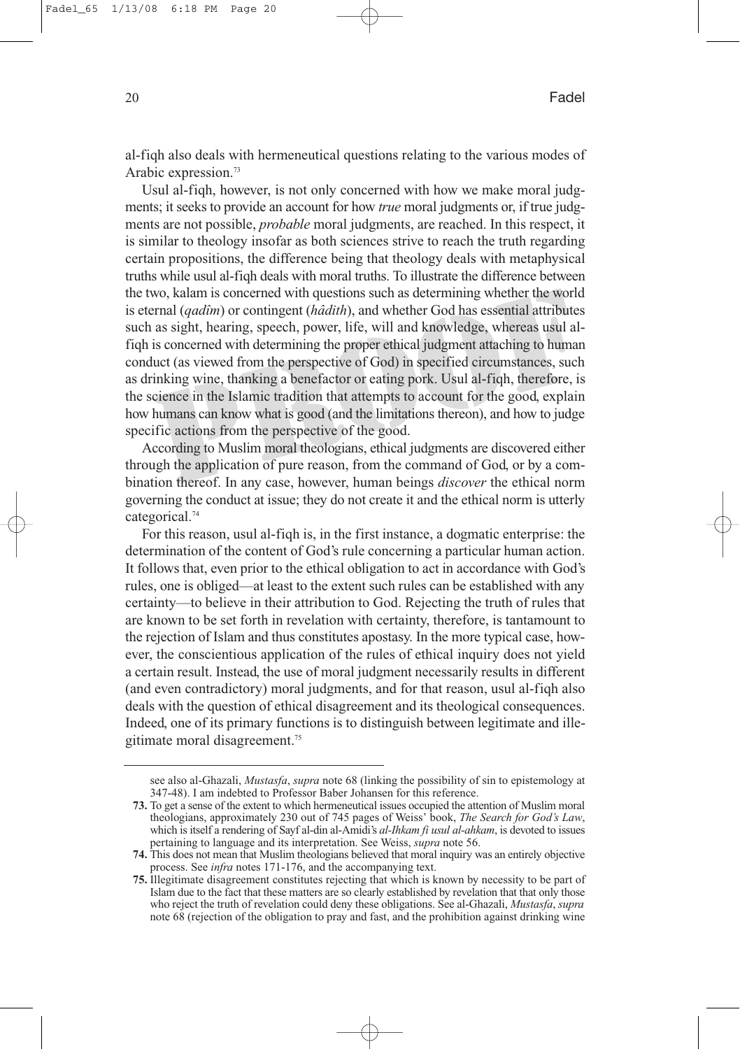al-fiqh also deals with hermeneutical questions relating to the various modes of Arabic expression.[73]

Usul al-fiqh, however, is not only concerned with how we make moral judgments; it seeks to provide an account for how *true* moral judgments or, if true judgments are not possible, *probable* moral judgments, are reached. In this respect, it is similar to theology insofar as both sciences strive to reach the truth regarding certain propositions, the difference being that theology deals with metaphysical truths while usul al-fiqh deals with moral truths. To illustrate the difference between the two, kalam is concerned with questions such as determining whether the world is eternal (*qadîm*) or contingent (*hâdith*), and whether God has essential attributes such as sight, hearing, speech, power, life, will and knowledge, whereas usul al-fiqh is concerned with determining the proper ethical judgment attaching to human conduct (as viewed from the perspective of God) in specified circumstances, such as drinking wine, thanking a benefactor or eating pork. Usul al-fiqh, therefore, is the science in the Islamic tradition that attempts to account for the good, explain how humans can know what is good (and the limitations thereon), and how to judge specific actions from the perspective of the good.

According to Muslim moral theologians, ethical judgments are discovered either through the application of pure reason, from the command of God, or by a combination thereof. In any case, however, human beings *discover* the ethical norm governing the conduct at issue; they do not create it and the ethical norm is utterly categorical.[74]

For this reason, usul al-fiqh is, in the first instance, a dogmatic enterprise: the determination of the content of God's rule concerning a particular human action. It follows that, even prior to the ethical obligation to act in accordance with God's rules, one is obliged—at least to the extent such rules can be established with any certainty—to believe in their attribution to God. Rejecting the truth of rules that are known to be set forth in revelation with certainty, therefore, is tantamount to the rejection of Islam and thus constitutes apostasy. In the more typical case, however, the conscientious application of the rules of ethical inquiry does not yield a certain result. Instead, the use of moral judgment necessarily results in different (and even contradictory) moral judgments, and for that reason, usul al-fiqh also deals with the question of ethical disagreement and its theological consequences. Indeed, one of its primary functions is to distinguish between legitimate and illegitimate moral disagreement.[75]

---

see also al-Ghazali, *Mustasfa*, *supra* note 68 (linking the possibility of sin to epistemology at 347-48). I am indebted to Professor Baber Johansen for this reference.

**73.** To get a sense of the extent to which hermeneutical issues occupied the attention of Muslim moral theologians, approximately 230 out of 745 pages of Weiss' book, *The Search for God's Law*, which is itself a rendering of Sayf al-din al-Amidi's *al-Ihkam fi usul al-ahkam*, is devoted to issues pertaining to language and its interpretation. See Weiss, *supra* note 56.

**74.** This does not mean that Muslim theologians believed that moral inquiry was an entirely objective process. See *infra* notes 171-176, and the accompanying text.

**75.** Illegitimate disagreement constitutes rejecting that which is known by necessity to be part of Islam due to the fact that these matters are so clearly established by revelation that that only those who reject the truth of revelation could deny these obligations. See al-Ghazali, *Mustasfa*, *supra* note 68 (rejection of the obligation to pray and fast, and the prohibition against drinking wine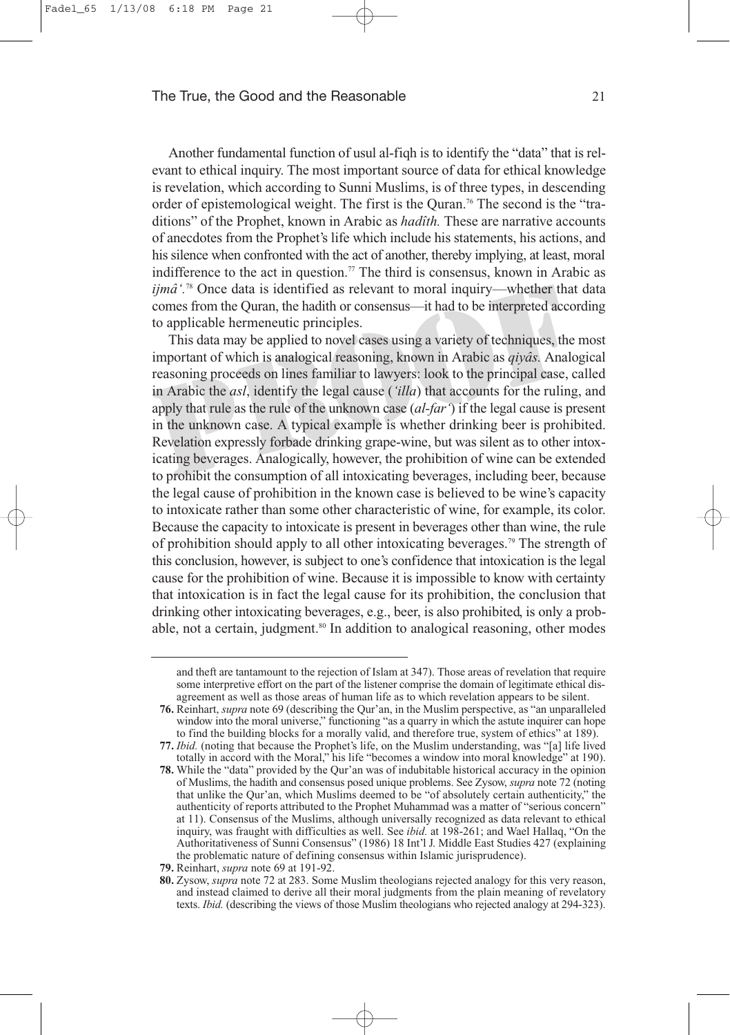Another fundamental function of usul al-fiqh is to identify the "data" that is relevant to ethical inquiry. The most important source of data for ethical knowledge is revelation, which according to Sunni Muslims, is of three types, in descending order of epistemological weight. The first is the Quran.[76] The second is the "traditions" of the Prophet, known in Arabic as *hadîth.* These are narrative accounts of anecdotes from the Prophet's life which include his statements, his actions, and his silence when confronted with the act of another, thereby implying, at least, moral indifference to the act in question.[77] The third is consensus, known in Arabic as *ijmâ'.*[78] Once data is identified as relevant to moral inquiry—whether that data comes from the Quran, the hadith or consensus—it had to be interpreted according to applicable hermeneutic principles.

This data may be applied to novel cases using a variety of techniques, the most important of which is analogical reasoning, known in Arabic as *qiyâs.* Analogical reasoning proceeds on lines familiar to lawyers: look to the principal case, called in Arabic the *asl*, identify the legal cause (*'illa*) that accounts for the ruling, and apply that rule as the rule of the unknown case (*al-far'*) if the legal cause is present in the unknown case. A typical example is whether drinking beer is prohibited. Revelation expressly forbade drinking grape-wine, but was silent as to other intoxicating beverages. Analogically, however, the prohibition of wine can be extended to prohibit the consumption of all intoxicating beverages, including beer, because the legal cause of prohibition in the known case is believed to be wine's capacity to intoxicate rather than some other characteristic of wine, for example, its color. Because the capacity to intoxicate is present in beverages other than wine, the rule of prohibition should apply to all other intoxicating beverages.[79] The strength of this conclusion, however, is subject to one's confidence that intoxication is the legal cause for the prohibition of wine. Because it is impossible to know with certainty that intoxication is in fact the legal cause for its prohibition, the conclusion that drinking other intoxicating beverages, e.g., beer, is also prohibited, is only a probable, not a certain, judgment.[80] In addition to analogical reasoning, other modes

---

and theft are tantamount to the rejection of Islam at 347). Those areas of revelation that require some interpretive effort on the part of the listener comprise the domain of legitimate ethical disagreement as well as those areas of human life as to which revelation appears to be silent.

**76.** Reinhart, *supra* note 69 (describing the Qur'an, in the Muslim perspective, as "an unparalleled window into the moral universe," functioning "as a quarry in which the astute inquirer can hope to find the building blocks for a morally valid, and therefore true, system of ethics" at 189).

**77.** *Ibid.* (noting that because the Prophet's life, on the Muslim understanding, was "[a] life lived totally in accord with the Moral," his life "becomes a window into moral knowledge" at 190).

**78.** While the "data" provided by the Qur'an was of indubitable historical accuracy in the opinion of Muslims, the hadith and consensus posed unique problems. See Zysow, *supra* note 72 (noting that unlike the Qur'an, which Muslims deemed to be "of absolutely certain authenticity," the authenticity of reports attributed to the Prophet Muhammad was a matter of "serious concern" at 11). Consensus of the Muslims, although universally recognized as data relevant to ethical inquiry, was fraught with difficulties as well. See *ibid.* at 198-261; and Wael Hallaq, "On the Authoritativeness of Sunni Consensus" (1986) 18 Int'l J. Middle East Studies 427 (explaining the problematic nature of defining consensus within Islamic jurisprudence).

**79.** Reinhart, *supra* note 69 at 191-92.

**80.** Zysow, *supra* note 72 at 283. Some Muslim theologians rejected analogy for this very reason, and instead claimed to derive all their moral judgments from the plain meaning of revelatory texts. *Ibid.* (describing the views of those Muslim theologians who rejected analogy at 294-323).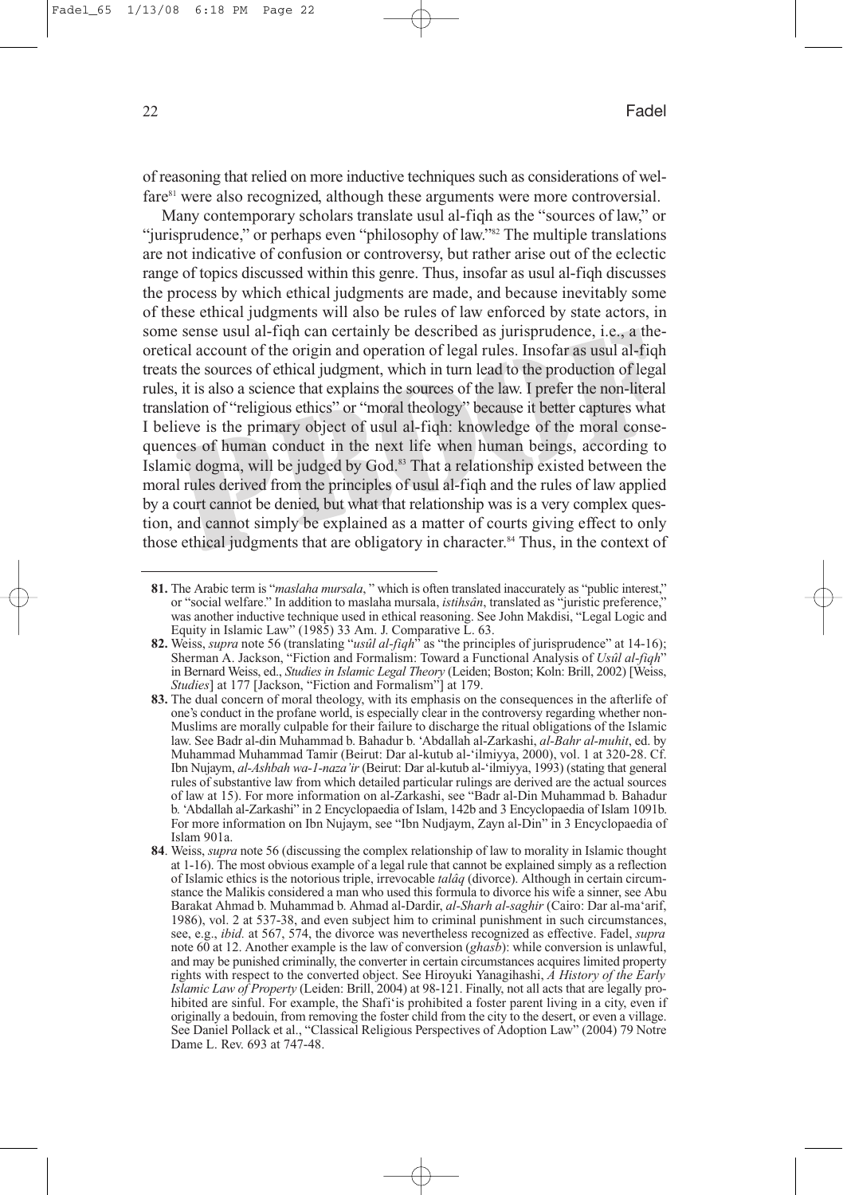of reasoning that relied on more inductive techniques such as considerations of welfare[81] were also recognized, although these arguments were more controversial.

Many contemporary scholars translate usul al-fiqh as the "sources of law," or "jurisprudence," or perhaps even "philosophy of law."[82] The multiple translations are not indicative of confusion or controversy, but rather arise out of the eclectic range of topics discussed within this genre. Thus, insofar as usul al-fiqh discusses the process by which ethical judgments are made, and because inevitably some of these ethical judgments will also be rules of law enforced by state actors, in some sense usul al-fiqh can certainly be described as jurisprudence, i.e., a theoretical account of the origin and operation of legal rules. Insofar as usul al-fiqh treats the sources of ethical judgment, which in turn lead to the production of legal rules, it is also a science that explains the sources of the law. I prefer the non-literal translation of "religious ethics" or "moral theology" because it better captures what I believe is the primary object of usul al-fiqh: knowledge of the moral consequences of human conduct in the next life when human beings, according to Islamic dogma, will be judged by God.[83] That a relationship existed between the moral rules derived from the principles of usul al-fiqh and the rules of law applied by a court cannot be denied, but what that relationship was is a very complex question, and cannot simply be explained as a matter of courts giving effect to only those ethical judgments that are obligatory in character.[84] Thus, in the context of

---

**81.** The Arabic term is "*maslaha mursala*, " which is often translated inaccurately as "public interest," or "social welfare." In addition to maslaha mursala, *istihsân*, translated as "juristic preference," was another inductive technique used in ethical reasoning. See John Makdisi, "Legal Logic and Equity in Islamic Law" (1985) 33 Am. J. Comparative L. 63.

**82.** Weiss, *supra* note 56 (translating "*usûl al-fiqh*" as "the principles of jurisprudence" at 14-16); Sherman A. Jackson, "Fiction and Formalism: Toward a Functional Analysis of *Usûl al-fiqh*" in Bernard Weiss, ed., *Studies in Islamic Legal Theory* (Leiden; Boston; Koln: Brill, 2002) [Weiss, *Studies*] at 177 [Jackson, "Fiction and Formalism"] at 179.

**83.** The dual concern of moral theology, with its emphasis on the consequences in the afterlife of one's conduct in the profane world, is especially clear in the controversy regarding whether non-Muslims are morally culpable for their failure to discharge the ritual obligations of the Islamic law. See Badr al-din Muhammad b. Bahadur b. 'Abdallah al-Zarkashi, *al-Bahr al-muhit*, ed. by Muhammad Muhammad Tamir (Beirut: Dar al-kutub al-'ilmiyya, 2000), vol. 1 at 320-28. Cf. Ibn Nujaym, *al-Ashbah wa-1-naza'ir* (Beirut: Dar al-kutub al-'ilmiyya, 1993) (stating that general rules of substantive law from which detailed particular rulings are derived are the actual sources of law at 15). For more information on al-Zarkashi, see "Badr al-Din Muhammad b. Bahadur b. 'Abdallah al-Zarkashi" in 2 Encyclopaedia of Islam, 142b and 3 Encyclopaedia of Islam 1091b. For more information on Ibn Nujaym, see "Ibn Nudjaym, Zayn al-Din" in 3 Encyclopaedia of Islam 901a.

**84**. Weiss, *supra* note 56 (discussing the complex relationship of law to morality in Islamic thought at 1-16). The most obvious example of a legal rule that cannot be explained simply as a reflection of Islamic ethics is the notorious triple, irrevocable *talâq* (divorce). Although in certain circumstance the Malikis considered a man who used this formula to divorce his wife a sinner, see Abu Barakat Ahmad b. Muhammad b. Ahmad al-Dardir, *al-Sharh al-saghir* (Cairo: Dar al-ma'arif, 1986), vol. 2 at 537-38, and even subject him to criminal punishment in such circumstances, see, e.g., *ibid.* at 567, 574, the divorce was nevertheless recognized as effective. Fadel, *supra* note 60 at 12. Another example is the law of conversion (*ghasb*): while conversion is unlawful, and may be punished criminally, the converter in certain circumstances acquires limited property rights with respect to the converted object. See Hiroyuki Yanagihashi, *A History of the Early Islamic Law of Property* (Leiden: Brill, 2004) at 98-121. Finally, not all acts that are legally prohibited are sinful. For example, the Shafi'is prohibited a foster parent living in a city, even if originally a bedouin, from removing the foster child from the city to the desert, or even a village. See Daniel Pollack et al., "Classical Religious Perspectives of Adoption Law" (2004) 79 Notre Dame L. Rev. 693 at 747-48.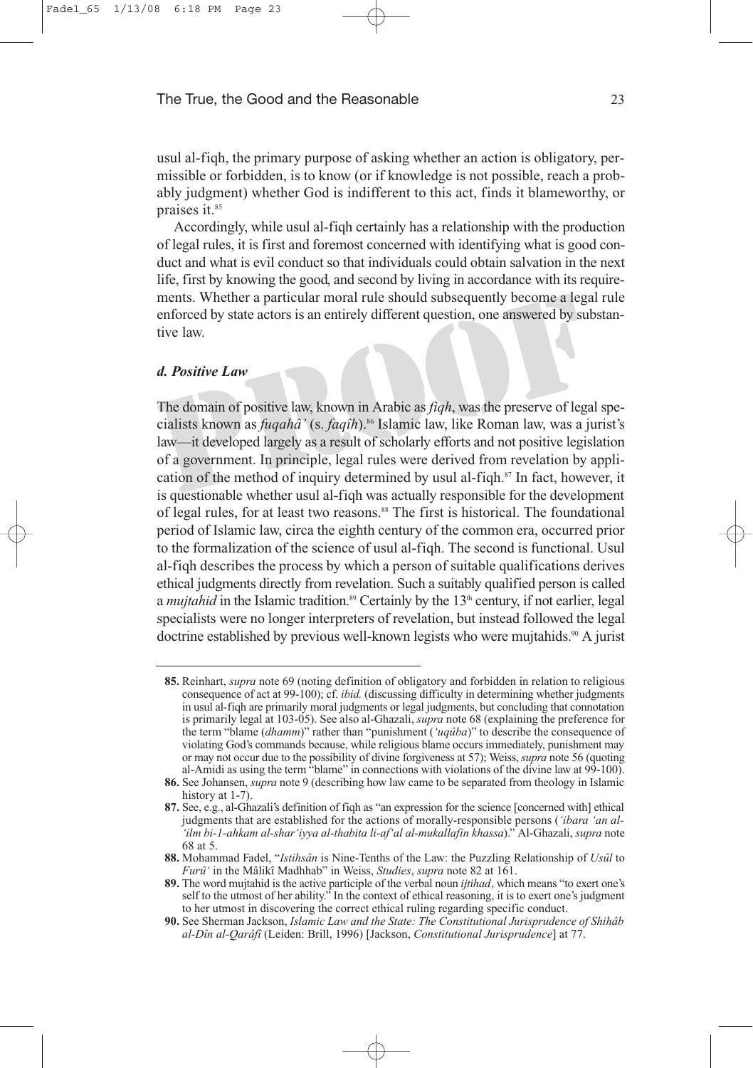usul al-fiqh, the primary purpose of asking whether an action is obligatory, permissible or forbidden, is to know (or if knowledge is not possible, reach a probably judgment) whether God is indifferent to this act, finds it blameworthy, or praises it.[85]

Accordingly, while usul al-fiqh certainly has a relationship with the production of legal rules, it is first and foremost concerned with identifying what is good conduct and what is evil conduct so that individuals could obtain salvation in the next life, first by knowing the good, and second by living in accordance with its requirements. Whether a particular moral rule should subsequently become a legal rule enforced by state actors is an entirely different question, one answered by substantive law.

### *d. Positive Law*

The domain of positive law, known in Arabic as *fiqh*, was the preserve of legal specialists known as *fuqahâ'* (s. *faqîh*).[86] Islamic law, like Roman law, was a jurist's law—it developed largely as a result of scholarly efforts and not positive legislation of a government. In principle, legal rules were derived from revelation by application of the method of inquiry determined by usul al-fiqh.[87] In fact, however, it is questionable whether usul al-fiqh was actually responsible for the development of legal rules, for at least two reasons.[88] The first is historical. The foundational period of Islamic law, circa the eighth century of the common era, occurred prior to the formalization of the science of usul al-fiqh. The second is functional. Usul al-fiqh describes the process by which a person of suitable qualifications derives ethical judgments directly from revelation. Such a suitably qualified person is called a *mujtahid* in the Islamic tradition.[89] Certainly by the 13th century, if not earlier, legal specialists were no longer interpreters of revelation, but instead followed the legal doctrine established by previous well-known legists who were mujtahids.[90] A jurist

---

**85.** Reinhart, *supra* note 69 (noting definition of obligatory and forbidden in relation to religious consequence of act at 99-100); cf. *ibid.* (discussing difficulty in determining whether judgments in usul al-fiqh are primarily moral judgments or legal judgments, but concluding that connotation is primarily legal at 103-05). See also al-Ghazali, *supra* note 68 (explaining the preference for the term "blame (*dhamm*)" rather than "punishment (*'uqûba*)" to describe the consequence of violating God's commands because, while religious blame occurs immediately, punishment may or may not occur due to the possibility of divine forgiveness at 57); Weiss, *supra* note 56 (quoting al-Amidi as using the term "blame" in connections with violations of the divine law at 99-100).

**86.** See Johansen, *supra* note 9 (describing how law came to be separated from theology in Islamic history at 1-7).

**87.** See, e.g., al-Ghazali's definition of fiqh as "an expression for the science [concerned with] ethical judgments that are established for the actions of morally-responsible persons (*'ibara 'an al-'ilm bi-1-ahkam al-shar'iyya al-thabita li-af'al al-mukallafin khassa*)." Al-Ghazali, *supra* note 68 at 5.

**88.** Mohammad Fadel, "*Istihsân* is Nine-Tenths of the Law: the Puzzling Relationship of *Usûl* to *Furû'* in the Mâlikî Madhhab" in Weiss, *Studies*, *supra* note 82 at 161.

**89.** The word mujtahid is the active participle of the verbal noun *ijtihad*, which means "to exert one's self to the utmost of her ability." In the context of ethical reasoning, it is to exert one's judgment to her utmost in discovering the correct ethical ruling regarding specific conduct.

**90.** See Sherman Jackson, *Islamic Law and the State: The Constitutional Jurisprudence of Shihâb al-Dîn al-Qarâfî* (Leiden: Brill, 1996) [Jackson, *Constitutional Jurisprudence*] at 77.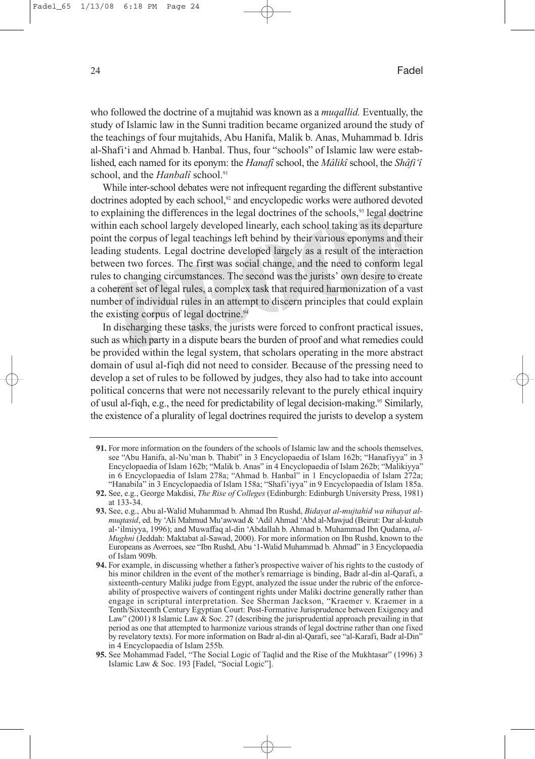who followed the doctrine of a mujtahid was known as a *muqallid.* Eventually, the study of Islamic law in the Sunni tradition became organized around the study of the teachings of four mujtahids, Abu Hanifa, Malik b. Anas, Muhammad b. Idris al-Shafi'i and Ahmad b. Hanbal. Thus, four "schools" of Islamic law were established, each named for its eponym: the *Hanafî* school, the *Mâlikî* school, the *Shâfi'î* school, and the *Hanbalî* school.[91]

While inter-school debates were not infrequent regarding the different substantive doctrines adopted by each school,[92] and encyclopedic works were authored devoted to explaining the differences in the legal doctrines of the schools,[93] legal doctrine within each school largely developed linearly, each school taking as its departure point the corpus of legal teachings left behind by their various eponyms and their leading students. Legal doctrine developed largely as a result of the interaction between two forces. The first was social change, and the need to conform legal rules to changing circumstances. The second was the jurists' own desire to create a coherent set of legal rules, a complex task that required harmonization of a vast number of individual rules in an attempt to discern principles that could explain the existing corpus of legal doctrine.[94]

In discharging these tasks, the jurists were forced to confront practical issues, such as which party in a dispute bears the burden of proof and what remedies could be provided within the legal system, that scholars operating in the more abstract domain of usul al-fiqh did not need to consider. Because of the pressing need to develop a set of rules to be followed by judges, they also had to take into account political concerns that were not necessarily relevant to the purely ethical inquiry of usul al-fiqh, e.g., the need for predictability of legal decision-making.[95] Similarly, the existence of a plurality of legal doctrines required the jurists to develop a system

---

**91.** For more information on the founders of the schools of Islamic law and the schools themselves, see "Abu Hanifa, al-Nu'man b. Thabit" in 3 Encyclopaedia of Islam 162b; "Hanafiyya" in 3 Encyclopaedia of Islam 162b; "Malik b. Anas" in 4 Encyclopaedia of Islam 262b; "Malikiyya" in 6 Encyclopaedia of Islam 278a; "Ahmad b. Hanbal" in 1 Encyclopaedia of Islam 272a; "Hanabila" in 3 Encyclopaedia of Islam 158a; "Shafi'iyya" in 9 Encyclopaedia of Islam 185a.

**92.** See, e.g., George Makdisi, *The Rise of Colleges* (Edinburgh: Edinburgh University Press, 1981) at 133-34.

**93.** See, e.g., Abu al-Walid Muhammad b. Ahmad Ibn Rushd, *Bidayat al-mujtahid wa nihayat al-muqtasid*, ed. by 'Ali Mahmud Mu'awwad & 'Adil Ahmad 'Abd al-Mawjud (Beirut: Dar al-kutub al-'ilmiyya, 1996); and Muwaffaq al-din 'Abdallah b. Ahmad b. Muhammad Ibn Qudama, *al-Mughni* (Jeddah: Maktabat al-Sawad, 2000). For more information on Ibn Rushd, known to the Europeans as Averroes, see "Ibn Rushd, Abu '1-Walid Muhammad b. Ahmad" in 3 Encyclopaedia of Islam 909b.

**94.** For example, in discussing whether a father's prospective waiver of his rights to the custody of his minor children in the event of the mother's remarriage is binding, Badr al-din al-Qarafi, a sixteenth-century Maliki judge from Egypt, analyzed the issue under the rubric of the enforceability of prospective waivers of contingent rights under Maliki doctrine generally rather than engage in scriptural interpretation. See Sherman Jackson, "Kraemer v. Kraemer in a Tenth/Sixteenth Century Egyptian Court: Post-Formative Jurisprudence between Exigency and Law" (2001) 8 Islamic Law & Soc. 27 (describing the jurisprudential approach prevailing in that period as one that attempted to harmonize various strands of legal doctrine rather than one fixed by revelatory texts). For more information on Badr al-din al-Qarafi, see "al-Karafi, Badr al-Din" in 4 Encyclopaedia of Islam 255b.

**95.** See Mohammad Fadel, "The Social Logic of Taqlid and the Rise of the Mukhtasar" (1996) 3 Islamic Law & Soc. 193 [Fadel, "Social Logic"].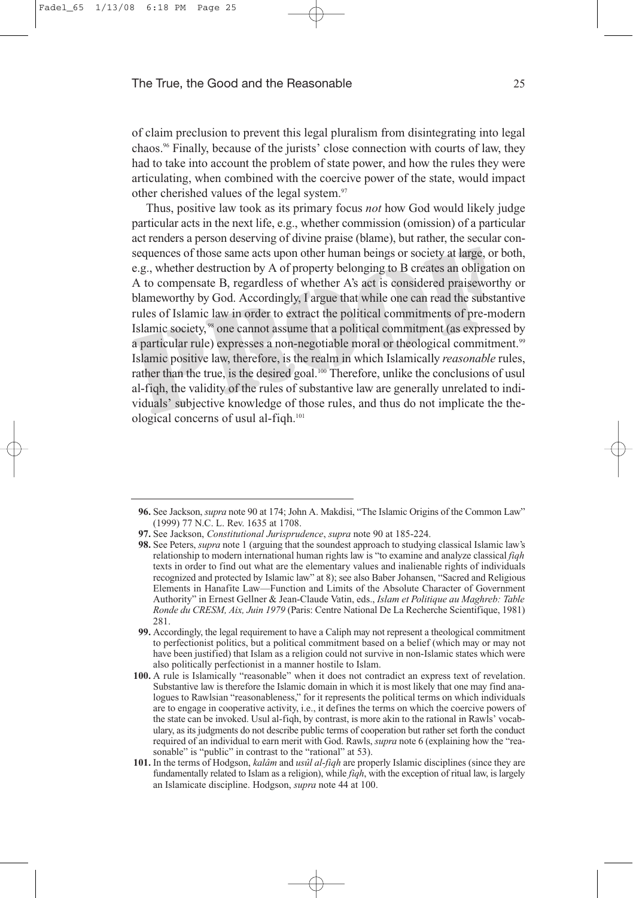of claim preclusion to prevent this legal pluralism from disintegrating into legal chaos.[96] Finally, because of the jurists' close connection with courts of law, they had to take into account the problem of state power, and how the rules they were articulating, when combined with the coercive power of the state, would impact other cherished values of the legal system.[97]

Thus, positive law took as its primary focus *not* how God would likely judge particular acts in the next life, e.g., whether commission (omission) of a particular act renders a person deserving of divine praise (blame), but rather, the secular consequences of those same acts upon other human beings or society at large, or both, e.g., whether destruction by A of property belonging to B creates an obligation on A to compensate B, regardless of whether A's act is considered praiseworthy or blameworthy by God. Accordingly, I argue that while one can read the substantive rules of Islamic law in order to extract the political commitments of pre-modern Islamic society,[98] one cannot assume that a political commitment (as expressed by a particular rule) expresses a non-negotiable moral or theological commitment.[99] Islamic positive law, therefore, is the realm in which Islamically *reasonable* rules, rather than the true, is the desired goal.[100] Therefore, unlike the conclusions of usul al-fiqh, the validity of the rules of substantive law are generally unrelated to individuals' subjective knowledge of those rules, and thus do not implicate the theological concerns of usul al-fiqh.[101]

---

**96.** See Jackson, *supra* note 90 at 174; John A. Makdisi, "The Islamic Origins of the Common Law" (1999) 77 N.C. L. Rev. 1635 at 1708.

**97.** See Jackson, *Constitutional Jurisprudence*, *supra* note 90 at 185-224.

**98.** See Peters, *supra* note 1 (arguing that the soundest approach to studying classical Islamic law's relationship to modern international human rights law is "to examine and analyze classical *fiqh* texts in order to find out what are the elementary values and inalienable rights of individuals recognized and protected by Islamic law" at 8); see also Baber Johansen, "Sacred and Religious Elements in Hanafite Law—Function and Limits of the Absolute Character of Government Authority" in Ernest Gellner & Jean-Claude Vatin, eds., *Islam et Politique au Maghreb: Table Ronde du CRESM, Aix, Juin 1979* (Paris: Centre National De La Recherche Scientifique, 1981) 281.

**99.** Accordingly, the legal requirement to have a Caliph may not represent a theological commitment to perfectionist politics, but a political commitment based on a belief (which may or may not have been justified) that Islam as a religion could not survive in non-Islamic states which were also politically perfectionist in a manner hostile to Islam.

**100.** A rule is Islamically "reasonable" when it does not contradict an express text of revelation. Substantive law is therefore the Islamic domain in which it is most likely that one may find analogues to Rawlsian "reasonableness," for it represents the political terms on which individuals are to engage in cooperative activity, i.e., it defines the terms on which the coercive powers of the state can be invoked. Usul al-fiqh, by contrast, is more akin to the rational in Rawls' vocabulary, as its judgments do not describe public terms of cooperation but rather set forth the conduct required of an individual to earn merit with God. Rawls, *supra* note 6 (explaining how the "reasonable" is "public" in contrast to the "rational" at 53).

**101.** In the terms of Hodgson, *kalâm* and *usûl al-fiqh* are properly Islamic disciplines (since they are fundamentally related to Islam as a religion), while *fiqh*, with the exception of ritual law, is largely an Islamicate discipline. Hodgson, *supra* note 44 at 100.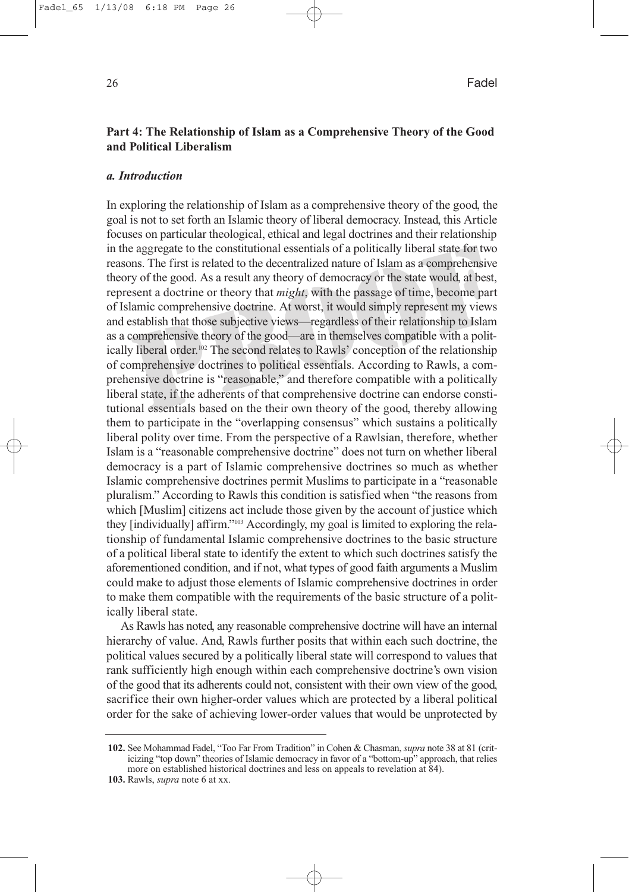## Part 4: The Relationship of Islam as a Comprehensive Theory of the Good and Political Liberalism

### *a. Introduction*

In exploring the relationship of Islam as a comprehensive theory of the good, the goal is not to set forth an Islamic theory of liberal democracy. Instead, this Article focuses on particular theological, ethical and legal doctrines and their relationship in the aggregate to the constitutional essentials of a politically liberal state for two reasons. The first is related to the decentralized nature of Islam as a comprehensive theory of the good. As a result any theory of democracy or the state would, at best, represent a doctrine or theory that *might*, with the passage of time, become part of Islamic comprehensive doctrine. At worst, it would simply represent my views and establish that those subjective views—regardless of their relationship to Islam as a comprehensive theory of the good—are in themselves compatible with a politically liberal order.[102] The second relates to Rawls' conception of the relationship of comprehensive doctrines to political essentials. According to Rawls, a comprehensive doctrine is "reasonable," and therefore compatible with a politically liberal state, if the adherents of that comprehensive doctrine can endorse constitutional essentials based on the their own theory of the good, thereby allowing them to participate in the "overlapping consensus" which sustains a politically liberal polity over time. From the perspective of a Rawlsian, therefore, whether Islam is a "reasonable comprehensive doctrine" does not turn on whether liberal democracy is a part of Islamic comprehensive doctrines so much as whether Islamic comprehensive doctrines permit Muslims to participate in a "reasonable pluralism." According to Rawls this condition is satisfied when "the reasons from which [Muslim] citizens act include those given by the account of justice which they [individually] affirm."[103] Accordingly, my goal is limited to exploring the relationship of fundamental Islamic comprehensive doctrines to the basic structure of a political liberal state to identify the extent to which such doctrines satisfy the aforementioned condition, and if not, what types of good faith arguments a Muslim could make to adjust those elements of Islamic comprehensive doctrines in order to make them compatible with the requirements of the basic structure of a politically liberal state.

As Rawls has noted, any reasonable comprehensive doctrine will have an internal hierarchy of value. And, Rawls further posits that within each such doctrine, the political values secured by a politically liberal state will correspond to values that rank sufficiently high enough within each comprehensive doctrine's own vision of the good that its adherents could not, consistent with their own view of the good, sacrifice their own higher-order values which are protected by a liberal political order for the sake of achieving lower-order values that would be unprotected by

**102.** See Mohammad Fadel, "Too Far From Tradition" in Cohen & Chasman, *supra* note 38 at 81 (criticizing "top down" theories of Islamic democracy in favor of a "bottom-up" approach, that relies more on established historical doctrines and less on appeals to revelation at 84).

**103.** Rawls, *supra* note 6 at xx.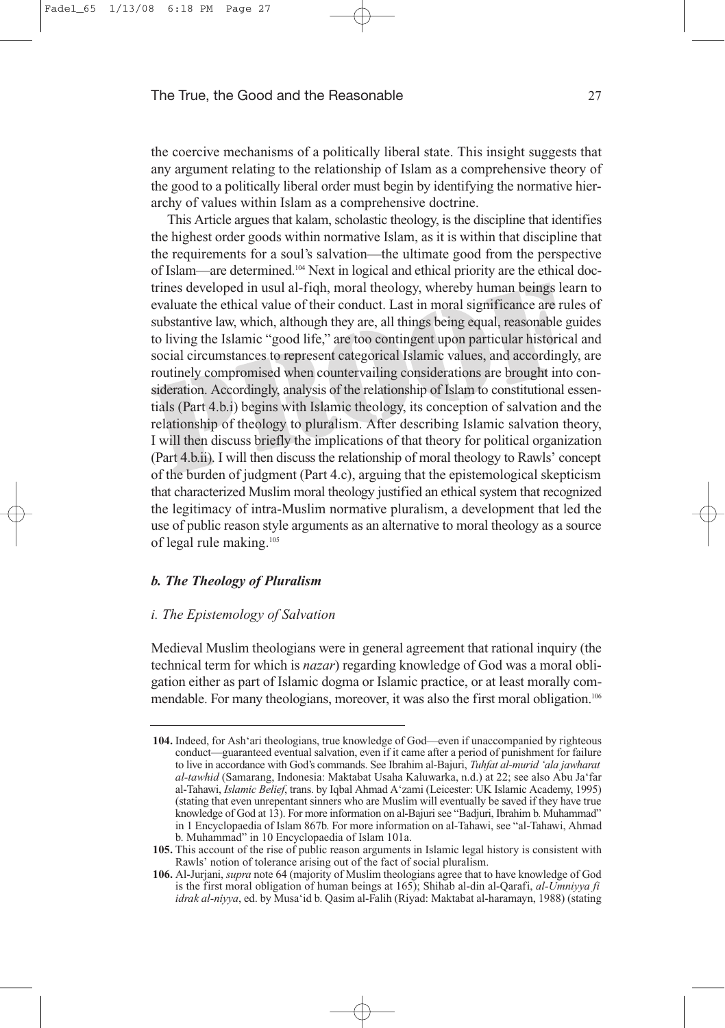the coercive mechanisms of a politically liberal state. This insight suggests that any argument relating to the relationship of Islam as a comprehensive theory of the good to a politically liberal order must begin by identifying the normative hierarchy of values within Islam as a comprehensive doctrine.

This Article argues that kalam, scholastic theology, is the discipline that identifies the highest order goods within normative Islam, as it is within that discipline that the requirements for a soul's salvation—the ultimate good from the perspective of Islam—are determined.[104] Next in logical and ethical priority are the ethical doctrines developed in usul al-fiqh, moral theology, whereby human beings learn to evaluate the ethical value of their conduct. Last in moral significance are rules of substantive law, which, although they are, all things being equal, reasonable guides to living the Islamic "good life," are too contingent upon particular historical and social circumstances to represent categorical Islamic values, and accordingly, are routinely compromised when countervailing considerations are brought into consideration. Accordingly, analysis of the relationship of Islam to constitutional essentials (Part 4.b.i) begins with Islamic theology, its conception of salvation and the relationship of theology to pluralism. After describing Islamic salvation theory, I will then discuss briefly the implications of that theory for political organization (Part 4.b.ii). I will then discuss the relationship of moral theology to Rawls' concept of the burden of judgment (Part 4.c), arguing that the epistemological skepticism that characterized Muslim moral theology justified an ethical system that recognized the legitimacy of intra-Muslim normative pluralism, a development that led the use of public reason style arguments as an alternative to moral theology as a source of legal rule making.[105]

### *b. The Theology of Pluralism*

#### *i. The Epistemology of Salvation*

Medieval Muslim theologians were in general agreement that rational inquiry (the technical term for which is *nazar*) regarding knowledge of God was a moral obligation either as part of Islamic dogma or Islamic practice, or at least morally commendable. For many theologians, moreover, it was also the first moral obligation.[106]

---

**104.** Indeed, for Ash'ari theologians, true knowledge of God—even if unaccompanied by righteous conduct—guaranteed eventual salvation, even if it came after a period of punishment for failure to live in accordance with God's commands. See Ibrahim al-Bajuri, *Tuhfat al-murid 'ala jawharat al-tawhid* (Samarang, Indonesia: Maktabat Usaha Kaluwarka, n.d.) at 22; see also Abu Ja'far al-Tahawi, *Islamic Belief*, trans. by Iqbal Ahmad A'zami (Leicester: UK Islamic Academy, 1995) (stating that even unrepentant sinners who are Muslim will eventually be saved if they have true knowledge of God at 13). For more information on al-Bajuri see "Badjuri, Ibrahim b. Muhammad" in 1 Encyclopaedia of Islam 867b. For more information on al-Tahawi, see "al-Tahawi, Ahmad b. Muhammad" in 10 Encyclopaedia of Islam 101a.

**105.** This account of the rise of public reason arguments in Islamic legal history is consistent with Rawls' notion of tolerance arising out of the fact of social pluralism.

**106.** Al-Jurjani, *supra* note 64 (majority of Muslim theologians agree that to have knowledge of God is the first moral obligation of human beings at 165); Shihab al-din al-Qarafi, *al-Umniyya fi idrak al-niyya*, ed. by Musa'id b. Qasim al-Falih (Riyad: Maktabat al-haramayn, 1988) (stating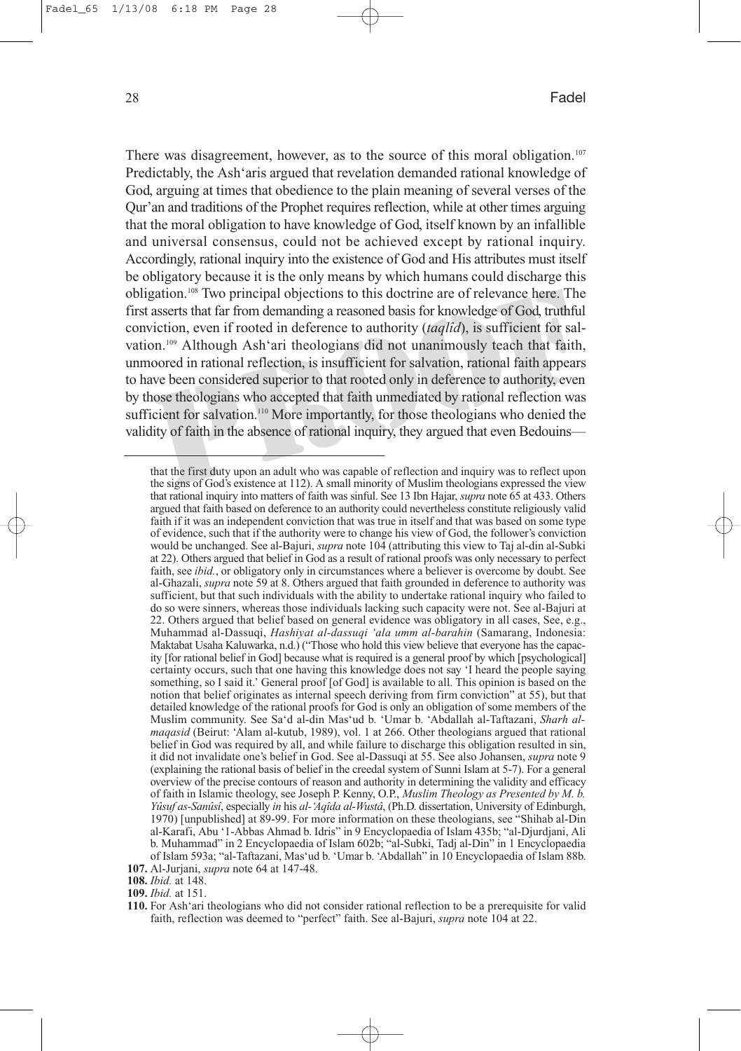There was disagreement, however, as to the source of this moral obligation.[107] Predictably, the Ash'aris argued that revelation demanded rational knowledge of God, arguing at times that obedience to the plain meaning of several verses of the Qur'an and traditions of the Prophet requires reflection, while at other times arguing that the moral obligation to have knowledge of God, itself known by an infallible and universal consensus, could not be achieved except by rational inquiry. Accordingly, rational inquiry into the existence of God and His attributes must itself be obligatory because it is the only means by which humans could discharge this obligation.[108] Two principal objections to this doctrine are of relevance here. The first asserts that far from demanding a reasoned basis for knowledge of God, truthful conviction, even if rooted in deference to authority (*taqlîd*), is sufficient for salvation.[109] Although Ash'ari theologians did not unanimously teach that faith, unmoored in rational reflection, is insufficient for salvation, rational faith appears to have been considered superior to that rooted only in deference to authority, even by those theologians who accepted that faith unmediated by rational reflection was sufficient for salvation.[110] More importantly, for those theologians who denied the validity of faith in the absence of rational inquiry, they argued that even Bedouins—

that the first duty upon an adult who was capable of reflection and inquiry was to reflect upon the signs of God's existence at 112). A small minority of Muslim theologians expressed the view that rational inquiry into matters of faith was sinful. See 13 Ibn Hajar, *supra* note 65 at 433. Others argued that faith based on deference to an authority could nevertheless constitute religiously valid faith if it was an independent conviction that was true in itself and that was based on some type of evidence, such that if the authority were to change his view of God, the follower's conviction would be unchanged. See al-Bajuri, *supra* note 104 (attributing this view to Taj al-din al-Subki at 22). Others argued that belief in God as a result of rational proofs was only necessary to perfect faith, see *ibid.*, or obligatory only in circumstances where a believer is overcome by doubt. See al-Ghazali, *supra* note 59 at 8. Others argued that faith grounded in deference to authority was sufficient, but that such individuals with the ability to undertake rational inquiry who failed to do so were sinners, whereas those individuals lacking such capacity were not. See al-Bajuri at 22. Others argued that belief based on general evidence was obligatory in all cases, See, e.g., Muhammad al-Dassuqi, *Hashiyat al-dassuqi 'ala umm al-barahin* (Samarang, Indonesia: Maktabat Usaha Kaluwarka, n.d.) ("Those who hold this view believe that everyone has the capacity [for rational belief in God] because what is required is a general proof by which [psychological] certainty occurs, such that one having this knowledge does not say 'I heard the people saying something, so I said it.' General proof [of God] is available to all. This opinion is based on the notion that belief originates as internal speech deriving from firm conviction" at 55), but that detailed knowledge of the rational proofs for God is only an obligation of some members of the Muslim community. See Sa'd al-din Mas'ud b. 'Umar b. 'Abdallah al-Taftazani, *Sharh al-maqasid* (Beirut: 'Alam al-kutub, 1989), vol. 1 at 266. Other theologians argued that rational belief in God was required by all, and while failure to discharge this obligation resulted in sin, it did not invalidate one's belief in God. See al-Dassuqi at 55. See also Johansen, *supra* note 9 (explaining the rational basis of belief in the creedal system of Sunni Islam at 5-7). For a general overview of the precise contours of reason and authority in determining the validity and efficacy of faith in Islamic theology, see Joseph P. Kenny, O.P., *Muslim Theology as Presented by M. b. Yûsuf as-Sanûsî*, especially *in* his *al-'Aqîda al-Wustâ*, (Ph.D. dissertation, University of Edinburgh, 1970) [unpublished] at 89-99. For more information on these theologians, see "Shihab al-Din al-Karafi, Abu '1-Abbas Ahmad b. Idris" in 9 Encyclopaedia of Islam 435b; "al-Djurdjani, Ali b. Muhammad" in 2 Encyclopaedia of Islam 602b; "al-Subki, Tadj al-Din" in 1 Encyclopaedia of Islam 593a; "al-Taftazani, Mas'ud b. 'Umar b. 'Abdallah" in 10 Encyclopaedia of Islam 88b.

**107.** Al-Jurjani, *supra* note 64 at 147-48.

**108.** *Ibid.* at 148.

**109.** *Ibid.* at 151.

**110.** For Ash'ari theologians who did not consider rational reflection to be a prerequisite for valid faith, reflection was deemed to "perfect" faith. See al-Bajuri, *supra* note 104 at 22.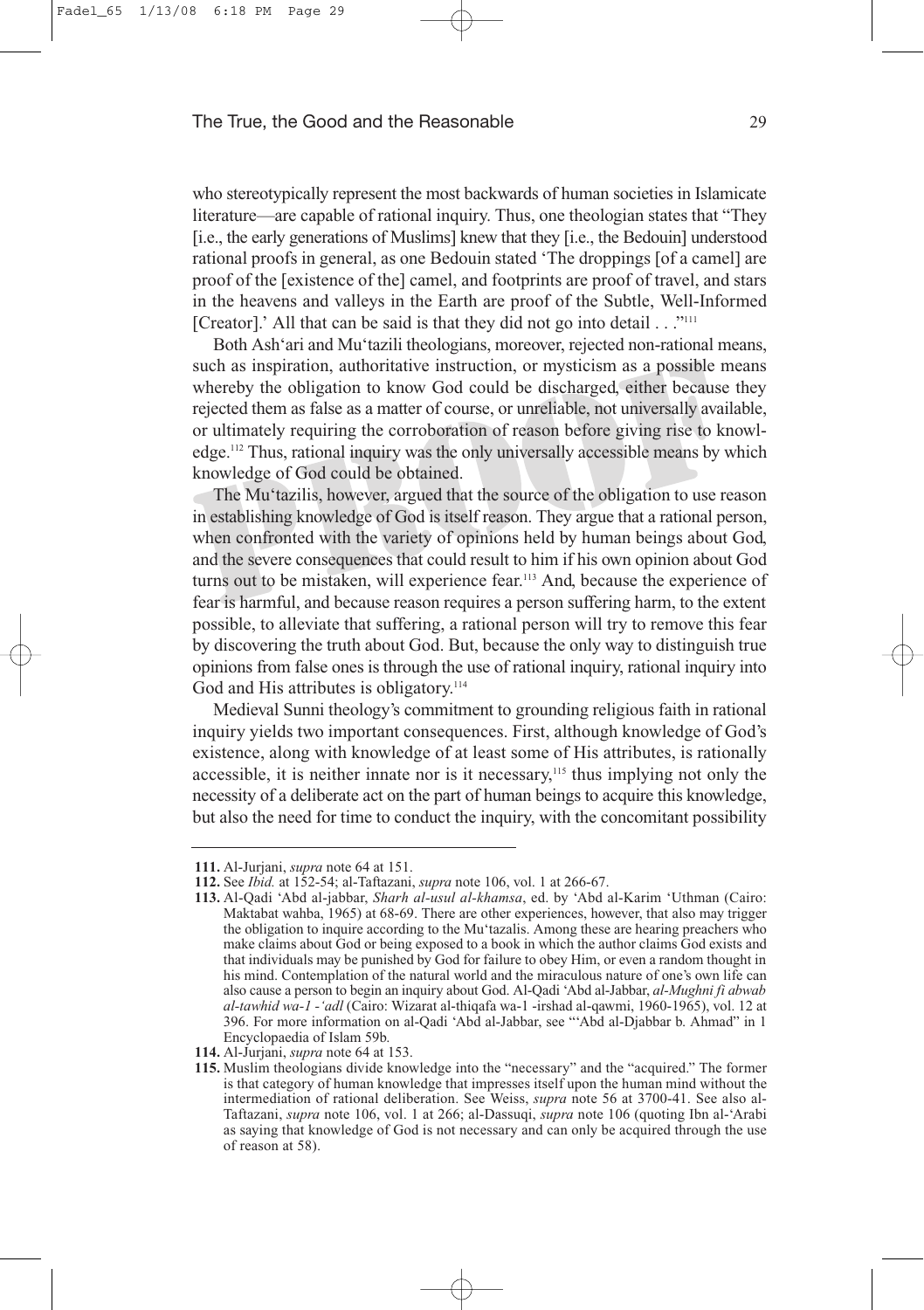who stereotypically represent the most backwards of human societies in Islamicate literature—are capable of rational inquiry. Thus, one theologian states that "They [i.e., the early generations of Muslims] knew that they [i.e., the Bedouin] understood rational proofs in general, as one Bedouin stated 'The droppings [of a camel] are proof of the [existence of the] camel, and footprints are proof of travel, and stars in the heavens and valleys in the Earth are proof of the Subtle, Well-Informed [Creator].' All that can be said is that they did not go into detail . . ."[111]

Both Ash'ari and Mu'tazili theologians, moreover, rejected non-rational means, such as inspiration, authoritative instruction, or mysticism as a possible means whereby the obligation to know God could be discharged, either because they rejected them as false as a matter of course, or unreliable, not universally available, or ultimately requiring the corroboration of reason before giving rise to knowledge.[112] Thus, rational inquiry was the only universally accessible means by which knowledge of God could be obtained.

The Mu'tazilis, however, argued that the source of the obligation to use reason in establishing knowledge of God is itself reason. They argue that a rational person, when confronted with the variety of opinions held by human beings about God, and the severe consequences that could result to him if his own opinion about God turns out to be mistaken, will experience fear.[113] And, because the experience of fear is harmful, and because reason requires a person suffering harm, to the extent possible, to alleviate that suffering, a rational person will try to remove this fear by discovering the truth about God. But, because the only way to distinguish true opinions from false ones is through the use of rational inquiry, rational inquiry into God and His attributes is obligatory.[114]

Medieval Sunni theology's commitment to grounding religious faith in rational inquiry yields two important consequences. First, although knowledge of God's existence, along with knowledge of at least some of His attributes, is rationally accessible, it is neither innate nor is it necessary,[115] thus implying not only the necessity of a deliberate act on the part of human beings to acquire this knowledge, but also the need for time to conduct the inquiry, with the concomitant possibility

---

**111.** Al-Jurjani, *supra* note 64 at 151.

**112.** See *Ibid.* at 152-54; al-Taftazani, *supra* note 106, vol. 1 at 266-67.

**113.** Al-Qadi 'Abd al-jabbar, *Sharh al-usul al-khamsa*, ed. by 'Abd al-Karim 'Uthman (Cairo: Maktabat wahba, 1965) at 68-69. There are other experiences, however, that also may trigger the obligation to inquire according to the Mu'tazalis. Among these are hearing preachers who make claims about God or being exposed to a book in which the author claims God exists and that individuals may be punished by God for failure to obey Him, or even a random thought in his mind. Contemplation of the natural world and the miraculous nature of one's own life can also cause a person to begin an inquiry about God. Al-Qadi 'Abd al-Jabbar, *al-Mughni fi abwab al-tawhid wa-1 -'adl* (Cairo: Wizarat al-thiqafa wa-1 -irshad al-qawmi, 1960-1965), vol. 12 at 396. For more information on al-Qadi 'Abd al-Jabbar, see "'Abd al-Djabbar b. Ahmad" in 1 Encyclopaedia of Islam 59b.

**114.** Al-Jurjani, *supra* note 64 at 153.

**115.** Muslim theologians divide knowledge into the "necessary" and the "acquired." The former is that category of human knowledge that impresses itself upon the human mind without the intermediation of rational deliberation. See Weiss, *supra* note 56 at 3700-41. See also al-Taftazani, *supra* note 106, vol. 1 at 266; al-Dassuqi, *supra* note 106 (quoting Ibn al-'Arabi as saying that knowledge of God is not necessary and can only be acquired through the use of reason at 58).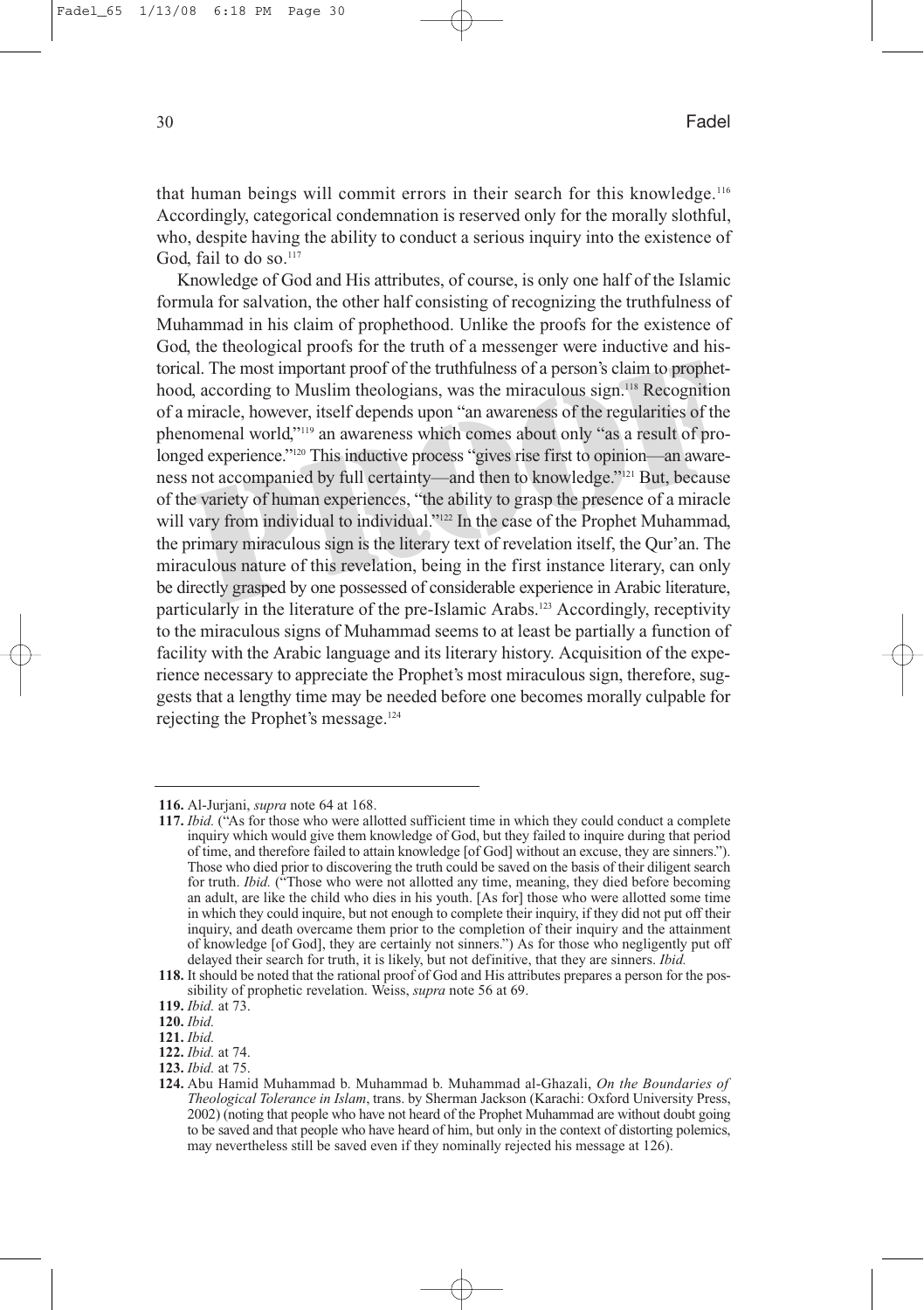that human beings will commit errors in their search for this knowledge.[116] Accordingly, categorical condemnation is reserved only for the morally slothful, who, despite having the ability to conduct a serious inquiry into the existence of God, fail to do so.[117]

Knowledge of God and His attributes, of course, is only one half of the Islamic formula for salvation, the other half consisting of recognizing the truthfulness of Muhammad in his claim of prophethood. Unlike the proofs for the existence of God, the theological proofs for the truth of a messenger were inductive and historical. The most important proof of the truthfulness of a person's claim to prophethood, according to Muslim theologians, was the miraculous sign.[118] Recognition of a miracle, however, itself depends upon "an awareness of the regularities of the phenomenal world,"[119] an awareness which comes about only "as a result of prolonged experience."[120] This inductive process "gives rise first to opinion—an awareness not accompanied by full certainty—and then to knowledge."[121] But, because of the variety of human experiences, "the ability to grasp the presence of a miracle will vary from individual to individual."[122] In the case of the Prophet Muhammad, the primary miraculous sign is the literary text of revelation itself, the Qur'an. The miraculous nature of this revelation, being in the first instance literary, can only be directly grasped by one possessed of considerable experience in Arabic literature, particularly in the literature of the pre-Islamic Arabs.[123] Accordingly, receptivity to the miraculous signs of Muhammad seems to at least be partially a function of facility with the Arabic language and its literary history. Acquisition of the experience necessary to appreciate the Prophet's most miraculous sign, therefore, suggests that a lengthy time may be needed before one becomes morally culpable for rejecting the Prophet's message.[124]

---

**116.** Al-Jurjani, *supra* note 64 at 168.

**117.** *Ibid.* ("As for those who were allotted sufficient time in which they could conduct a complete inquiry which would give them knowledge of God, but they failed to inquire during that period of time, and therefore failed to attain knowledge [of God] without an excuse, they are sinners."). Those who died prior to discovering the truth could be saved on the basis of their diligent search for truth. *Ibid.* ("Those who were not allotted any time, meaning, they died before becoming an adult, are like the child who dies in his youth. [As for] those who were allotted some time in which they could inquire, but not enough to complete their inquiry, if they did not put off their inquiry, and death overcame them prior to the completion of their inquiry and the attainment of knowledge [of God], they are certainly not sinners.") As for those who negligently put off delayed their search for truth, it is likely, but not definitive, that they are sinners. *Ibid.*

**118.** It should be noted that the rational proof of God and His attributes prepares a person for the possibility of prophetic revelation. Weiss, *supra* note 56 at 69.

**119.** *Ibid.* at 73.

**120.** *Ibid.*

**121.** *Ibid.*

**122.** *Ibid.* at 74.

**123.** *Ibid.* at 75.

**124.** Abu Hamid Muhammad b. Muhammad b. Muhammad al-Ghazali, *On the Boundaries of Theological Tolerance in Islam*, trans. by Sherman Jackson (Karachi: Oxford University Press, 2002) (noting that people who have not heard of the Prophet Muhammad are without doubt going to be saved and that people who have heard of him, but only in the context of distorting polemics, may nevertheless still be saved even if they nominally rejected his message at 126).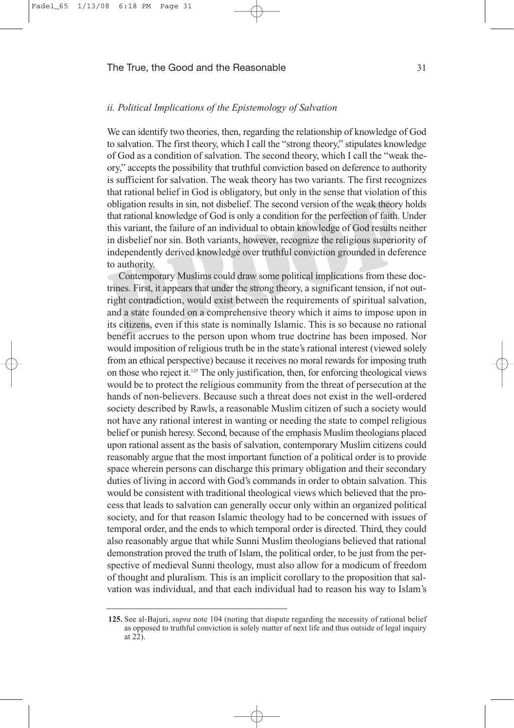### *ii. Political Implications of the Epistemology of Salvation*

We can identify two theories, then, regarding the relationship of knowledge of God to salvation. The first theory, which I call the "strong theory," stipulates knowledge of God as a condition of salvation. The second theory, which I call the "weak theory," accepts the possibility that truthful conviction based on deference to authority is sufficient for salvation. The weak theory has two variants. The first recognizes that rational belief in God is obligatory, but only in the sense that violation of this obligation results in sin, not disbelief. The second version of the weak theory holds that rational knowledge of God is only a condition for the perfection of faith. Under this variant, the failure of an individual to obtain knowledge of God results neither in disbelief nor sin. Both variants, however, recognize the religious superiority of independently derived knowledge over truthful conviction grounded in deference to authority.

Contemporary Muslims could draw some political implications from these doctrines. First, it appears that under the strong theory, a significant tension, if not outright contradiction, would exist between the requirements of spiritual salvation, and a state founded on a comprehensive theory which it aims to impose upon in its citizens, even if this state is nominally Islamic. This is so because no rational benefit accrues to the person upon whom true doctrine has been imposed. Nor would imposition of religious truth be in the state's rational interest (viewed solely from an ethical perspective) because it receives no moral rewards for imposing truth on those who reject it.[125] The only justification, then, for enforcing theological views would be to protect the religious community from the threat of persecution at the hands of non-believers. Because such a threat does not exist in the well-ordered society described by Rawls, a reasonable Muslim citizen of such a society would not have any rational interest in wanting or needing the state to compel religious belief or punish heresy. Second, because of the emphasis Muslim theologians placed upon rational assent as the basis of salvation, contemporary Muslim citizens could reasonably argue that the most important function of a political order is to provide space wherein persons can discharge this primary obligation and their secondary duties of living in accord with God's commands in order to obtain salvation. This would be consistent with traditional theological views which believed that the process that leads to salvation can generally occur only within an organized political society, and for that reason Islamic theology had to be concerned with issues of temporal order, and the ends to which temporal order is directed. Third, they could also reasonably argue that while Sunni Muslim theologians believed that rational demonstration proved the truth of Islam, the political order, to be just from the perspective of medieval Sunni theology, must also allow for a modicum of freedom of thought and pluralism. This is an implicit corollary to the proposition that salvation was individual, and that each individual had to reason his way to Islam's

---

**125.** See al-Bajuri, *supra* note 104 (noting that dispute regarding the necessity of rational belief as opposed to truthful conviction is solely matter of next life and thus outside of legal inquiry at 22).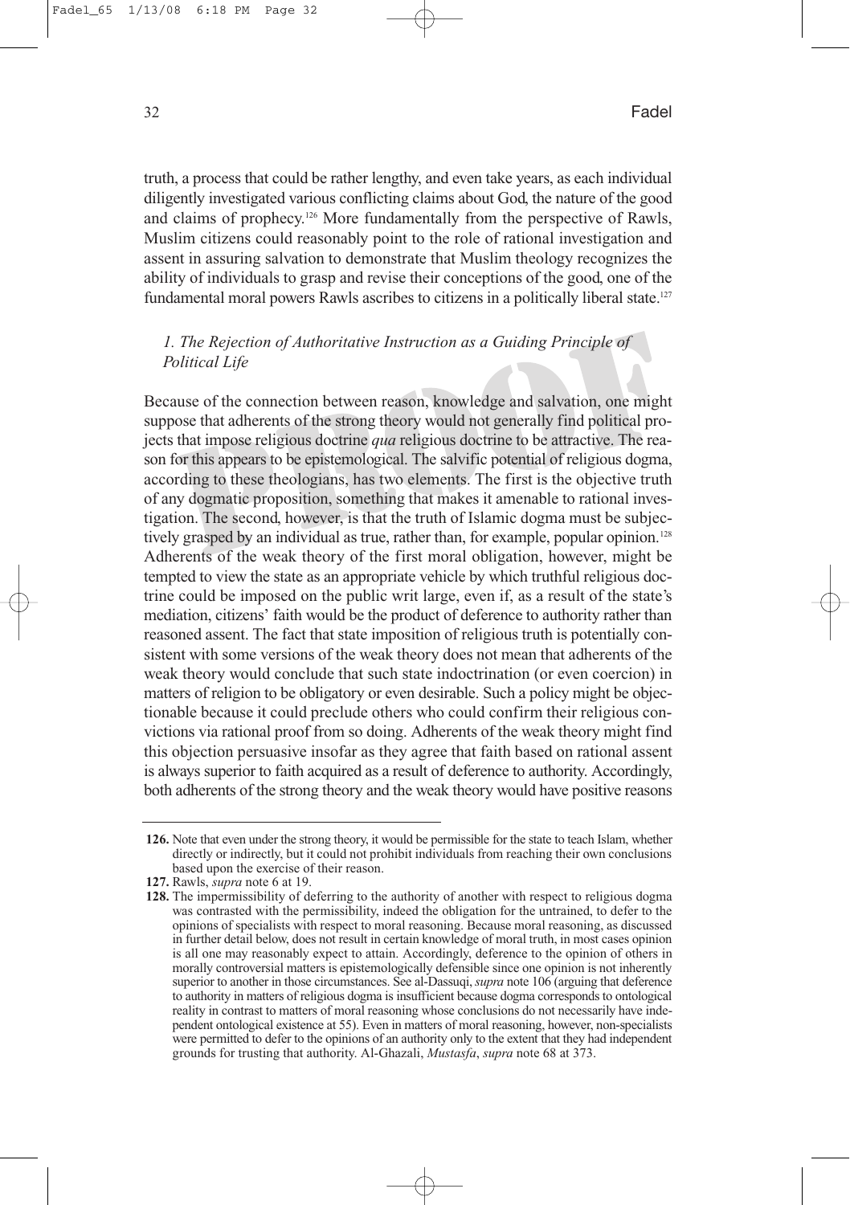truth, a process that could be rather lengthy, and even take years, as each individual diligently investigated various conflicting claims about God, the nature of the good and claims of prophecy.[126] More fundamentally from the perspective of Rawls, Muslim citizens could reasonably point to the role of rational investigation and assent in assuring salvation to demonstrate that Muslim theology recognizes the ability of individuals to grasp and revise their conceptions of the good, one of the fundamental moral powers Rawls ascribes to citizens in a politically liberal state.[127]

### *1. The Rejection of Authoritative Instruction as a Guiding Principle of Political Life*

Because of the connection between reason, knowledge and salvation, one might suppose that adherents of the strong theory would not generally find political projects that impose religious doctrine *qua* religious doctrine to be attractive. The reason for this appears to be epistemological. The salvific potential of religious dogma, according to these theologians, has two elements. The first is the objective truth of any dogmatic proposition, something that makes it amenable to rational investigation. The second, however, is that the truth of Islamic dogma must be subjectively grasped by an individual as true, rather than, for example, popular opinion.[128] Adherents of the weak theory of the first moral obligation, however, might be tempted to view the state as an appropriate vehicle by which truthful religious doctrine could be imposed on the public writ large, even if, as a result of the state's mediation, citizens' faith would be the product of deference to authority rather than reasoned assent. The fact that state imposition of religious truth is potentially consistent with some versions of the weak theory does not mean that adherents of the weak theory would conclude that such state indoctrination (or even coercion) in matters of religion to be obligatory or even desirable. Such a policy might be objectionable because it could preclude others who could confirm their religious convictions via rational proof from so doing. Adherents of the weak theory might find this objection persuasive insofar as they agree that faith based on rational assent is always superior to faith acquired as a result of deference to authority. Accordingly, both adherents of the strong theory and the weak theory would have positive reasons

---

**126.** Note that even under the strong theory, it would be permissible for the state to teach Islam, whether directly or indirectly, but it could not prohibit individuals from reaching their own conclusions based upon the exercise of their reason.

**127.** Rawls, *supra* note 6 at 19.

**128.** The impermissibility of deferring to the authority of another with respect to religious dogma was contrasted with the permissibility, indeed the obligation for the untrained, to defer to the opinions of specialists with respect to moral reasoning. Because moral reasoning, as discussed in further detail below, does not result in certain knowledge of moral truth, in most cases opinion is all one may reasonably expect to attain. Accordingly, deference to the opinion of others in morally controversial matters is epistemologically defensible since one opinion is not inherently superior to another in those circumstances. See al-Dassuqi, *supra* note 106 (arguing that deference to authority in matters of religious dogma is insufficient because dogma corresponds to ontological reality in contrast to matters of moral reasoning whose conclusions do not necessarily have independent ontological existence at 55). Even in matters of moral reasoning, however, non-specialists were permitted to defer to the opinions of an authority only to the extent that they had independent grounds for trusting that authority. Al-Ghazali, *Mustasfa*, *supra* note 68 at 373.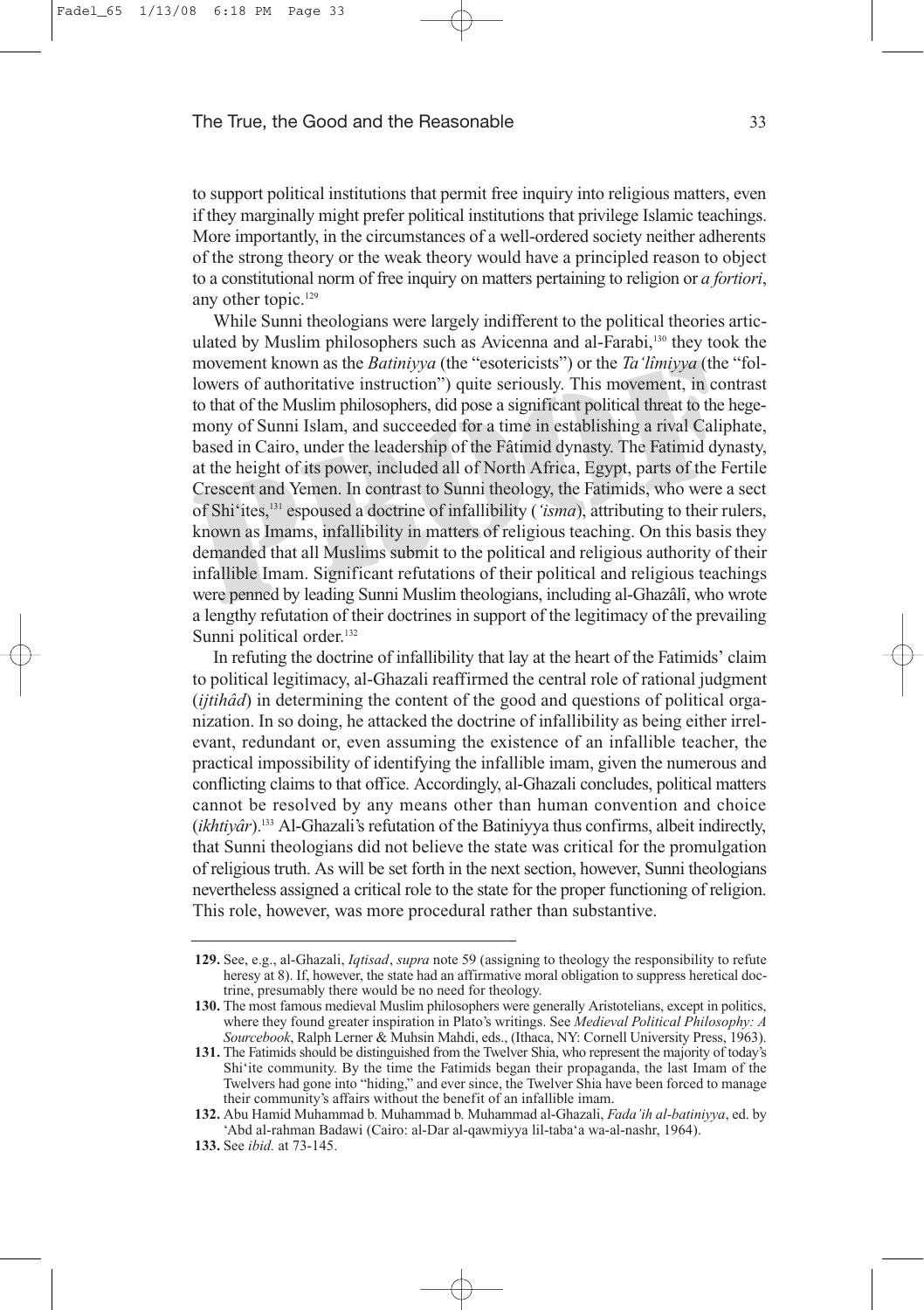to support political institutions that permit free inquiry into religious matters, even if they marginally might prefer political institutions that privilege Islamic teachings. More importantly, in the circumstances of a well-ordered society neither adherents of the strong theory or the weak theory would have a principled reason to object to a constitutional norm of free inquiry on matters pertaining to religion or *a fortiori*, any other topic.[129]

While Sunni theologians were largely indifferent to the political theories articulated by Muslim philosophers such as Avicenna and al-Farabi,[130] they took the movement known as the *Batiniyya* (the "esotericists") or the *Ta'lîmiyya* (the "followers of authoritative instruction") quite seriously. This movement, in contrast to that of the Muslim philosophers, did pose a significant political threat to the hegemony of Sunni Islam, and succeeded for a time in establishing a rival Caliphate, based in Cairo, under the leadership of the Fâtimid dynasty. The Fatimid dynasty, at the height of its power, included all of North Africa, Egypt, parts of the Fertile Crescent and Yemen. In contrast to Sunni theology, the Fatimids, who were a sect of Shi'ites,[131] espoused a doctrine of infallibility (*'isma*), attributing to their rulers, known as Imams, infallibility in matters of religious teaching. On this basis they demanded that all Muslims submit to the political and religious authority of their infallible Imam. Significant refutations of their political and religious teachings were penned by leading Sunni Muslim theologians, including al-Ghazâlî, who wrote a lengthy refutation of their doctrines in support of the legitimacy of the prevailing Sunni political order.[132]

In refuting the doctrine of infallibility that lay at the heart of the Fatimids' claim to political legitimacy, al-Ghazali reaffirmed the central role of rational judgment (*ijtihâd*) in determining the content of the good and questions of political organization. In so doing, he attacked the doctrine of infallibility as being either irrelevant, redundant or, even assuming the existence of an infallible teacher, the practical impossibility of identifying the infallible imam, given the numerous and conflicting claims to that office. Accordingly, al-Ghazali concludes, political matters cannot be resolved by any means other than human convention and choice (*ikhtiyâr*).[133] Al-Ghazali's refutation of the Batiniyya thus confirms, albeit indirectly, that Sunni theologians did not believe the state was critical for the promulgation of religious truth. As will be set forth in the next section, however, Sunni theologians nevertheless assigned a critical role to the state for the proper functioning of religion. This role, however, was more procedural rather than substantive.

---

**129.** See, e.g., al-Ghazali, *Iqtisad*, *supra* note 59 (assigning to theology the responsibility to refute heresy at 8). If, however, the state had an affirmative moral obligation to suppress heretical doctrine, presumably there would be no need for theology.

**130.** The most famous medieval Muslim philosophers were generally Aristotelians, except in politics, where they found greater inspiration in Plato's writings. See *Medieval Political Philosophy: A Sourcebook*, Ralph Lerner & Muhsin Mahdi, eds., (Ithaca, NY: Cornell University Press, 1963).

**131.** The Fatimids should be distinguished from the Twelver Shia, who represent the majority of today's Shi'ite community. By the time the Fatimids began their propaganda, the last Imam of the Twelvers had gone into "hiding," and ever since, the Twelver Shia have been forced to manage their community's affairs without the benefit of an infallible imam.

**132.** Abu Hamid Muhammad b. Muhammad b. Muhammad al-Ghazali, *Fada'ih al-batiniyya*, ed. by 'Abd al-rahman Badawi (Cairo: al-Dar al-qawmiyya lil-taba'a wa-al-nashr, 1964).

**133.** See *ibid.* at 73-145.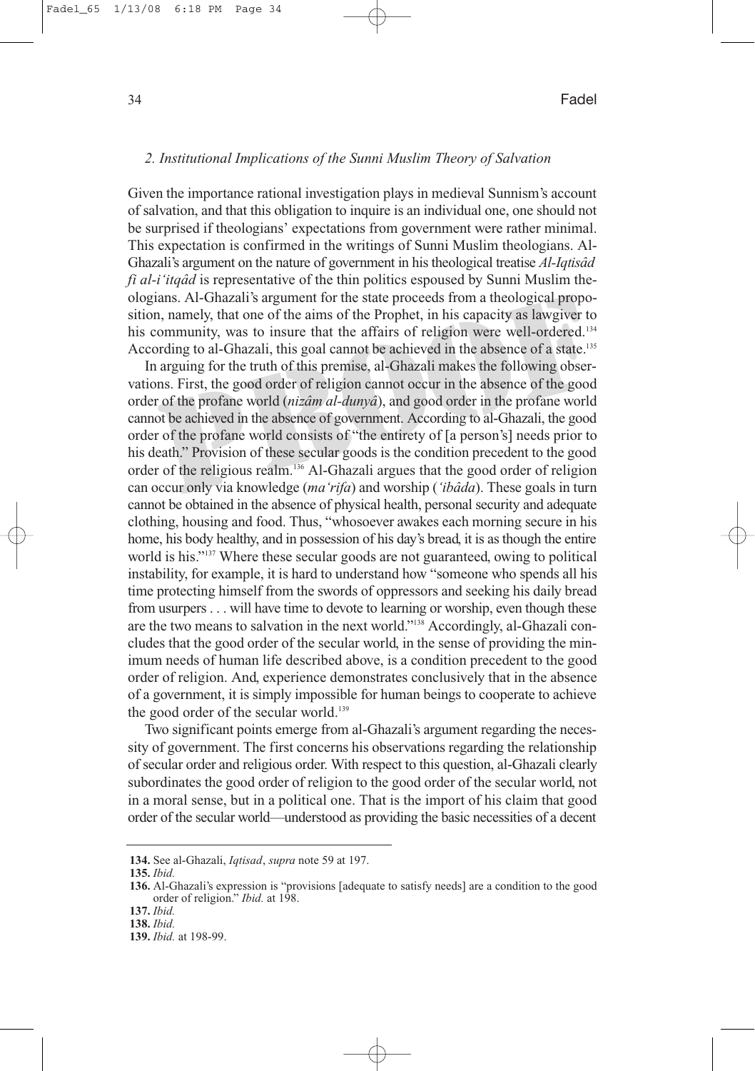### 2. Institutional Implications of the Sunni Muslim Theory of Salvation

Given the importance rational investigation plays in medieval Sunnism's account of salvation, and that this obligation to inquire is an individual one, one should not be surprised if theologians' expectations from government were rather minimal. This expectation is confirmed in the writings of Sunni Muslim theologians. Al-Ghazali's argument on the nature of government in his theological treatise *Al-Iqtisâd fi al-i'tiqâd* is representative of the thin politics espoused by Sunni Muslim theologians. Al-Ghazali's argument for the state proceeds from a theological proposition, namely, that one of the aims of the Prophet, in his capacity as lawgiver to his community, was to insure that the affairs of religion were well-ordered.[134] According to al-Ghazali, this goal cannot be achieved in the absence of a state.[135]

In arguing for the truth of this premise, al-Ghazali makes the following observations. First, the good order of religion cannot occur in the absence of the good order of the profane world (*nizâm al-dunyâ*), and good order in the profane world cannot be achieved in the absence of government. According to al-Ghazali, the good order of the profane world consists of "the entirety of [a person's] needs prior to his death." Provision of these secular goods is the condition precedent to the good order of the religious realm.[136] Al-Ghazali argues that the good order of religion can occur only via knowledge (*ma'rifa*) and worship (*'ibâda*). These goals in turn cannot be obtained in the absence of physical health, personal security and adequate clothing, housing and food. Thus, "whosoever awakes each morning secure in his home, his body healthy, and in possession of his day's bread, it is as though the entire world is his."[137] Where these secular goods are not guaranteed, owing to political instability, for example, it is hard to understand how "someone who spends all his time protecting himself from the swords of oppressors and seeking his daily bread from usurpers . . . will have time to devote to learning or worship, even though these are the two means to salvation in the next world."[138] Accordingly, al-Ghazali concludes that the good order of the secular world, in the sense of providing the minimum needs of human life described above, is a condition precedent to the good order of religion. And, experience demonstrates conclusively that in the absence of a government, it is simply impossible for human beings to cooperate to achieve the good order of the secular world.[139]

Two significant points emerge from al-Ghazali's argument regarding the necessity of government. The first concerns his observations regarding the relationship of secular order and religious order. With respect to this question, al-Ghazali clearly subordinates the good order of religion to the good order of the secular world, not in a moral sense, but in a political one. That is the import of his claim that good order of the secular world—understood as providing the basic necessities of a decent

---

**134.** See al-Ghazali, *Iqtisad*, *supra* note 59 at 197.

**135.** *Ibid.*

**136.** Al-Ghazali's expression is "provisions [adequate to satisfy needs] are a condition to the good order of religion." *Ibid.* at 198.

**137.** *Ibid.*

**138.** *Ibid.*

**139.** *Ibid.* at 198-99.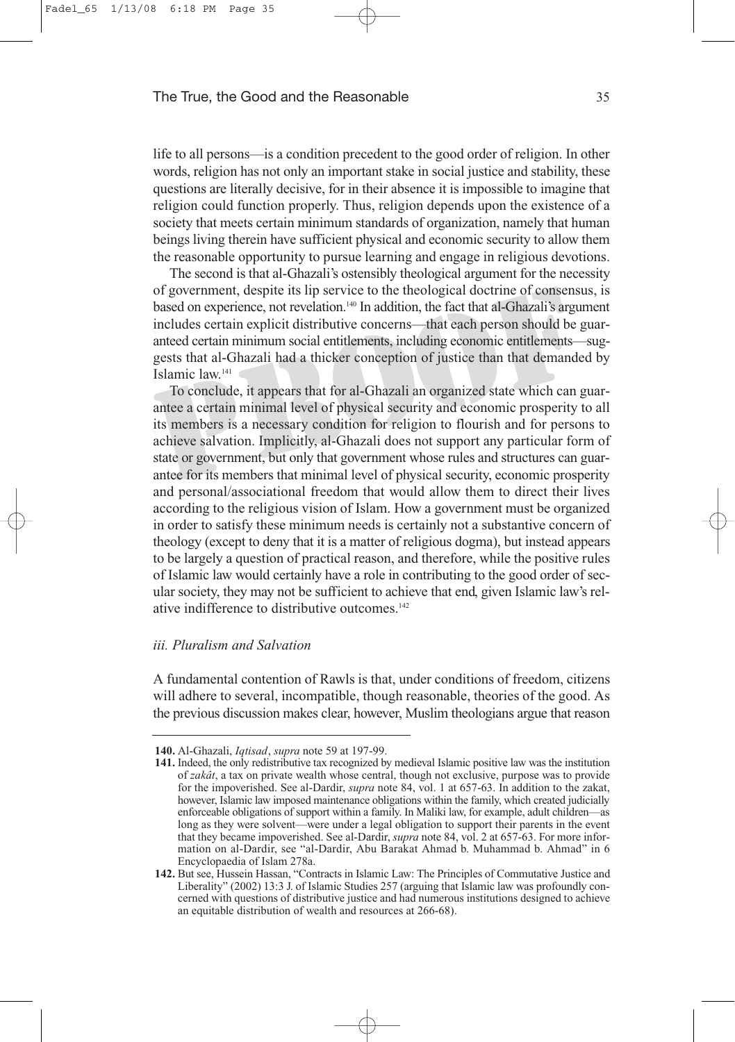life to all persons—is a condition precedent to the good order of religion. In other words, religion has not only an important stake in social justice and stability, these questions are literally decisive, for in their absence it is impossible to imagine that religion could function properly. Thus, religion depends upon the existence of a society that meets certain minimum standards of organization, namely that human beings living therein have sufficient physical and economic security to allow them the reasonable opportunity to pursue learning and engage in religious devotions.

The second is that al-Ghazali's ostensibly theological argument for the necessity of government, despite its lip service to the theological doctrine of consensus, is based on experience, not revelation.[140] In addition, the fact that al-Ghazali's argument includes certain explicit distributive concerns—that each person should be guaranteed certain minimum social entitlements, including economic entitlements—suggests that al-Ghazali had a thicker conception of justice than that demanded by Islamic law.[141]

To conclude, it appears that for al-Ghazali an organized state which can guarantee a certain minimal level of physical security and economic prosperity to all its members is a necessary condition for religion to flourish and for persons to achieve salvation. Implicitly, al-Ghazali does not support any particular form of state or government, but only that government whose rules and structures can guarantee for its members that minimal level of physical security, economic prosperity and personal/associational freedom that would allow them to direct their lives according to the religious vision of Islam. How a government must be organized in order to satisfy these minimum needs is certainly not a substantive concern of theology (except to deny that it is a matter of religious dogma), but instead appears to be largely a question of practical reason, and therefore, while the positive rules of Islamic law would certainly have a role in contributing to the good order of secular society, they may not be sufficient to achieve that end, given Islamic law's relative indifference to distributive outcomes.[142]

### *iii. Pluralism and Salvation*

A fundamental contention of Rawls is that, under conditions of freedom, citizens will adhere to several, incompatible, though reasonable, theories of the good. As the previous discussion makes clear, however, Muslim theologians argue that reason

---

**140.** Al-Ghazali, *Iqtisad*, *supra* note 59 at 197-99.

**141.** Indeed, the only redistributive tax recognized by medieval Islamic positive law was the institution of *zakât*, a tax on private wealth whose central, though not exclusive, purpose was to provide for the impoverished. See al-Dardir, *supra* note 84, vol. 1 at 657-63. In addition to the zakat, however, Islamic law imposed maintenance obligations within the family, which created judicially enforceable obligations of support within a family. In Maliki law, for example, adult children—as long as they were solvent—were under a legal obligation to support their parents in the event that they became impoverished. See al-Dardir, *supra* note 84, vol. 2 at 657-63. For more information on al-Dardir, see "al-Dardir, Abu Barakat Ahmad b. Muhammad b. Ahmad" in 6 Encyclopaedia of Islam 278a.

**142.** But see, Hussein Hassan, "Contracts in Islamic Law: The Principles of Commutative Justice and Liberality" (2002) 13:3 J. of Islamic Studies 257 (arguing that Islamic law was profoundly concerned with questions of distributive justice and had numerous institutions designed to achieve an equitable distribution of wealth and resources at 266-68).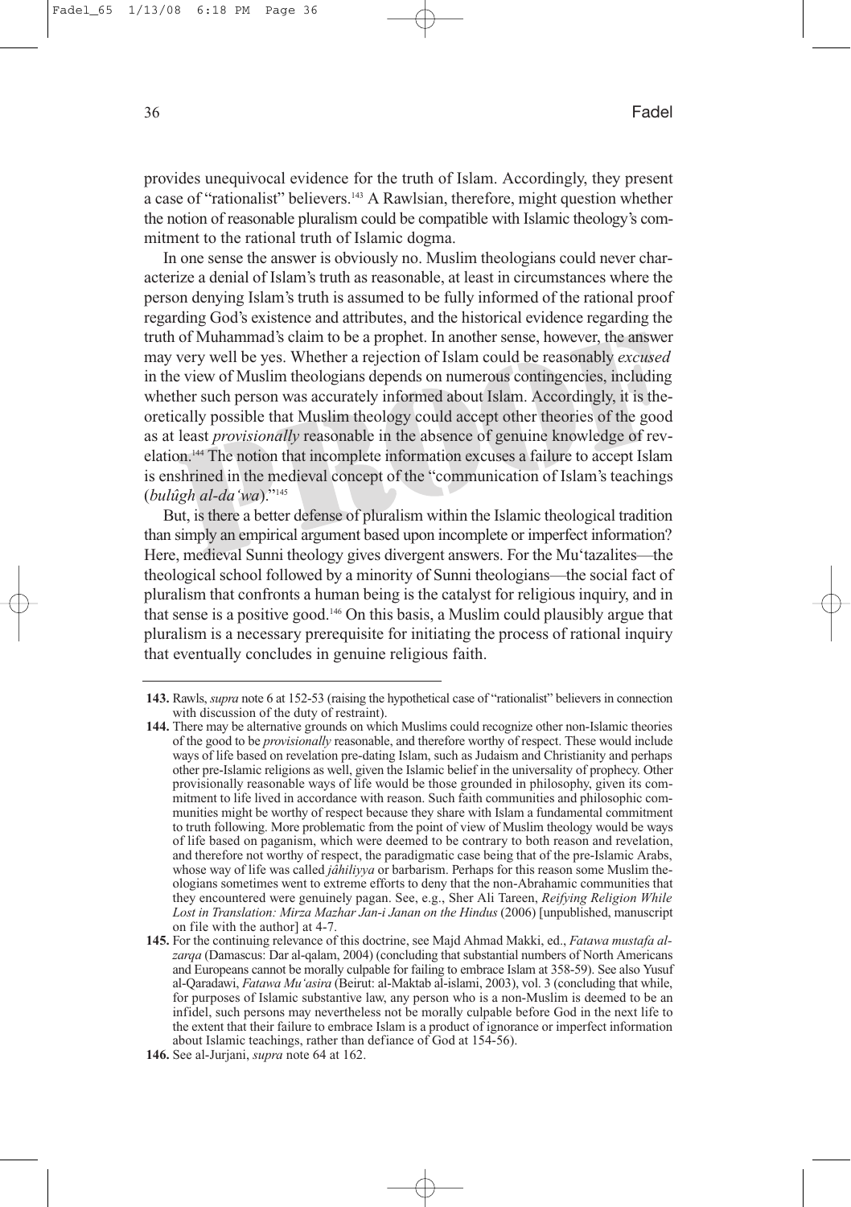provides unequivocal evidence for the truth of Islam. Accordingly, they present a case of "rationalist" believers.[143] A Rawlsian, therefore, might question whether the notion of reasonable pluralism could be compatible with Islamic theology's commitment to the rational truth of Islamic dogma.

In one sense the answer is obviously no. Muslim theologians could never characterize a denial of Islam's truth as reasonable, at least in circumstances where the person denying Islam's truth is assumed to be fully informed of the rational proof regarding God's existence and attributes, and the historical evidence regarding the truth of Muhammad's claim to be a prophet. In another sense, however, the answer may very well be yes. Whether a rejection of Islam could be reasonably *excused* in the view of Muslim theologians depends on numerous contingencies, including whether such person was accurately informed about Islam. Accordingly, it is theoretically possible that Muslim theology could accept other theories of the good as at least *provisionally* reasonable in the absence of genuine knowledge of revelation.[144] The notion that incomplete information excuses a failure to accept Islam is enshrined in the medieval concept of the "communication of Islam's teachings (*bulûgh al-da'wa*)."[145]

But, is there a better defense of pluralism within the Islamic theological tradition than simply an empirical argument based upon incomplete or imperfect information? Here, medieval Sunni theology gives divergent answers. For the Mu'tazalites—the theological school followed by a minority of Sunni theologians—the social fact of pluralism that confronts a human being is the catalyst for religious inquiry, and in that sense is a positive good.[146] On this basis, a Muslim could plausibly argue that pluralism is a necessary prerequisite for initiating the process of rational inquiry that eventually concludes in genuine religious faith.

---

**143.** Rawls, *supra* note 6 at 152-53 (raising the hypothetical case of "rationalist" believers in connection with discussion of the duty of restraint).

**144.** There may be alternative grounds on which Muslims could recognize other non-Islamic theories of the good to be *provisionally* reasonable, and therefore worthy of respect. These would include ways of life based on revelation pre-dating Islam, such as Judaism and Christianity and perhaps other pre-Islamic religions as well, given the Islamic belief in the universality of prophecy. Other provisionally reasonable ways of life would be those grounded in philosophy, given its commitment to life lived in accordance with reason. Such faith communities and philosophic communities might be worthy of respect because they share with Islam a fundamental commitment to truth following. More problematic from the point of view of Muslim theology would be ways of life based on paganism, which were deemed to be contrary to both reason and revelation, and therefore not worthy of respect, the paradigmatic case being that of the pre-Islamic Arabs, whose way of life was called *jâhiliyya* or barbarism. Perhaps for this reason some Muslim theologians sometimes went to extreme efforts to deny that the non-Abrahamic communities that they encountered were genuinely pagan. See, e.g., Sher Ali Tareen, *Reifying Religion While Lost in Translation: Mirza Mazhar Jan-i Janan on the Hindus* (2006) [unpublished, manuscript on file with the author] at 4-7.

**145.** For the continuing relevance of this doctrine, see Majd Ahmad Makki, ed., *Fatawa mustafa al-zarqa* (Damascus: Dar al-qalam, 2004) (concluding that substantial numbers of North Americans and Europeans cannot be morally culpable for failing to embrace Islam at 358-59). See also Yusuf al-Qaradawi, *Fatawa Mu'asira* (Beirut: al-Maktab al-islami, 2003), vol. 3 (concluding that while, for purposes of Islamic substantive law, any person who is a non-Muslim is deemed to be an infidel, such persons may nevertheless not be morally culpable before God in the next life to the extent that their failure to embrace Islam is a product of ignorance or imperfect information about Islamic teachings, rather than defiance of God at 154-56).

**146.** See al-Jurjani, *supra* note 64 at 162.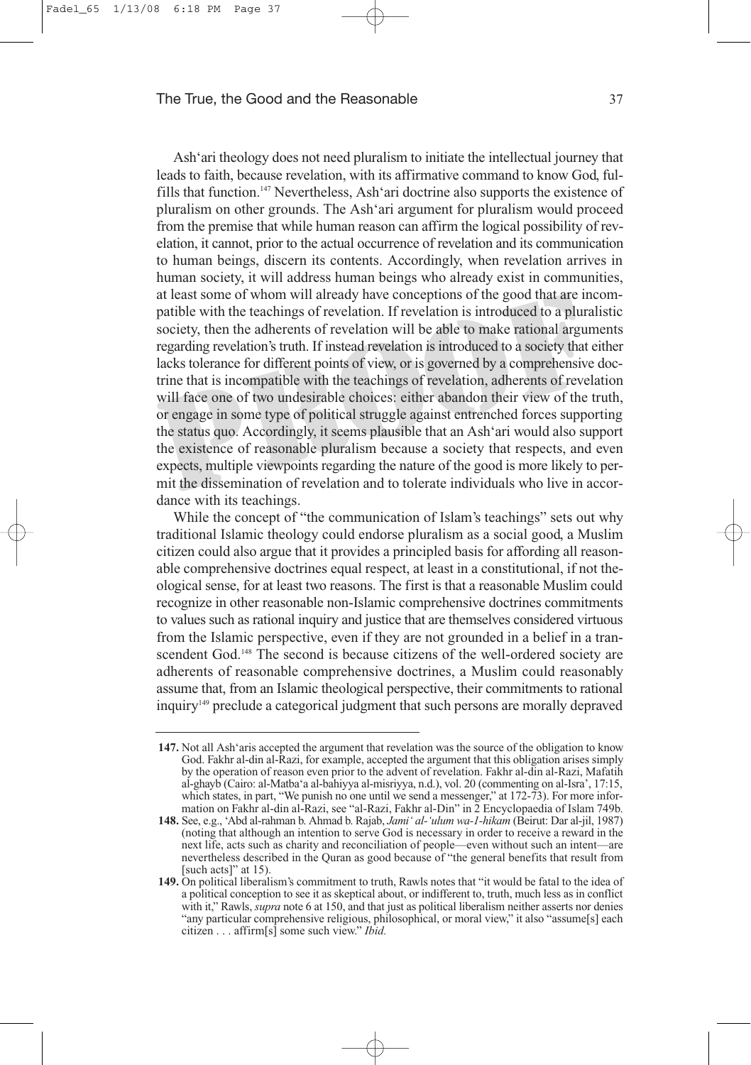Ash'ari theology does not need pluralism to initiate the intellectual journey that leads to faith, because revelation, with its affirmative command to know God, fulfills that function.[147] Nevertheless, Ash'ari doctrine also supports the existence of pluralism on other grounds. The Ash'ari argument for pluralism would proceed from the premise that while human reason can affirm the logical possibility of revelation, it cannot, prior to the actual occurrence of revelation and its communication to human beings, discern its contents. Accordingly, when revelation arrives in human society, it will address human beings who already exist in communities, at least some of whom will already have conceptions of the good that are incompatible with the teachings of revelation. If revelation is introduced to a pluralistic society, then the adherents of revelation will be able to make rational arguments regarding revelation's truth. If instead revelation is introduced to a society that either lacks tolerance for different points of view, or is governed by a comprehensive doctrine that is incompatible with the teachings of revelation, adherents of revelation will face one of two undesirable choices: either abandon their view of the truth, or engage in some type of political struggle against entrenched forces supporting the status quo. Accordingly, it seems plausible that an Ash'ari would also support the existence of reasonable pluralism because a society that respects, and even expects, multiple viewpoints regarding the nature of the good is more likely to permit the dissemination of revelation and to tolerate individuals who live in accordance with its teachings.

While the concept of "the communication of Islam's teachings" sets out why traditional Islamic theology could endorse pluralism as a social good, a Muslim citizen could also argue that it provides a principled basis for affording all reasonable comprehensive doctrines equal respect, at least in a constitutional, if not theological sense, for at least two reasons. The first is that a reasonable Muslim could recognize in other reasonable non-Islamic comprehensive doctrines commitments to values such as rational inquiry and justice that are themselves considered virtuous from the Islamic perspective, even if they are not grounded in a belief in a transcendent God.[148] The second is because citizens of the well-ordered society are adherents of reasonable comprehensive doctrines, a Muslim could reasonably assume that, from an Islamic theological perspective, their commitments to rational inquiry[149] preclude a categorical judgment that such persons are morally depraved

---

**147.** Not all Ash'aris accepted the argument that revelation was the source of the obligation to know God. Fakhr al-din al-Razi, for example, accepted the argument that this obligation arises simply by the operation of reason even prior to the advent of revelation. Fakhr al-din al-Razi, Mafatih al-ghayb (Cairo: al-Matba'a al-bahiyya al-misriyya, n.d.), vol. 20 (commenting on al-Isra', 17:15, which states, in part, "We punish no one until we send a messenger," at 172-73). For more information on Fakhr al-din al-Razi, see "al-Razi, Fakhr al-Din" in 2 Encyclopaedia of Islam 749b.

**148.** See, e.g., 'Abd al-rahman b. Ahmad b. Rajab, *Jami' al-'ulum wa-1-hikam* (Beirut: Dar al-jil, 1987) (noting that although an intention to serve God is necessary in order to receive a reward in the next life, acts such as charity and reconciliation of people—even without such an intent—are nevertheless described in the Quran as good because of "the general benefits that result from [such acts]" at 15).

**149.** On political liberalism's commitment to truth, Rawls notes that "it would be fatal to the idea of a political conception to see it as skeptical about, or indifferent to, truth, much less as in conflict with it," Rawls, *supra* note 6 at 150, and that just as political liberalism neither asserts nor denies "any particular comprehensive religious, philosophical, or moral view," it also "assume[s] each citizen . . . affirm[s] some such view." *Ibid.*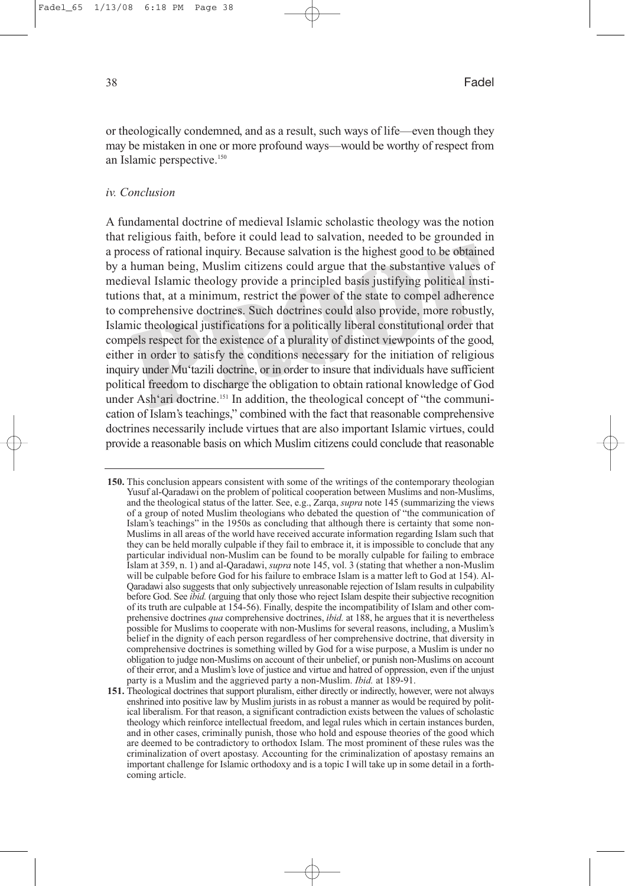or theologically condemned, and as a result, such ways of life—even though they may be mistaken in one or more profound ways—would be worthy of respect from an Islamic perspective.[150]

### *iv. Conclusion*

A fundamental doctrine of medieval Islamic scholastic theology was the notion that religious faith, before it could lead to salvation, needed to be grounded in a process of rational inquiry. Because salvation is the highest good to be obtained by a human being, Muslim citizens could argue that the substantive values of medieval Islamic theology provide a principled basis justifying political institutions that, at a minimum, restrict the power of the state to compel adherence to comprehensive doctrines. Such doctrines could also provide, more robustly, Islamic theological justifications for a politically liberal constitutional order that compels respect for the existence of a plurality of distinct viewpoints of the good, either in order to satisfy the conditions necessary for the initiation of religious inquiry under Mu'tazili doctrine, or in order to insure that individuals have sufficient political freedom to discharge the obligation to obtain rational knowledge of God under Ash'ari doctrine.[151] In addition, the theological concept of "the communication of Islam's teachings," combined with the fact that reasonable comprehensive doctrines necessarily include virtues that are also important Islamic virtues, could provide a reasonable basis on which Muslim citizens could conclude that reasonable

---

**150.** This conclusion appears consistent with some of the writings of the contemporary theologian Yusuf al-Qaradawi on the problem of political cooperation between Muslims and non-Muslims, and the theological status of the latter. See, e.g., Zarqa, *supra* note 145 (summarizing the views of a group of noted Muslim theologians who debated the question of "the communication of Islam's teachings" in the 1950s as concluding that although there is certainty that some non-Muslims in all areas of the world have received accurate information regarding Islam such that they can be held morally culpable if they fail to embrace it, it is impossible to conclude that any particular individual non-Muslim can be found to be morally culpable for failing to embrace Islam at 359, n. 1) and al-Qaradawi, *supra* note 145, vol. 3 (stating that whether a non-Muslim will be culpable before God for his failure to embrace Islam is a matter left to God at 154). Al-Qaradawi also suggests that only subjectively unreasonable rejection of Islam results in culpability before God. See *ibid.* (arguing that only those who reject Islam despite their subjective recognition of its truth are culpable at 154-56). Finally, despite the incompatibility of Islam and other comprehensive doctrines *qua* comprehensive doctrines, *ibid.* at 188, he argues that it is nevertheless possible for Muslims to cooperate with non-Muslims for several reasons, including, a Muslim's belief in the dignity of each person regardless of her comprehensive doctrine, that diversity in comprehensive doctrines is something willed by God for a wise purpose, a Muslim is under no obligation to judge non-Muslims on account of their unbelief, or punish non-Muslims on account of their error, and a Muslim's love of justice and virtue and hatred of oppression, even if the unjust party is a Muslim and the aggrieved party a non-Muslim. *Ibid.* at 189-91.

**151.** Theological doctrines that support pluralism, either directly or indirectly, however, were not always enshrined into positive law by Muslim jurists in as robust a manner as would be required by political liberalism. For that reason, a significant contradiction exists between the values of scholastic theology which reinforce intellectual freedom, and legal rules which in certain instances burden, and in other cases, criminally punish, those who hold and espouse theories of the good which are deemed to be contradictory to orthodox Islam. The most prominent of these rules was the criminalization of overt apostasy. Accounting for the criminalization of apostasy remains an important challenge for Islamic orthodoxy and is a topic I will take up in some detail in a forthcoming article.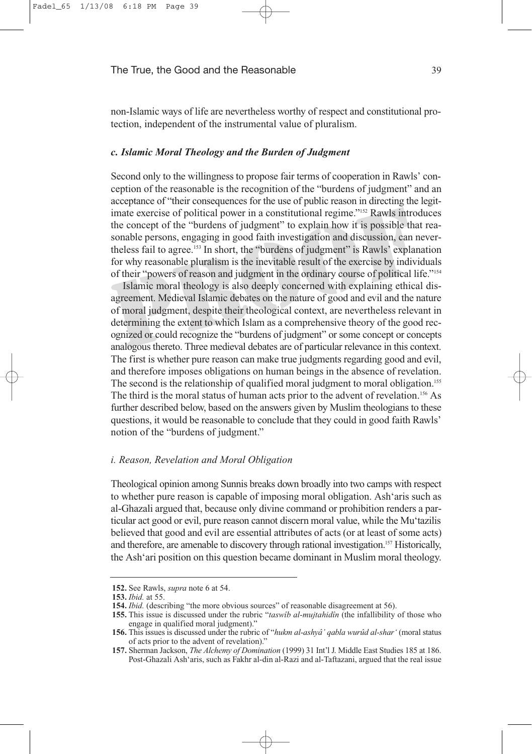non-Islamic ways of life are nevertheless worthy of respect and constitutional protection, independent of the instrumental value of pluralism.

### *c. Islamic Moral Theology and the Burden of Judgment*

Second only to the willingness to propose fair terms of cooperation in Rawls' conception of the reasonable is the recognition of the "burdens of judgment" and an acceptance of "their consequences for the use of public reason in directing the legitimate exercise of political power in a constitutional regime."[152] Rawls introduces the concept of the "burdens of judgment" to explain how it is possible that reasonable persons, engaging in good faith investigation and discussion, can nevertheless fail to agree.[153] In short, the "burdens of judgment" is Rawls' explanation for why reasonable pluralism is the inevitable result of the exercise by individuals of their "powers of reason and judgment in the ordinary course of political life."[154]

Islamic moral theology is also deeply concerned with explaining ethical disagreement. Medieval Islamic debates on the nature of good and evil and the nature of moral judgment, despite their theological context, are nevertheless relevant in determining the extent to which Islam as a comprehensive theory of the good recognized or could recognize the "burdens of judgment" or some concept or concepts analogous thereto. Three medieval debates are of particular relevance in this context. The first is whether pure reason can make true judgments regarding good and evil, and therefore imposes obligations on human beings in the absence of revelation. The second is the relationship of qualified moral judgment to moral obligation.[155] The third is the moral status of human acts prior to the advent of revelation.[156] As further described below, based on the answers given by Muslim theologians to these questions, it would be reasonable to conclude that they could in good faith Rawls' notion of the "burdens of judgment."

#### *i. Reason, Revelation and Moral Obligation*

Theological opinion among Sunnis breaks down broadly into two camps with respect to whether pure reason is capable of imposing moral obligation. Ash'aris such as al-Ghazali argued that, because only divine command or prohibition renders a particular act good or evil, pure reason cannot discern moral value, while the Mu'tazilis believed that good and evil are essential attributes of acts (or at least of some acts) and therefore, are amenable to discovery through rational investigation.[157] Historically, the Ash'ari position on this question became dominant in Muslim moral theology.

---

**152.** See Rawls, *supra* note 6 at 54.

**153.** *Ibid.* at 55.

**154.** *Ibid.* (describing "the more obvious sources" of reasonable disagreement at 56).

**155.** This issue is discussed under the rubric "*taswîb al-mujtahidîn* (the infallibility of those who engage in qualified moral judgment)."

**156.** This issues is discussed under the rubric of "*hukm al-ashyâ' qabla wurûd al-shar'* (moral status of acts prior to the advent of revelation)."

**157.** Sherman Jackson, *The Alchemy of Domination* (1999) 31 Int'l J. Middle East Studies 185 at 186. Post-Ghazali Ash'aris, such as Fakhr al-din al-Razi and al-Taftazani, argued that the real issue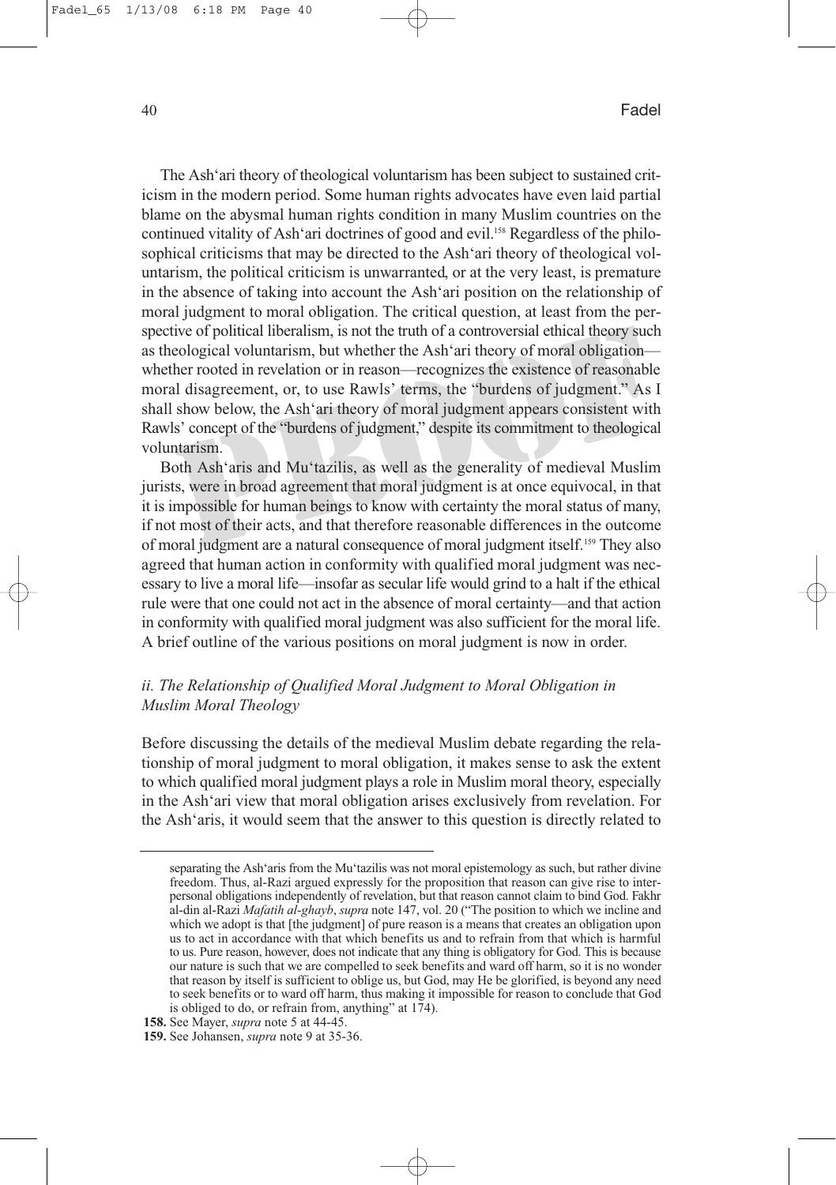The Ash'ari theory of theological voluntarism has been subject to sustained criticism in the modern period. Some human rights advocates have even laid partial blame on the abysmal human rights condition in many Muslim countries on the continued vitality of Ash'ari doctrines of good and evil.[158] Regardless of the philosophical criticisms that may be directed to the Ash'ari theory of theological voluntarism, the political criticism is unwarranted, or at the very least, is premature in the absence of taking into account the Ash'ari position on the relationship of moral judgment to moral obligation. The critical question, at least from the perspective of political liberalism, is not the truth of a controversial ethical theory such as theological voluntarism, but whether the Ash'ari theory of moral obligation—whether rooted in revelation or in reason—recognizes the existence of reasonable moral disagreement, or, to use Rawls' terms, the "burdens of judgment." As I shall show below, the Ash'ari theory of moral judgment appears consistent with Rawls' concept of the "burdens of judgment," despite its commitment to theological voluntarism.

Both Ash'aris and Mu'tazilis, as well as the generality of medieval Muslim jurists, were in broad agreement that moral judgment is at once equivocal, in that it is impossible for human beings to know with certainty the moral status of many, if not most of their acts, and that therefore reasonable differences in the outcome of moral judgment are a natural consequence of moral judgment itself.[159] They also agreed that human action in conformity with qualified moral judgment was necessary to live a moral life—insofar as secular life would grind to a halt if the ethical rule were that one could not act in the absence of moral certainty—and that action in conformity with qualified moral judgment was also sufficient for the moral life. A brief outline of the various positions on moral judgment is now in order.

### *ii. The Relationship of Qualified Moral Judgment to Moral Obligation in Muslim Moral Theology*

Before discussing the details of the medieval Muslim debate regarding the relationship of moral judgment to moral obligation, it makes sense to ask the extent to which qualified moral judgment plays a role in Muslim moral theory, especially in the Ash'ari view that moral obligation arises exclusively from revelation. For the Ash'aris, it would seem that the answer to this question is directly related to

---

separating the Ash'aris from the Mu'tazilis was not moral epistemology as such, but rather divine freedom. Thus, al-Razi argued expressly for the proposition that reason can give rise to interpersonal obligations independently of revelation, but that reason cannot claim to bind God. Fakhr al-din al-Razi *Mafatih al-ghayb*, *supra* note 147, vol. 20 ("The position to which we incline and which we adopt is that [the judgment] of pure reason is a means that creates an obligation upon us to act in accordance with that which benefits us and to refrain from that which is harmful to us. Pure reason, however, does not indicate that any thing is obligatory for God. This is because our nature is such that we are compelled to seek benefits and ward off harm, so it is no wonder that reason by itself is sufficient to oblige us, but God, may He be glorified, is beyond any need to seek benefits or to ward off harm, thus making it impossible for reason to conclude that God is obliged to do, or refrain from, anything" at 174).

**158.** See Mayer, *supra* note 5 at 44-45.

**159.** See Johansen, *supra* note 9 at 35-36.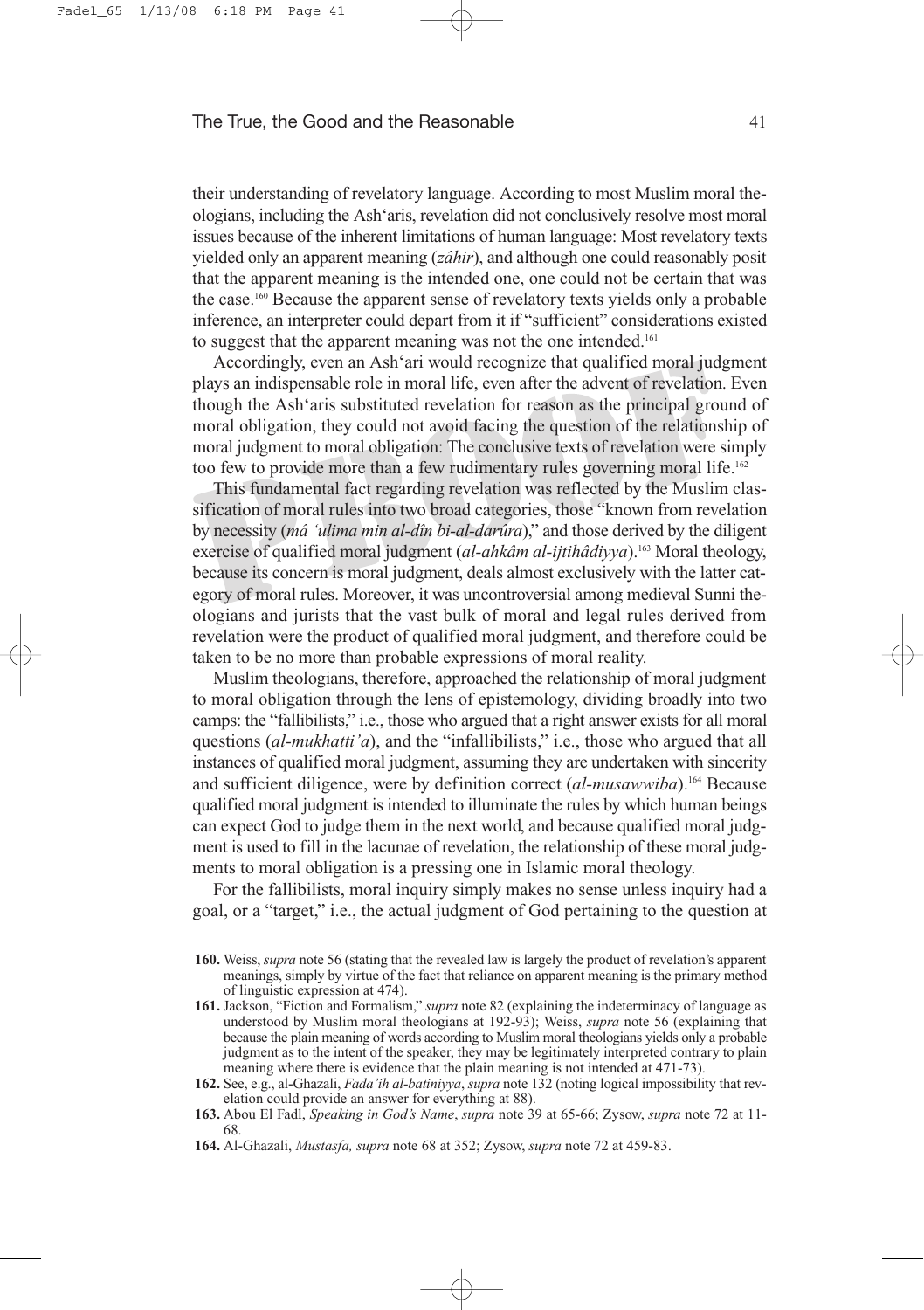their understanding of revelatory language. According to most Muslim moral theologians, including the Ash'aris, revelation did not conclusively resolve most moral issues because of the inherent limitations of human language: Most revelatory texts yielded only an apparent meaning (*zâhir*), and although one could reasonably posit that the apparent meaning is the intended one, one could not be certain that was the case.[160] Because the apparent sense of revelatory texts yields only a probable inference, an interpreter could depart from it if "sufficient" considerations existed to suggest that the apparent meaning was not the one intended.[161]

Accordingly, even an Ash'ari would recognize that qualified moral judgment plays an indispensable role in moral life, even after the advent of revelation. Even though the Ash'aris substituted revelation for reason as the principal ground of moral obligation, they could not avoid facing the question of the relationship of moral judgment to moral obligation: The conclusive texts of revelation were simply too few to provide more than a few rudimentary rules governing moral life.[162]

This fundamental fact regarding revelation was reflected by the Muslim classification of moral rules into two broad categories, those "known from revelation by necessity (*mâ 'ulima min al-dîn bi-al-darûra*)," and those derived by the diligent exercise of qualified moral judgment (*al-ahkâm al-ijtihâdiyya*).[163] Moral theology, because its concern is moral judgment, deals almost exclusively with the latter category of moral rules. Moreover, it was uncontroversial among medieval Sunni theologians and jurists that the vast bulk of moral and legal rules derived from revelation were the product of qualified moral judgment, and therefore could be taken to be no more than probable expressions of moral reality.

Muslim theologians, therefore, approached the relationship of moral judgment to moral obligation through the lens of epistemology, dividing broadly into two camps: the "fallibilists," i.e., those who argued that a right answer exists for all moral questions (*al-mukhatti'a*), and the "infallibilists," i.e., those who argued that all instances of qualified moral judgment, assuming they are undertaken with sincerity and sufficient diligence, were by definition correct (*al-musawwiba*).[164] Because qualified moral judgment is intended to illuminate the rules by which human beings can expect God to judge them in the next world, and because qualified moral judgment is used to fill in the lacunae of revelation, the relationship of these moral judgments to moral obligation is a pressing one in Islamic moral theology.

For the fallibilists, moral inquiry simply makes no sense unless inquiry had a goal, or a "target," i.e., the actual judgment of God pertaining to the question at

---

**160.** Weiss, *supra* note 56 (stating that the revealed law is largely the product of revelation's apparent meanings, simply by virtue of the fact that reliance on apparent meaning is the primary method of linguistic expression at 474).

**161.** Jackson, "Fiction and Formalism," *supra* note 82 (explaining the indeterminacy of language as understood by Muslim moral theologians at 192-93); Weiss, *supra* note 56 (explaining that because the plain meaning of words according to Muslim moral theologians yields only a probable judgment as to the intent of the speaker, they may be legitimately interpreted contrary to plain meaning where there is evidence that the plain meaning is not intended at 471-73).

**162.** See, e.g., al-Ghazali, *Fada'ih al-batiniyya*, *supra* note 132 (noting logical impossibility that revelation could provide an answer for everything at 88).

**163.** Abou El Fadl, *Speaking in God's Name*, *supra* note 39 at 65-66; Zysow, *supra* note 72 at 11-68.

**164.** Al-Ghazali, *Mustasfa, supra* note 68 at 352; Zysow, *supra* note 72 at 459-83.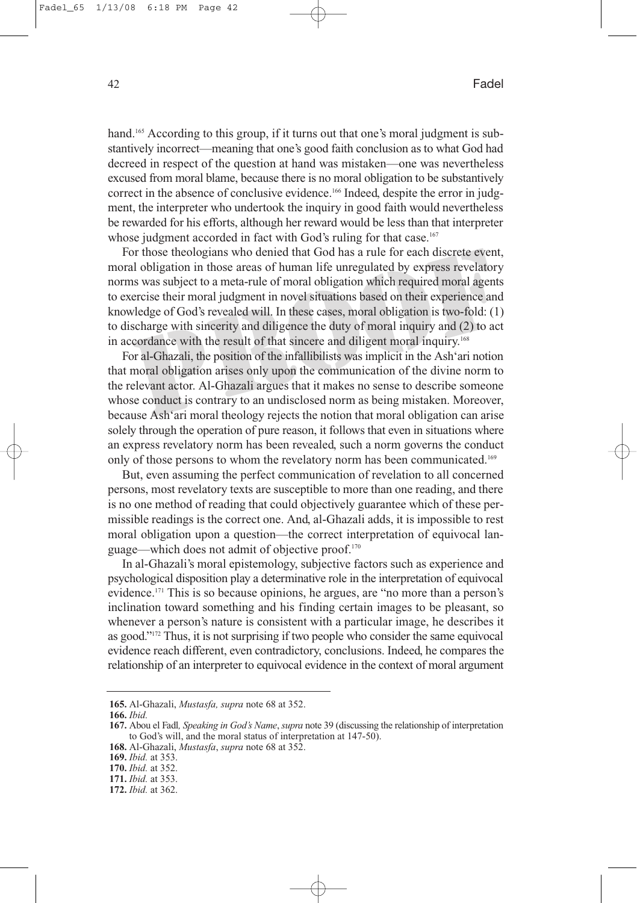hand.[165] According to this group, if it turns out that one's moral judgment is substantively incorrect—meaning that one's good faith conclusion as to what God had decreed in respect of the question at hand was mistaken—one was nevertheless excused from moral blame, because there is no moral obligation to be substantively correct in the absence of conclusive evidence.[166] Indeed, despite the error in judgment, the interpreter who undertook the inquiry in good faith would nevertheless be rewarded for his efforts, although her reward would be less than that interpreter whose judgment accorded in fact with God's ruling for that case.[167]

For those theologians who denied that God has a rule for each discrete event, moral obligation in those areas of human life unregulated by express revelatory norms was subject to a meta-rule of moral obligation which required moral agents to exercise their moral judgment in novel situations based on their experience and knowledge of God's revealed will. In these cases, moral obligation is two-fold: (1) to discharge with sincerity and diligence the duty of moral inquiry and (2) to act in accordance with the result of that sincere and diligent moral inquiry.[168]

For al-Ghazali, the position of the infallibilists was implicit in the Ash'ari notion that moral obligation arises only upon the communication of the divine norm to the relevant actor. Al-Ghazali argues that it makes no sense to describe someone whose conduct is contrary to an undisclosed norm as being mistaken. Moreover, because Ash'ari moral theology rejects the notion that moral obligation can arise solely through the operation of pure reason, it follows that even in situations where an express revelatory norm has been revealed, such a norm governs the conduct only of those persons to whom the revelatory norm has been communicated.[169]

But, even assuming the perfect communication of revelation to all concerned persons, most revelatory texts are susceptible to more than one reading, and there is no one method of reading that could objectively guarantee which of these permissible readings is the correct one. And, al-Ghazali adds, it is impossible to rest moral obligation upon a question—the correct interpretation of equivocal language—which does not admit of objective proof.[170]

In al-Ghazali's moral epistemology, subjective factors such as experience and psychological disposition play a determinative role in the interpretation of equivocal evidence.[171] This is so because opinions, he argues, are "no more than a person's inclination toward something and his finding certain images to be pleasant, so whenever a person's nature is consistent with a particular image, he describes it as good."[172] Thus, it is not surprising if two people who consider the same equivocal evidence reach different, even contradictory, conclusions. Indeed, he compares the relationship of an interpreter to equivocal evidence in the context of moral argument

---

**165.** Al-Ghazali, *Mustasfa, supra* note 68 at 352.

**166.** *Ibid.*

**167.** Abou el Fadl*, Speaking in God's Name*, *supra* note 39 (discussing the relationship of interpretation to God's will, and the moral status of interpretation at 147-50).

**168.** Al-Ghazali, *Mustasfa*, *supra* note 68 at 352.

**169.** *Ibid.* at 353.

**170.** *Ibid.* at 352.

**171.** *Ibid.* at 353.

**172.** *Ibid.* at 362.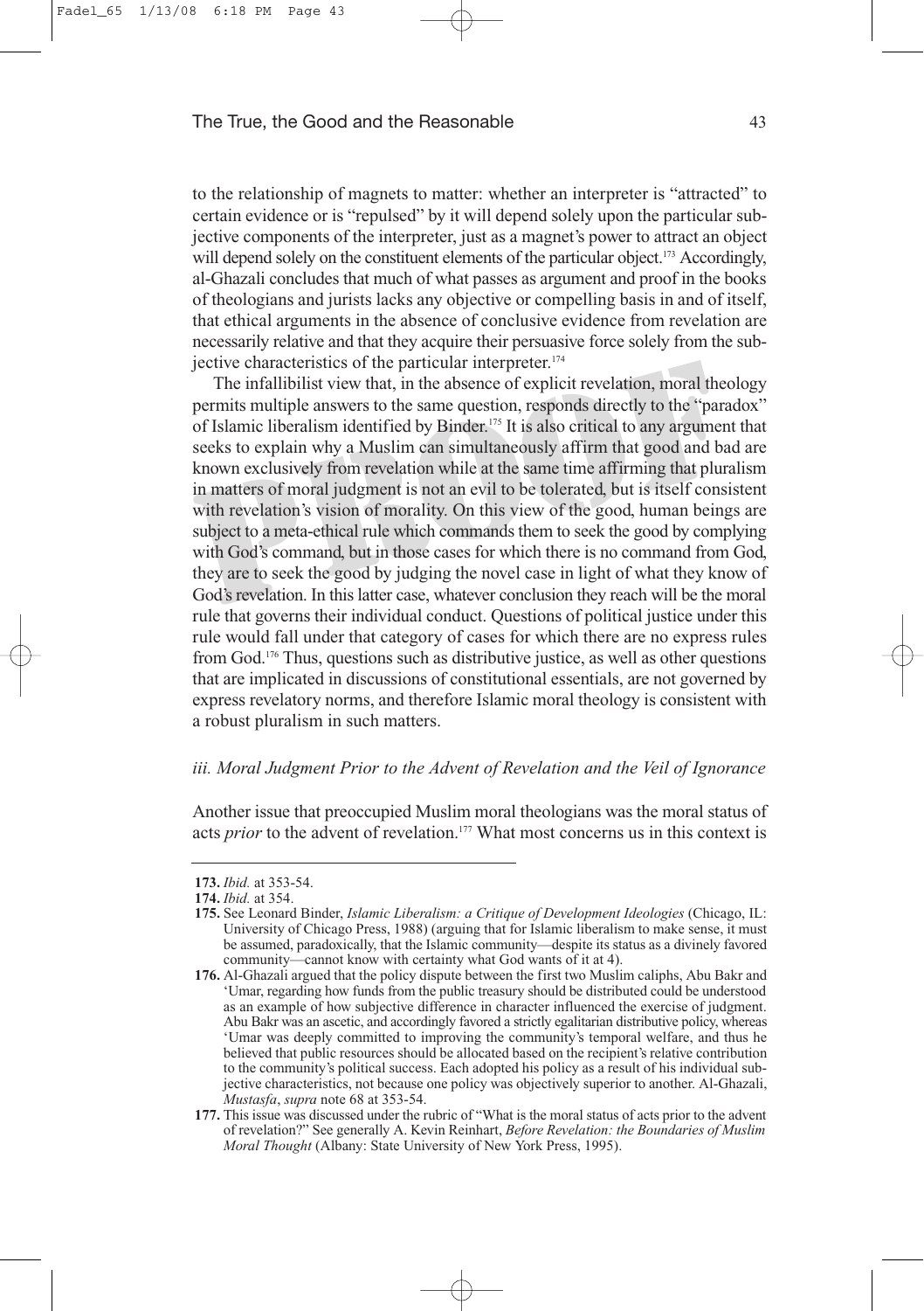to the relationship of magnets to matter: whether an interpreter is "attracted" to certain evidence or is "repulsed" by it will depend solely upon the particular subjective components of the interpreter, just as a magnet's power to attract an object will depend solely on the constituent elements of the particular object.[173] Accordingly, al-Ghazali concludes that much of what passes as argument and proof in the books of theologians and jurists lacks any objective or compelling basis in and of itself, that ethical arguments in the absence of conclusive evidence from revelation are necessarily relative and that they acquire their persuasive force solely from the subjective characteristics of the particular interpreter.[174]

The infallibilist view that, in the absence of explicit revelation, moral theology permits multiple answers to the same question, responds directly to the "paradox" of Islamic liberalism identified by Binder.[175] It is also critical to any argument that seeks to explain why a Muslim can simultaneously affirm that good and bad are known exclusively from revelation while at the same time affirming that pluralism in matters of moral judgment is not an evil to be tolerated, but is itself consistent with revelation's vision of morality. On this view of the good, human beings are subject to a meta-ethical rule which commands them to seek the good by complying with God's command, but in those cases for which there is no command from God, they are to seek the good by judging the novel case in light of what they know of God's revelation. In this latter case, whatever conclusion they reach will be the moral rule that governs their individual conduct. Questions of political justice under this rule would fall under that category of cases for which there are no express rules from God.[176] Thus, questions such as distributive justice, as well as other questions that are implicated in discussions of constitutional essentials, are not governed by express revelatory norms, and therefore Islamic moral theology is consistent with a robust pluralism in such matters.

### *iii. Moral Judgment Prior to the Advent of Revelation and the Veil of Ignorance*

Another issue that preoccupied Muslim moral theologians was the moral status of acts *prior* to the advent of revelation.[177] What most concerns us in this context is

---

**173.** *Ibid.* at 353-54.

**174.** *Ibid.* at 354.

**175.** See Leonard Binder, *Islamic Liberalism: a Critique of Development Ideologies* (Chicago, IL: University of Chicago Press, 1988) (arguing that for Islamic liberalism to make sense, it must be assumed, paradoxically, that the Islamic community—despite its status as a divinely favored community—cannot know with certainty what God wants of it at 4).

**176.** Al-Ghazali argued that the policy dispute between the first two Muslim caliphs, Abu Bakr and 'Umar, regarding how funds from the public treasury should be distributed could be understood as an example of how subjective difference in character influenced the exercise of judgment. Abu Bakr was an ascetic, and accordingly favored a strictly egalitarian distributive policy, whereas 'Umar was deeply committed to improving the community's temporal welfare, and thus he believed that public resources should be allocated based on the recipient's relative contribution to the community's political success. Each adopted his policy as a result of his individual subjective characteristics, not because one policy was objectively superior to another. Al-Ghazali, *Mustasfa*, *supra* note 68 at 353-54.

**177.** This issue was discussed under the rubric of "What is the moral status of acts prior to the advent of revelation?" See generally A. Kevin Reinhart, *Before Revelation: the Boundaries of Muslim Moral Thought* (Albany: State University of New York Press, 1995).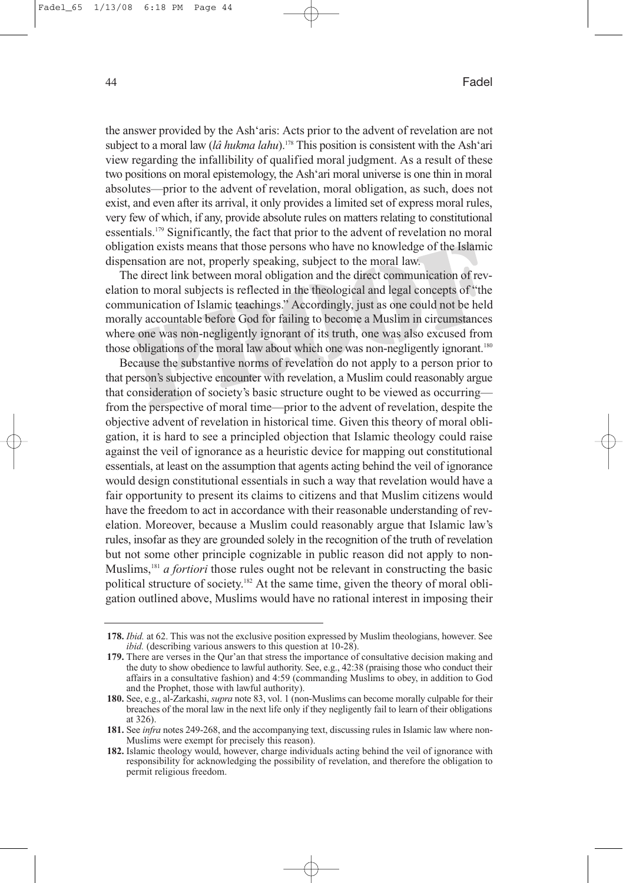the answer provided by the Ash'aris: Acts prior to the advent of revelation are not subject to a moral law (*lâ hukma lahu*).[178] This position is consistent with the Ash'ari view regarding the infallibility of qualified moral judgment. As a result of these two positions on moral epistemology, the Ash'ari moral universe is one thin in moral absolutes—prior to the advent of revelation, moral obligation, as such, does not exist, and even after its arrival, it only provides a limited set of express moral rules, very few of which, if any, provide absolute rules on matters relating to constitutional essentials.[179] Significantly, the fact that prior to the advent of revelation no moral obligation exists means that those persons who have no knowledge of the Islamic dispensation are not, properly speaking, subject to the moral law.

The direct link between moral obligation and the direct communication of revelation to moral subjects is reflected in the theological and legal concepts of "the communication of Islamic teachings." Accordingly, just as one could not be held morally accountable before God for failing to become a Muslim in circumstances where one was non-negligently ignorant of its truth, one was also excused from those obligations of the moral law about which one was non-negligently ignorant.[180]

Because the substantive norms of revelation do not apply to a person prior to that person's subjective encounter with revelation, a Muslim could reasonably argue that consideration of society's basic structure ought to be viewed as occurring—from the perspective of moral time—prior to the advent of revelation, despite the objective advent of revelation in historical time. Given this theory of moral obligation, it is hard to see a principled objection that Islamic theology could raise against the veil of ignorance as a heuristic device for mapping out constitutional essentials, at least on the assumption that agents acting behind the veil of ignorance would design constitutional essentials in such a way that revelation would have a fair opportunity to present its claims to citizens and that Muslim citizens would have the freedom to act in accordance with their reasonable understanding of revelation. Moreover, because a Muslim could reasonably argue that Islamic law's rules, insofar as they are grounded solely in the recognition of the truth of revelation but not some other principle cognizable in public reason did not apply to non-Muslims,[181] *a fortiori* those rules ought not be relevant in constructing the basic political structure of society.[182] At the same time, given the theory of moral obligation outlined above, Muslims would have no rational interest in imposing their

---

**178.** *Ibid.* at 62. This was not the exclusive position expressed by Muslim theologians, however. See *ibid.* (describing various answers to this question at 10-28).

**179.** There are verses in the Qur'an that stress the importance of consultative decision making and the duty to show obedience to lawful authority. See, e.g., 42:38 (praising those who conduct their affairs in a consultative fashion) and 4:59 (commanding Muslims to obey, in addition to God and the Prophet, those with lawful authority).

**180.** See, e.g., al-Zarkashi, *supra* note 83, vol. 1 (non-Muslims can become morally culpable for their breaches of the moral law in the next life only if they negligently fail to learn of their obligations at 326).

**181.** See *infra* notes 249-268, and the accompanying text, discussing rules in Islamic law where non-Muslims were exempt for precisely this reason).

**182.** Islamic theology would, however, charge individuals acting behind the veil of ignorance with responsibility for acknowledging the possibility of revelation, and therefore the obligation to permit religious freedom.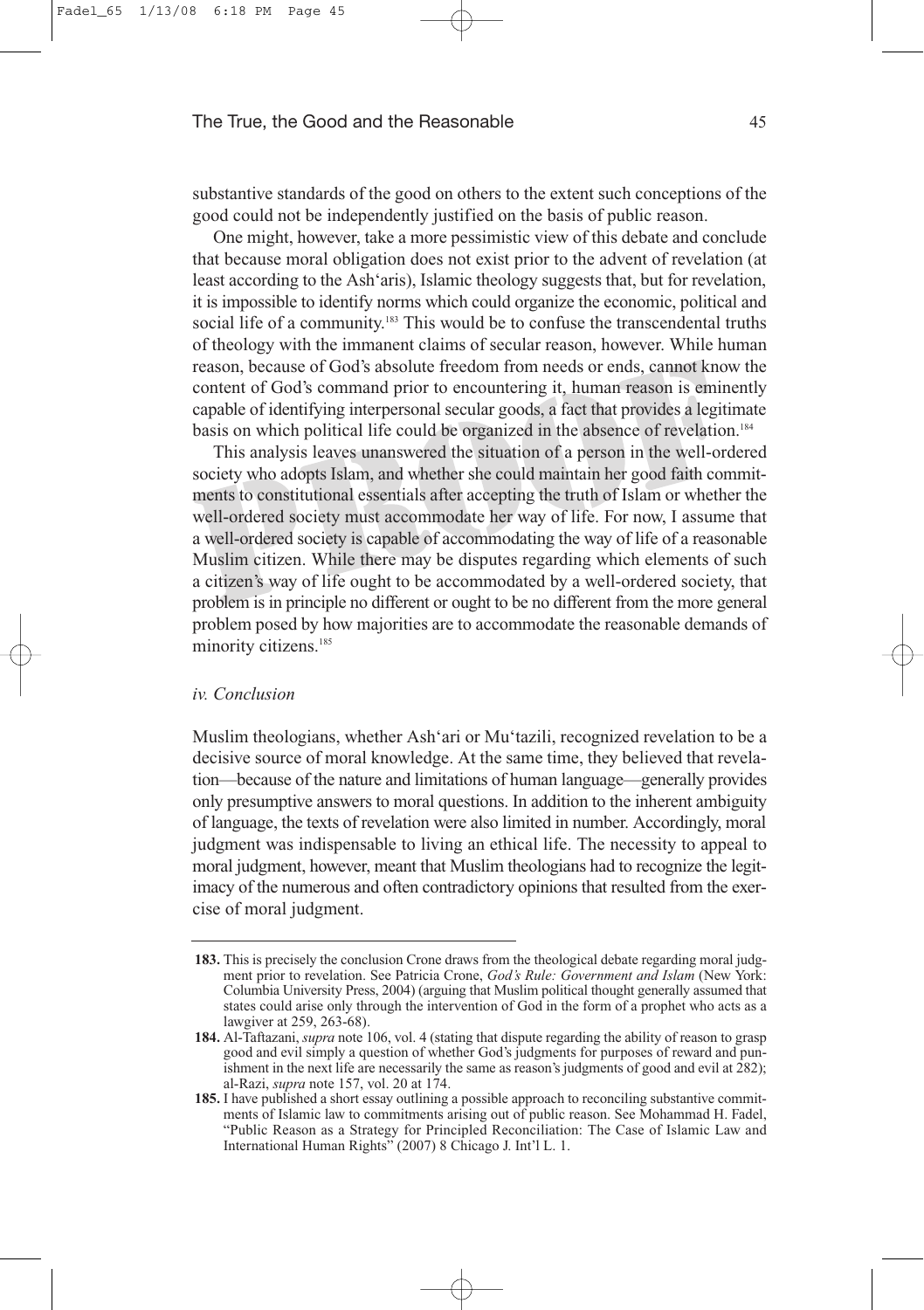substantive standards of the good on others to the extent such conceptions of the good could not be independently justified on the basis of public reason.

One might, however, take a more pessimistic view of this debate and conclude that because moral obligation does not exist prior to the advent of revelation (at least according to the Ash'aris), Islamic theology suggests that, but for revelation, it is impossible to identify norms which could organize the economic, political and social life of a community.[183] This would be to confuse the transcendental truths of theology with the immanent claims of secular reason, however. While human reason, because of God's absolute freedom from needs or ends, cannot know the content of God's command prior to encountering it, human reason is eminently capable of identifying interpersonal secular goods, a fact that provides a legitimate basis on which political life could be organized in the absence of revelation.[184]

This analysis leaves unanswered the situation of a person in the well-ordered society who adopts Islam, and whether she could maintain her good faith commitments to constitutional essentials after accepting the truth of Islam or whether the well-ordered society must accommodate her way of life. For now, I assume that a well-ordered society is capable of accommodating the way of life of a reasonable Muslim citizen. While there may be disputes regarding which elements of such a citizen's way of life ought to be accommodated by a well-ordered society, that problem is in principle no different or ought to be no different from the more general problem posed by how majorities are to accommodate the reasonable demands of minority citizens.[185]

*iv. Conclusion*

Muslim theologians, whether Ash'ari or Mu'tazili, recognized revelation to be a decisive source of moral knowledge. At the same time, they believed that revelation—because of the nature and limitations of human language—generally provides only presumptive answers to moral questions. In addition to the inherent ambiguity of language, the texts of revelation were also limited in number. Accordingly, moral judgment was indispensable to living an ethical life. The necessity to appeal to moral judgment, however, meant that Muslim theologians had to recognize the legitimacy of the numerous and often contradictory opinions that resulted from the exercise of moral judgment.

---

**183.** This is precisely the conclusion Crone draws from the theological debate regarding moral judgment prior to revelation. See Patricia Crone, *God's Rule: Government and Islam* (New York: Columbia University Press, 2004) (arguing that Muslim political thought generally assumed that states could arise only through the intervention of God in the form of a prophet who acts as a lawgiver at 259, 263-68).

**184.** Al-Taftazani, *supra* note 106, vol. 4 (stating that dispute regarding the ability of reason to grasp good and evil simply a question of whether God's judgments for purposes of reward and punishment in the next life are necessarily the same as reason's judgments of good and evil at 282); al-Razi, *supra* note 157, vol. 20 at 174.

**185.** I have published a short essay outlining a possible approach to reconciling substantive commitments of Islamic law to commitments arising out of public reason. See Mohammad H. Fadel, "Public Reason as a Strategy for Principled Reconciliation: The Case of Islamic Law and International Human Rights" (2007) 8 Chicago J. Int'l L. 1.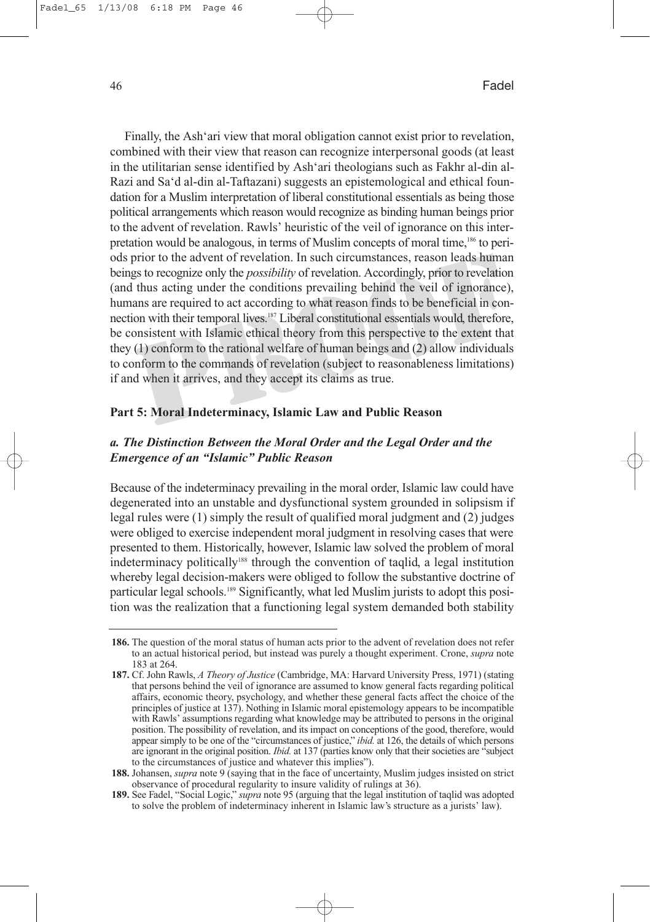Finally, the Ash'ari view that moral obligation cannot exist prior to revelation, combined with their view that reason can recognize interpersonal goods (at least in the utilitarian sense identified by Ash'ari theologians such as Fakhr al-din al-Razi and Sa'd al-din al-Taftazani) suggests an epistemological and ethical foundation for a Muslim interpretation of liberal constitutional essentials as being those political arrangements which reason would recognize as binding human beings prior to the advent of revelation. Rawls' heuristic of the veil of ignorance on this interpretation would be analogous, in terms of Muslim concepts of moral time,[186] to periods prior to the advent of revelation. In such circumstances, reason leads human beings to recognize only the *possibility* of revelation. Accordingly, prior to revelation (and thus acting under the conditions prevailing behind the veil of ignorance), humans are required to act according to what reason finds to be beneficial in connection with their temporal lives.[187] Liberal constitutional essentials would, therefore, be consistent with Islamic ethical theory from this perspective to the extent that they (1) conform to the rational welfare of human beings and (2) allow individuals to conform to the commands of revelation (subject to reasonableness limitations) if and when it arrives, and they accept its claims as true.

## Part 5: Moral Indeterminacy, Islamic Law and Public Reason

### *a. The Distinction Between the Moral Order and the Legal Order and the Emergence of an "Islamic" Public Reason*

Because of the indeterminacy prevailing in the moral order, Islamic law could have degenerated into an unstable and dysfunctional system grounded in solipsism if legal rules were (1) simply the result of qualified moral judgment and (2) judges were obliged to exercise independent moral judgment in resolving cases that were presented to them. Historically, however, Islamic law solved the problem of moral indeterminacy politically[188] through the convention of taqlid, a legal institution whereby legal decision-makers were obliged to follow the substantive doctrine of particular legal schools.[189] Significantly, what led Muslim jurists to adopt this position was the realization that a functioning legal system demanded both stability

---

**186.** The question of the moral status of human acts prior to the advent of revelation does not refer to an actual historical period, but instead was purely a thought experiment. Crone, *supra* note 183 at 264.

**187.** Cf. John Rawls, *A Theory of Justice* (Cambridge, MA: Harvard University Press, 1971) (stating that persons behind the veil of ignorance are assumed to know general facts regarding political affairs, economic theory, psychology, and whether these general facts affect the choice of the principles of justice at 137). Nothing in Islamic moral epistemology appears to be incompatible with Rawls' assumptions regarding what knowledge may be attributed to persons in the original position. The possibility of revelation, and its impact on conceptions of the good, therefore, would appear simply to be one of the "circumstances of justice," *ibid.* at 126, the details of which persons are ignorant in the original position. *Ibid.* at 137 (parties know only that their societies are "subject to the circumstances of justice and whatever this implies").

**188.** Johansen, *supra* note 9 (saying that in the face of uncertainty, Muslim judges insisted on strict observance of procedural regularity to insure validity of rulings at 36).

**189.** See Fadel, "Social Logic," *supra* note 95 (arguing that the legal institution of taqlid was adopted to solve the problem of indeterminacy inherent in Islamic law's structure as a jurists' law).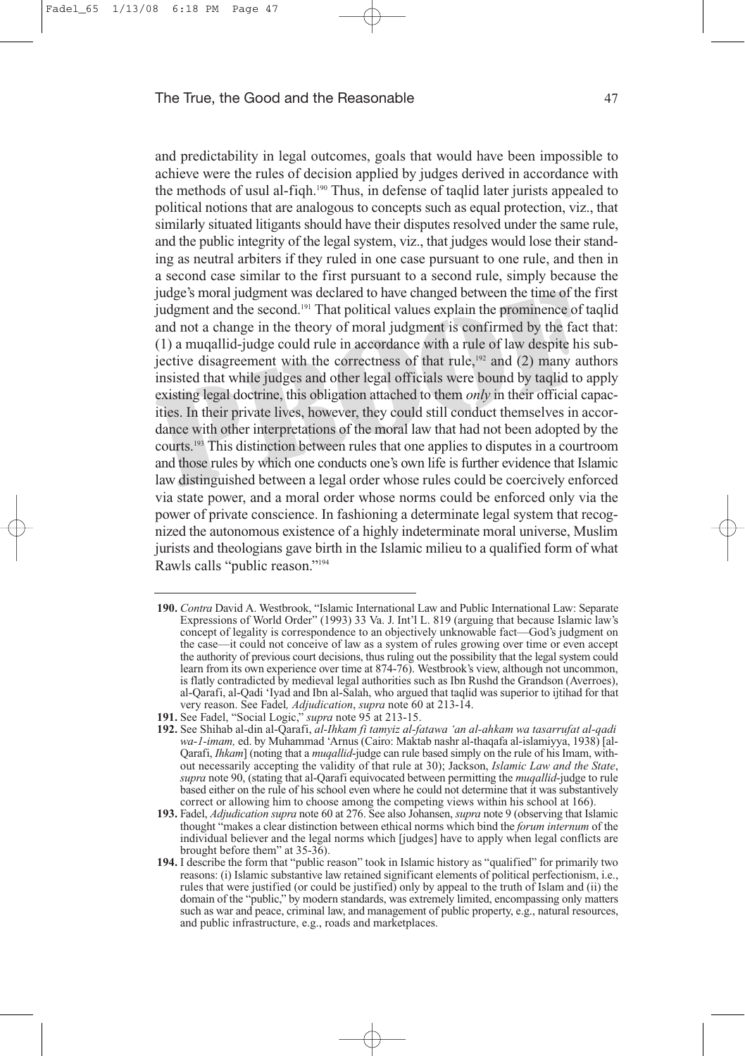and predictability in legal outcomes, goals that would have been impossible to achieve were the rules of decision applied by judges derived in accordance with the methods of usul al-fiqh.[190] Thus, in defense of taqlid later jurists appealed to political notions that are analogous to concepts such as equal protection, viz., that similarly situated litigants should have their disputes resolved under the same rule, and the public integrity of the legal system, viz., that judges would lose their standing as neutral arbiters if they ruled in one case pursuant to one rule, and then in a second case similar to the first pursuant to a second rule, simply because the judge's moral judgment was declared to have changed between the time of the first judgment and the second.[191] That political values explain the prominence of taqlid and not a change in the theory of moral judgment is confirmed by the fact that: (1) a muqallid-judge could rule in accordance with a rule of law despite his subjective disagreement with the correctness of that rule,[192] and (2) many authors insisted that while judges and other legal officials were bound by taqlid to apply existing legal doctrine, this obligation attached to them *only* in their official capacities. In their private lives, however, they could still conduct themselves in accordance with other interpretations of the moral law that had not been adopted by the courts.[193] This distinction between rules that one applies to disputes in a courtroom and those rules by which one conducts one's own life is further evidence that Islamic law distinguished between a legal order whose rules could be coercively enforced via state power, and a moral order whose norms could be enforced only via the power of private conscience. In fashioning a determinate legal system that recognized the autonomous existence of a highly indeterminate moral universe, Muslim jurists and theologians gave birth in the Islamic milieu to a qualified form of what Rawls calls "public reason."[194]

---

**190.** *Contra* David A. Westbrook, "Islamic International Law and Public International Law: Separate Expressions of World Order" (1993) 33 Va. J. Int'l L. 819 (arguing that because Islamic law's concept of legality is correspondence to an objectively unknowable fact—God's judgment on the case—it could not conceive of law as a system of rules growing over time or even accept the authority of previous court decisions, thus ruling out the possibility that the legal system could learn from its own experience over time at 874-76). Westbrook's view, although not uncommon, is flatly contradicted by medieval legal authorities such as Ibn Rushd the Grandson (Averroes), al-Qarafi, al-Qadi 'Iyad and Ibn al-Salah, who argued that taqlid was superior to ijtihad for that very reason. See Fadel*, Adjudication*, *supra* note 60 at 213-14.

**191.** See Fadel, "Social Logic," *supra* note 95 at 213-15.

**192.** See Shihab al-din al-Qarafi, *al-Ihkam fi tamyiz al-fatawa 'an al-ahkam wa tasarrufat al-qadi wa-1-imam,* ed. by Muhammad 'Arnus (Cairo: Maktab nashr al-thaqafa al-islamiyya, 1938) [al-Qarafi, *Ihkam*] (noting that a *muqallid*-judge can rule based simply on the rule of his Imam, without necessarily accepting the validity of that rule at 30); Jackson, *Islamic Law and the State*, *supra* note 90, (stating that al-Qarafi equivocated between permitting the *muqallid*-judge to rule based either on the rule of his school even where he could not determine that it was substantively correct or allowing him to choose among the competing views within his school at 166).

**193.** Fadel, *Adjudication supra* note 60 at 276. See also Johansen, *supra* note 9 (observing that Islamic thought "makes a clear distinction between ethical norms which bind the *forum internum* of the individual believer and the legal norms which [judges] have to apply when legal conflicts are brought before them" at 35-36).

**194.** I describe the form that "public reason" took in Islamic history as "qualified" for primarily two reasons: (i) Islamic substantive law retained significant elements of political perfectionism, i.e., rules that were justified (or could be justified) only by appeal to the truth of Islam and (ii) the domain of the "public," by modern standards, was extremely limited, encompassing only matters such as war and peace, criminal law, and management of public property, e.g., natural resources, and public infrastructure, e.g., roads and marketplaces.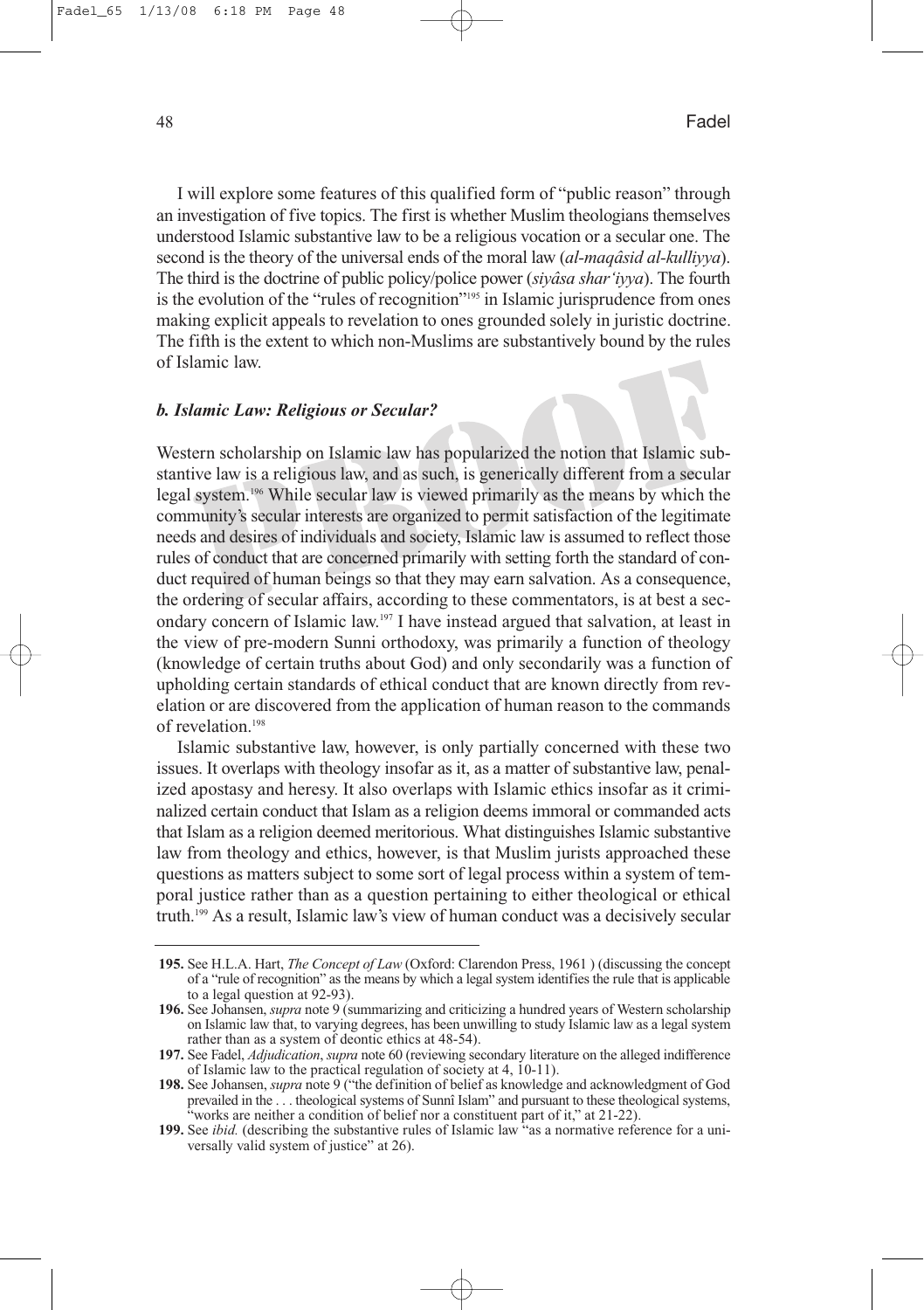I will explore some features of this qualified form of "public reason" through an investigation of five topics. The first is whether Muslim theologians themselves understood Islamic substantive law to be a religious vocation or a secular one. The second is the theory of the universal ends of the moral law (*al-maqâsid al-kulliyya*). The third is the doctrine of public policy/police power (*siyâsa shar'iyya*). The fourth is the evolution of the "rules of recognition"[195] in Islamic jurisprudence from ones making explicit appeals to revelation to ones grounded solely in juristic doctrine. The fifth is the extent to which non-Muslims are substantively bound by the rules of Islamic law.

### *b. Islamic Law: Religious or Secular?*

Western scholarship on Islamic law has popularized the notion that Islamic substantive law is a religious law, and as such, is generically different from a secular legal system.[196] While secular law is viewed primarily as the means by which the community's secular interests are organized to permit satisfaction of the legitimate needs and desires of individuals and society, Islamic law is assumed to reflect those rules of conduct that are concerned primarily with setting forth the standard of conduct required of human beings so that they may earn salvation. As a consequence, the ordering of secular affairs, according to these commentators, is at best a secondary concern of Islamic law.[197] I have instead argued that salvation, at least in the view of pre-modern Sunni orthodoxy, was primarily a function of theology (knowledge of certain truths about God) and only secondarily was a function of upholding certain standards of ethical conduct that are known directly from revelation or are discovered from the application of human reason to the commands of revelation.[198]

Islamic substantive law, however, is only partially concerned with these two issues. It overlaps with theology insofar as it, as a matter of substantive law, penalized apostasy and heresy. It also overlaps with Islamic ethics insofar as it criminalized certain conduct that Islam as a religion deems immoral or commanded acts that Islam as a religion deemed meritorious. What distinguishes Islamic substantive law from theology and ethics, however, is that Muslim jurists approached these questions as matters subject to some sort of legal process within a system of temporal justice rather than as a question pertaining to either theological or ethical truth.[199] As a result, Islamic law's view of human conduct was a decisively secular

**195.** See H.L.A. Hart, *The Concept of Law* (Oxford: Clarendon Press, 1961 ) (discussing the concept of a "rule of recognition" as the means by which a legal system identifies the rule that is applicable to a legal question at 92-93).

**196.** See Johansen, *supra* note 9 (summarizing and criticizing a hundred years of Western scholarship on Islamic law that, to varying degrees, has been unwilling to study Islamic law as a legal system rather than as a system of deontic ethics at 48-54).

**197.** See Fadel, *Adjudication*, *supra* note 60 (reviewing secondary literature on the alleged indifference of Islamic law to the practical regulation of society at 4, 10-11).

**198.** See Johansen, *supra* note 9 ("the definition of belief as knowledge and acknowledgment of God prevailed in the . . . theological systems of Sunnî Islam" and pursuant to these theological systems, "works are neither a condition of belief nor a constituent part of it," at 21-22).

**199.** See *ibid.* (describing the substantive rules of Islamic law "as a normative reference for a universally valid system of justice" at 26).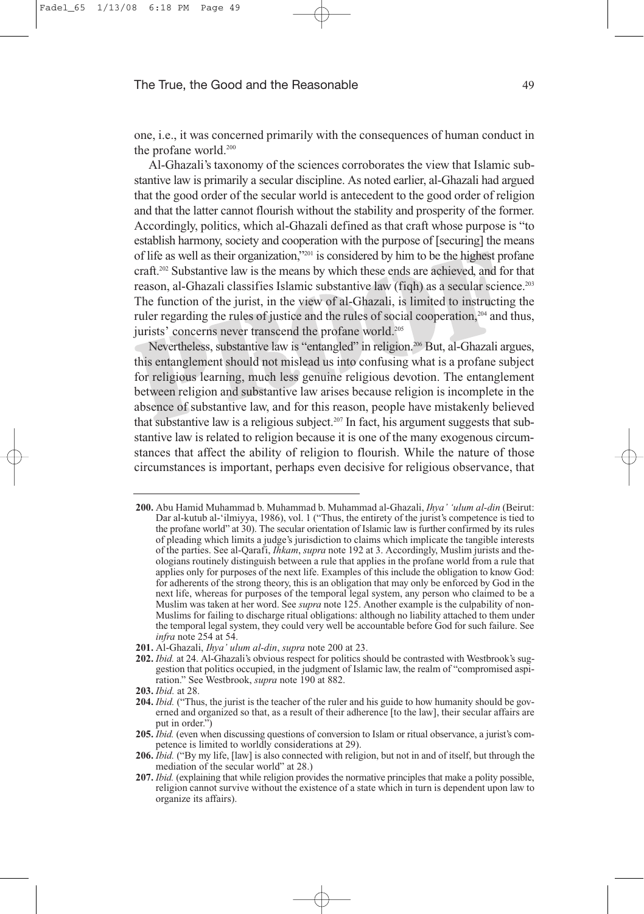one, i.e., it was concerned primarily with the consequences of human conduct in the profane world.[200]

Al-Ghazali's taxonomy of the sciences corroborates the view that Islamic substantive law is primarily a secular discipline. As noted earlier, al-Ghazali had argued that the good order of the secular world is antecedent to the good order of religion and that the latter cannot flourish without the stability and prosperity of the former. Accordingly, politics, which al-Ghazali defined as that craft whose purpose is "to establish harmony, society and cooperation with the purpose of [securing] the means of life as well as their organization,"[201] is considered by him to be the highest profane craft.[202] Substantive law is the means by which these ends are achieved, and for that reason, al-Ghazali classifies Islamic substantive law (fiqh) as a secular science.[203] The function of the jurist, in the view of al-Ghazali, is limited to instructing the ruler regarding the rules of justice and the rules of social cooperation,[204] and thus, jurists' concerns never transcend the profane world.[205]

Nevertheless, substantive law is "entangled" in religion.[206] But, al-Ghazali argues, this entanglement should not mislead us into confusing what is a profane subject for religious learning, much less genuine religious devotion. The entanglement between religion and substantive law arises because religion is incomplete in the absence of substantive law, and for this reason, people have mistakenly believed that substantive law is a religious subject.[207] In fact, his argument suggests that substantive law is related to religion because it is one of the many exogenous circumstances that affect the ability of religion to flourish. While the nature of those circumstances is important, perhaps even decisive for religious observance, that

---

**200.** Abu Hamid Muhammad b. Muhammad b. Muhammad al-Ghazali, *Ihya' 'ulum al-din* (Beirut: Dar al-kutub al-'ilmiyya, 1986), vol. 1 ("Thus, the entirety of the jurist's competence is tied to the profane world" at 30). The secular orientation of Islamic law is further confirmed by its rules of pleading which limits a judge's jurisdiction to claims which implicate the tangible interests of the parties. See al-Qarafi, *Ihkam*, *supra* note 192 at 3. Accordingly, Muslim jurists and theologians routinely distinguish between a rule that applies in the profane world from a rule that applies only for purposes of the next life. Examples of this include the obligation to know God: for adherents of the strong theory, this is an obligation that may only be enforced by God in the next life, whereas for purposes of the temporal legal system, any person who claimed to be a Muslim was taken at her word. See *supra* note 125. Another example is the culpability of non-Muslims for failing to discharge ritual obligations: although no liability attached to them under the temporal legal system, they could very well be accountable before God for such failure. See *infra* note 254 at 54.

**201.** Al-Ghazali, *Ihya' ulum al-din*, *supra* note 200 at 23.

**202.** *Ibid.* at 24. Al-Ghazali's obvious respect for politics should be contrasted with Westbrook's suggestion that politics occupied, in the judgment of Islamic law, the realm of "compromised aspiration." See Westbrook, *supra* note 190 at 882.

**203.** *Ibid.* at 28.

**204.** *Ibid.* ("Thus, the jurist is the teacher of the ruler and his guide to how humanity should be governed and organized so that, as a result of their adherence [to the law], their secular affairs are put in order.")

**205.** *Ibid.* (even when discussing questions of conversion to Islam or ritual observance, a jurist's competence is limited to worldly considerations at 29).

**206.** *Ibid.* ("By my life, [law] is also connected with religion, but not in and of itself, but through the mediation of the secular world" at 28.)

**207.** *Ibid.* (explaining that while religion provides the normative principles that make a polity possible, religion cannot survive without the existence of a state which in turn is dependent upon law to organize its affairs).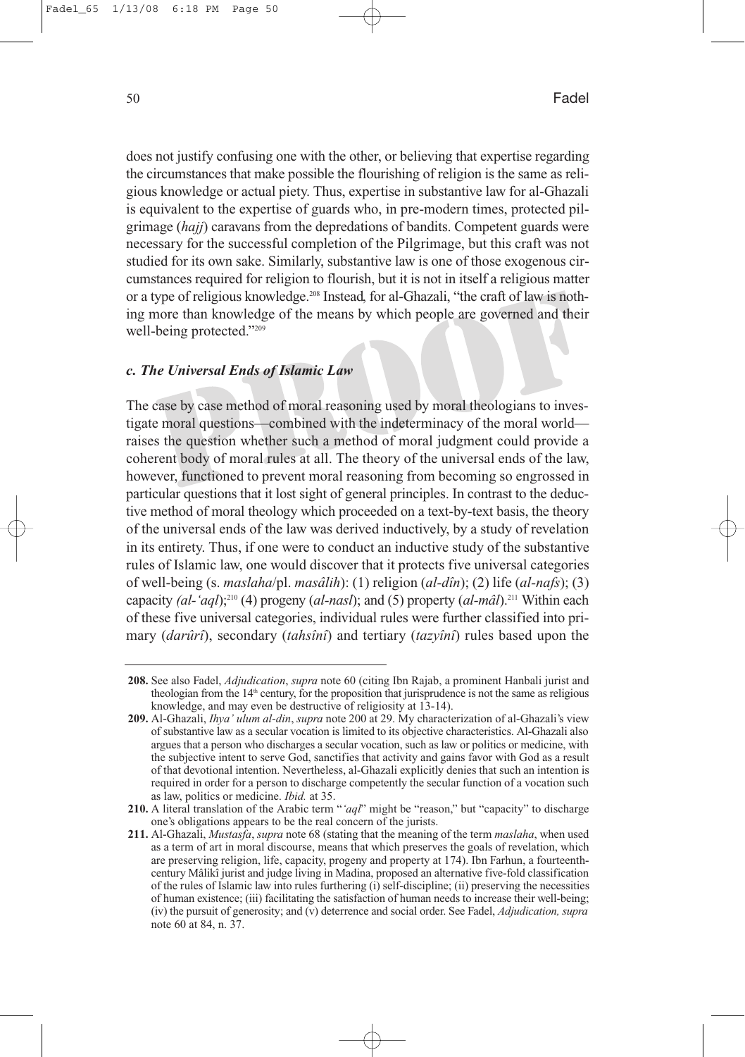does not justify confusing one with the other, or believing that expertise regarding the circumstances that make possible the flourishing of religion is the same as religious knowledge or actual piety. Thus, expertise in substantive law for al-Ghazali is equivalent to the expertise of guards who, in pre-modern times, protected pilgrimage (*hajj*) caravans from the depredations of bandits. Competent guards were necessary for the successful completion of the Pilgrimage, but this craft was not studied for its own sake. Similarly, substantive law is one of those exogenous circumstances required for religion to flourish, but it is not in itself a religious matter or a type of religious knowledge.[208] Instead, for al-Ghazali, "the craft of law is nothing more than knowledge of the means by which people are governed and their well-being protected."[209]

### *c. The Universal Ends of Islamic Law*

The case by case method of moral reasoning used by moral theologians to investigate moral questions—combined with the indeterminacy of the moral world—raises the question whether such a method of moral judgment could provide a coherent body of moral rules at all. The theory of the universal ends of the law, however, functioned to prevent moral reasoning from becoming so engrossed in particular questions that it lost sight of general principles. In contrast to the deductive method of moral theology which proceeded on a text-by-text basis, the theory of the universal ends of the law was derived inductively, by a study of revelation in its entirety. Thus, if one were to conduct an inductive study of the substantive rules of Islamic law, one would discover that it protects five universal categories of well-being (s. *maslaha*/pl. *masâlih*): (1) religion (*al-dîn*); (2) life (*al-nafs*); (3) capacity *(al-'aql)*;[210] (4) progeny (*al-nasl*); and (5) property (*al-mâl*).[211] Within each of these five universal categories, individual rules were further classified into primary (*darûrî*), secondary (*tahsînî*) and tertiary (*tazyînî*) rules based upon the

---

**208.** See also Fadel, *Adjudication*, *supra* note 60 (citing Ibn Rajab, a prominent Hanbali jurist and theologian from the 14th century, for the proposition that jurisprudence is not the same as religious knowledge, and may even be destructive of religiosity at 13-14).

**209.** Al-Ghazali, *Ihya' ulum al-din*, *supra* note 200 at 29. My characterization of al-Ghazali's view of substantive law as a secular vocation is limited to its objective characteristics. Al-Ghazali also argues that a person who discharges a secular vocation, such as law or politics or medicine, with the subjective intent to serve God, sanctifies that activity and gains favor with God as a result of that devotional intention. Nevertheless, al-Ghazali explicitly denies that such an intention is required in order for a person to discharge competently the secular function of a vocation such as law, politics or medicine. *Ibid.* at 35.

**210.** A literal translation of the Arabic term "*'aql*" might be "reason," but "capacity" to discharge one's obligations appears to be the real concern of the jurists.

**211.** Al-Ghazali, *Mustasfa*, *supra* note 68 (stating that the meaning of the term *maslaha*, when used as a term of art in moral discourse, means that which preserves the goals of revelation, which are preserving religion, life, capacity, progeny and property at 174). Ibn Farhun, a fourteenth-century Mâlikî jurist and judge living in Madina, proposed an alternative five-fold classification of the rules of Islamic law into rules furthering (i) self-discipline; (ii) preserving the necessities of human existence; (iii) facilitating the satisfaction of human needs to increase their well-being; (iv) the pursuit of generosity; and (v) deterrence and social order. See Fadel, *Adjudication, supra* note 60 at 84, n. 37.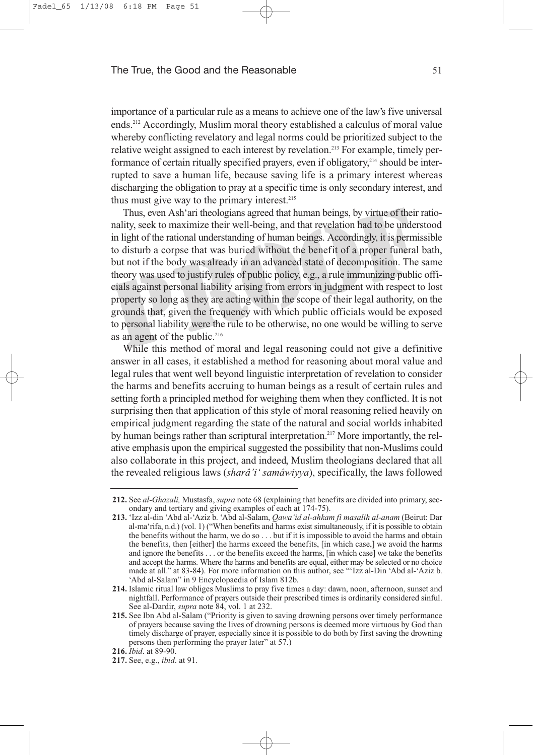importance of a particular rule as a means to achieve one of the law's five universal ends.[212] Accordingly, Muslim moral theory established a calculus of moral value whereby conflicting revelatory and legal norms could be prioritized subject to the relative weight assigned to each interest by revelation.[213] For example, timely performance of certain ritually specified prayers, even if obligatory,[214] should be interrupted to save a human life, because saving life is a primary interest whereas discharging the obligation to pray at a specific time is only secondary interest, and thus must give way to the primary interest.[215]

Thus, even Ash'ari theologians agreed that human beings, by virtue of their rationality, seek to maximize their well-being, and that revelation had to be understood in light of the rational understanding of human beings. Accordingly, it is permissible to disturb a corpse that was buried without the benefit of a proper funeral bath, but not if the body was already in an advanced state of decomposition. The same theory was used to justify rules of public policy, e.g., a rule immunizing public officials against personal liability arising from errors in judgment with respect to lost property so long as they are acting within the scope of their legal authority, on the grounds that, given the frequency with which public officials would be exposed to personal liability were the rule to be otherwise, no one would be willing to serve as an agent of the public.[216]

While this method of moral and legal reasoning could not give a definitive answer in all cases, it established a method for reasoning about moral value and legal rules that went well beyond linguistic interpretation of revelation to consider the harms and benefits accruing to human beings as a result of certain rules and setting forth a principled method for weighing them when they conflicted. It is not surprising then that application of this style of moral reasoning relied heavily on empirical judgment regarding the state of the natural and social worlds inhabited by human beings rather than scriptural interpretation.[217] More importantly, the relative emphasis upon the empirical suggested the possibility that non-Muslims could also collaborate in this project, and indeed, Muslim theologians declared that all the revealed religious laws (*sharâ'i' samâwiyya*), specifically, the laws followed

---

**212.** See *al-Ghazali,* Mustasfa, *supra* note 68 (explaining that benefits are divided into primary, secondary and tertiary and giving examples of each at 174-75).

**213.** 'Izz al-din 'Abd al-'Aziz b. 'Abd al-Salam, *Qawa'id al-ahkam fi masalih al-anam* (Beirut: Dar al-ma'rifa, n.d.) (vol. 1) ("When benefits and harms exist simultaneously, if it is possible to obtain the benefits without the harm, we do so . . . but if it is impossible to avoid the harms and obtain the benefits, then [either] the harms exceed the benefits, [in which case,] we avoid the harms and ignore the benefits . . . or the benefits exceed the harms, [in which case] we take the benefits and accept the harms. Where the harms and benefits are equal, either may be selected or no choice made at all." at 83-84). For more information on this author, see "'Izz al-Din 'Abd al-'Aziz b. 'Abd al-Salam" in 9 Encyclopaedia of Islam 812b.

**214.** Islamic ritual law obliges Muslims to pray five times a day: dawn, noon, afternoon, sunset and nightfall. Performance of prayers outside their prescribed times is ordinarily considered sinful. See al-Dardir, *supra* note 84, vol. 1 at 232.

**215.** See Ibn Abd al-Salam ("Priority is given to saving drowning persons over timely performance of prayers because saving the lives of drowning persons is deemed more virtuous by God than timely discharge of prayer, especially since it is possible to do both by first saving the drowning persons then performing the prayer later" at 57.)

**216.** *Ibid*. at 89-90.

**217.** See, e.g., *ibid*. at 91.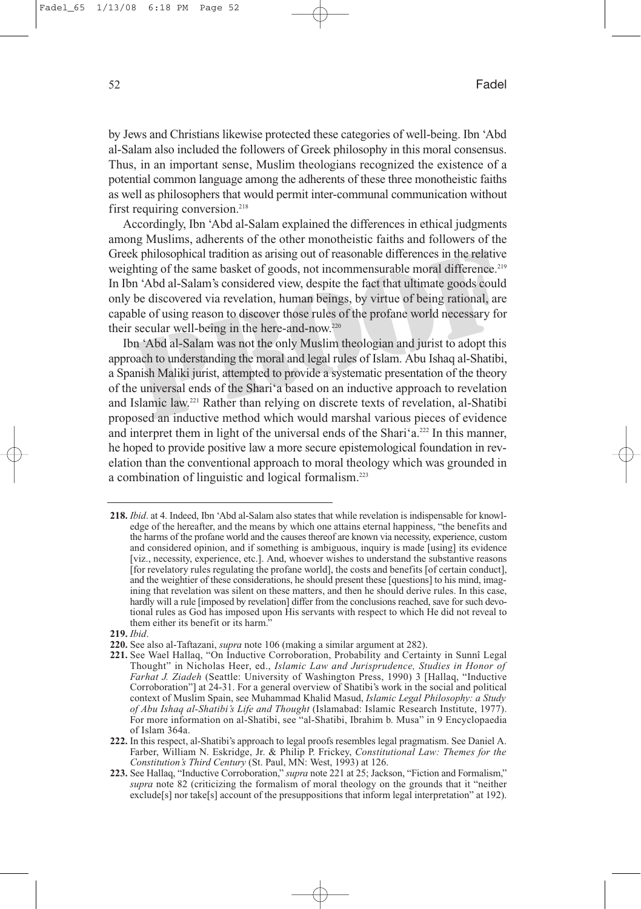by Jews and Christians likewise protected these categories of well-being. Ibn ʿAbd al-Salam also included the followers of Greek philosophy in this moral consensus. Thus, in an important sense, Muslim theologians recognized the existence of a potential common language among the adherents of these three monotheistic faiths as well as philosophers that would permit inter-communal communication without first requiring conversion.[218]

Accordingly, Ibn ʿAbd al-Salam explained the differences in ethical judgments among Muslims, adherents of the other monotheistic faiths and followers of the Greek philosophical tradition as arising out of reasonable differences in the relative weighting of the same basket of goods, not incommensurable moral difference.[219] In Ibn ʿAbd al-Salam's considered view, despite the fact that ultimate goods could only be discovered via revelation, human beings, by virtue of being rational, are capable of using reason to discover those rules of the profane world necessary for their secular well-being in the here-and-now.[220]

Ibn ʿAbd al-Salam was not the only Muslim theologian and jurist to adopt this approach to understanding the moral and legal rules of Islam. Abu Ishaq al-Shatibi, a Spanish Maliki jurist, attempted to provide a systematic presentation of the theory of the universal ends of the Shariʿa based on an inductive approach to revelation and Islamic law.[221] Rather than relying on discrete texts of revelation, al-Shatibi proposed an inductive method which would marshal various pieces of evidence and interpret them in light of the universal ends of the Shariʿa.[222] In this manner, he hoped to provide positive law a more secure epistemological foundation in revelation than the conventional approach to moral theology which was grounded in a combination of linguistic and logical formalism.[223]

---

**218.** *Ibid*. at 4. Indeed, Ibn ʿAbd al-Salam also states that while revelation is indispensable for knowledge of the hereafter, and the means by which one attains eternal happiness, "the benefits and the harms of the profane world and the causes thereof are known via necessity, experience, custom and considered opinion, and if something is ambiguous, inquiry is made [using] its evidence [viz., necessity, experience, etc.]. And, whoever wishes to understand the substantive reasons [for revelatory rules regulating the profane world], the costs and benefits [of certain conduct], and the weightier of these considerations, he should present these [questions] to his mind, imagining that revelation was silent on these matters, and then he should derive rules. In this case, hardly will a rule [imposed by revelation] differ from the conclusions reached, save for such devotional rules as God has imposed upon His servants with respect to which He did not reveal to them either its benefit or its harm."

**219.** *Ibid*.

**220.** See also al-Taftazani, *supra* note 106 (making a similar argument at 282).

**221.** See Wael Hallaq, "On Inductive Corroboration, Probability and Certainty in Sunnî Legal Thought" in Nicholas Heer, ed., *Islamic Law and Jurisprudence, Studies in Honor of Farhat J. Ziadeh* (Seattle: University of Washington Press, 1990) 3 [Hallaq, "Inductive Corroboration"] at 24-31. For a general overview of Shatibi's work in the social and political context of Muslim Spain, see Muhammad Khalid Masud, *Islamic Legal Philosophy: a Study of Abu Ishaq al-Shatibi's Life and Thought* (Islamabad: Islamic Research Institute, 1977). For more information on al-Shatibi, see "al-Shatibi, Ibrahim b. Musa" in 9 Encyclopaedia of Islam 364a.

**222.** In this respect, al-Shatibi's approach to legal proofs resembles legal pragmatism. See Daniel A. Farber, William N. Eskridge, Jr. & Philip P. Frickey, *Constitutional Law: Themes for the Constitution's Third Century* (St. Paul, MN: West, 1993) at 126.

**223.** See Hallaq, "Inductive Corroboration," *supra* note 221 at 25; Jackson, "Fiction and Formalism," *supra* note 82 (criticizing the formalism of moral theology on the grounds that it "neither exclude[s] nor take[s] account of the presuppositions that inform legal interpretation" at 192).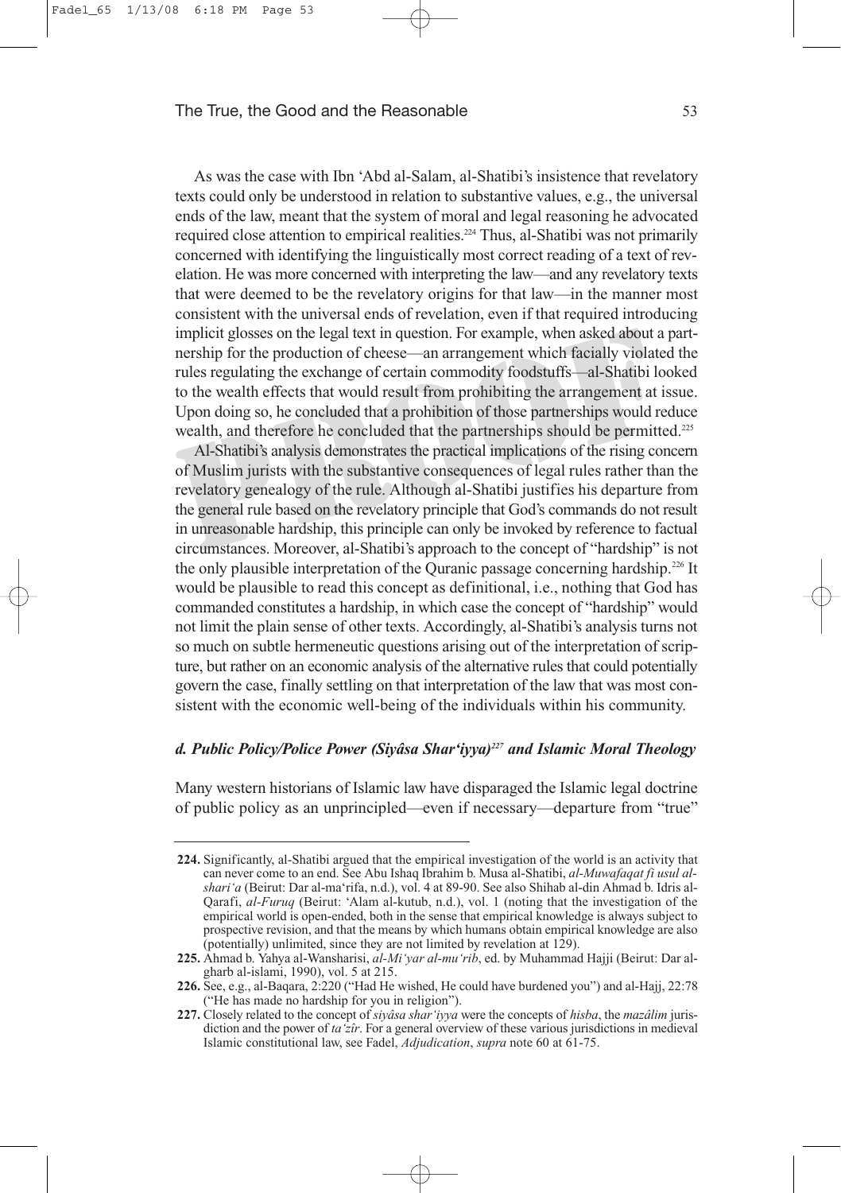As was the case with Ibn 'Abd al-Salam, al-Shatibi's insistence that revelatory texts could only be understood in relation to substantive values, e.g., the universal ends of the law, meant that the system of moral and legal reasoning he advocated required close attention to empirical realities.[224] Thus, al-Shatibi was not primarily concerned with identifying the linguistically most correct reading of a text of revelation. He was more concerned with interpreting the law—and any revelatory texts that were deemed to be the revelatory origins for that law—in the manner most consistent with the universal ends of revelation, even if that required introducing implicit glosses on the legal text in question. For example, when asked about a partnership for the production of cheese—an arrangement which facially violated the rules regulating the exchange of certain commodity foodstuffs—al-Shatibi looked to the wealth effects that would result from prohibiting the arrangement at issue. Upon doing so, he concluded that a prohibition of those partnerships would reduce wealth, and therefore he concluded that the partnerships should be permitted.[225]

Al-Shatibi's analysis demonstrates the practical implications of the rising concern of Muslim jurists with the substantive consequences of legal rules rather than the revelatory genealogy of the rule. Although al-Shatibi justifies his departure from the general rule based on the revelatory principle that God's commands do not result in unreasonable hardship, this principle can only be invoked by reference to factual circumstances. Moreover, al-Shatibi's approach to the concept of "hardship" is not the only plausible interpretation of the Quranic passage concerning hardship.[226] It would be plausible to read this concept as definitional, i.e., nothing that God has commanded constitutes a hardship, in which case the concept of "hardship" would not limit the plain sense of other texts. Accordingly, al-Shatibi's analysis turns not so much on subtle hermeneutic questions arising out of the interpretation of scripture, but rather on an economic analysis of the alternative rules that could potentially govern the case, finally settling on that interpretation of the law that was most consistent with the economic well-being of the individuals within his community.

#### *d. Public Policy/Police Power (Siyâsa Shar'iyya)[227] and Islamic Moral Theology*

Many western historians of Islamic law have disparaged the Islamic legal doctrine of public policy as an unprincipled—even if necessary—departure from "true"

---

**224.** Significantly, al-Shatibi argued that the empirical investigation of the world is an activity that can never come to an end. See Abu Ishaq Ibrahim b. Musa al-Shatibi, *al-Muwafaqat fi usul al-shari'a* (Beirut: Dar al-ma'rifa, n.d.), vol. 4 at 89-90. See also Shihab al-din Ahmad b. Idris al-Qarafi, *al-Furuq* (Beirut: 'Alam al-kutub, n.d.), vol. 1 (noting that the investigation of the empirical world is open-ended, both in the sense that empirical knowledge is always subject to prospective revision, and that the means by which humans obtain empirical knowledge are also (potentially) unlimited, since they are not limited by revelation at 129).

**225.** Ahmad b. Yahya al-Wansharisi, *al-Mi'yar al-mu'rib*, ed. by Muhammad Hajji (Beirut: Dar al-gharb al-islami, 1990), vol. 5 at 215.

**226.** See, e.g., al-Baqara, 2:220 ("Had He wished, He could have burdened you") and al-Hajj, 22:78 ("He has made no hardship for you in religion").

**227.** Closely related to the concept of *siyâsa shar'iyya* were the concepts of *hisba*, the *mazâlim* jurisdiction and the power of *ta'zîr*. For a general overview of these various jurisdictions in medieval Islamic constitutional law, see Fadel, *Adjudication*, *supra* note 60 at 61-75.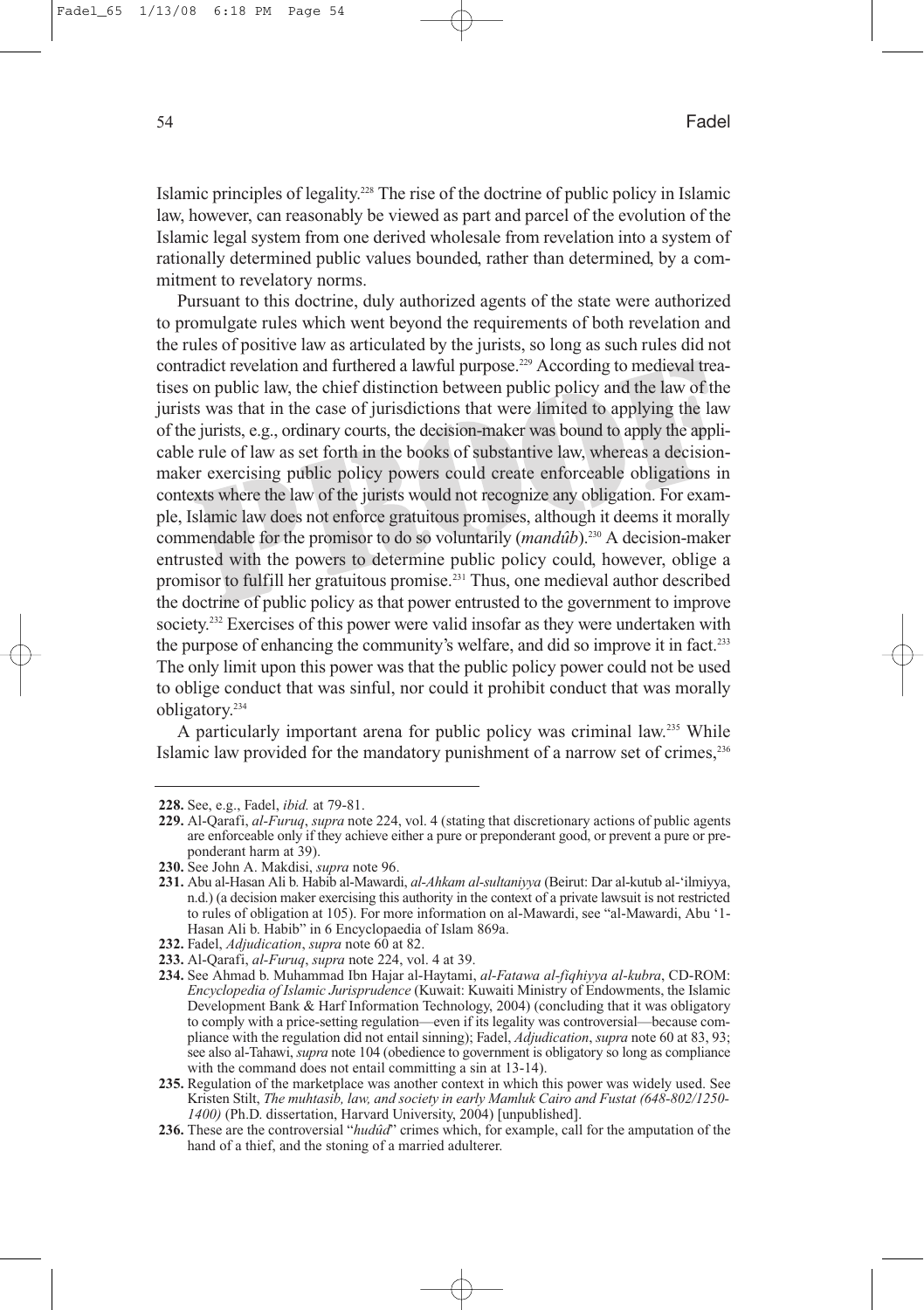Islamic principles of legality.[228] The rise of the doctrine of public policy in Islamic law, however, can reasonably be viewed as part and parcel of the evolution of the Islamic legal system from one derived wholesale from revelation into a system of rationally determined public values bounded, rather than determined, by a commitment to revelatory norms.

Pursuant to this doctrine, duly authorized agents of the state were authorized to promulgate rules which went beyond the requirements of both revelation and the rules of positive law as articulated by the jurists, so long as such rules did not contradict revelation and furthered a lawful purpose.[229] According to medieval treatises on public law, the chief distinction between public policy and the law of the jurists was that in the case of jurisdictions that were limited to applying the law of the jurists, e.g., ordinary courts, the decision-maker was bound to apply the applicable rule of law as set forth in the books of substantive law, whereas a decision-maker exercising public policy powers could create enforceable obligations in contexts where the law of the jurists would not recognize any obligation. For example, Islamic law does not enforce gratuitous promises, although it deems it morally commendable for the promisor to do so voluntarily (*mandûb*).[230] A decision-maker entrusted with the powers to determine public policy could, however, oblige a promisor to fulfill her gratuitous promise.[231] Thus, one medieval author described the doctrine of public policy as that power entrusted to the government to improve society.[232] Exercises of this power were valid insofar as they were undertaken with the purpose of enhancing the community's welfare, and did so improve it in fact.[233] The only limit upon this power was that the public policy power could not be used to oblige conduct that was sinful, nor could it prohibit conduct that was morally obligatory.[234]

A particularly important arena for public policy was criminal law.[235] While Islamic law provided for the mandatory punishment of a narrow set of crimes,[236]

---

**228.** See, e.g., Fadel, *ibid.* at 79-81.

**229.** Al-Qarafi, *al-Furuq*, *supra* note 224, vol. 4 (stating that discretionary actions of public agents are enforceable only if they achieve either a pure or preponderant good, or prevent a pure or preponderant harm at 39).

**230.** See John A. Makdisi, *supra* note 96.

**231.** Abu al-Hasan Ali b. Habib al-Mawardi, *al-Ahkam al-sultaniyya* (Beirut: Dar al-kutub al-'ilmiyya, n.d.) (a decision maker exercising this authority in the context of a private lawsuit is not restricted to rules of obligation at 105). For more information on al-Mawardi, see "al-Mawardi, Abu '1-Hasan Ali b. Habib" in 6 Encyclopaedia of Islam 869a.

**232.** Fadel, *Adjudication*, *supra* note 60 at 82.

**233.** Al-Qarafi, *al-Furuq*, *supra* note 224, vol. 4 at 39.

**234.** See Ahmad b. Muhammad Ibn Hajar al-Haytami, *al-Fatawa al-fiqhiyya al-kubra*, CD-ROM: *Encyclopedia of Islamic Jurisprudence* (Kuwait: Kuwaiti Ministry of Endowments, the Islamic Development Bank & Harf Information Technology, 2004) (concluding that it was obligatory to comply with a price-setting regulation—even if its legality was controversial—because compliance with the regulation did not entail sinning); Fadel, *Adjudication*, *supra* note 60 at 83, 93; see also al-Tahawi, *supra* note 104 (obedience to government is obligatory so long as compliance with the command does not entail committing a sin at 13-14).

**235.** Regulation of the marketplace was another context in which this power was widely used. See Kristen Stilt, *The muhtasib, law, and society in early Mamluk Cairo and Fustat (648-802/1250-1400)* (Ph.D. dissertation, Harvard University, 2004) [unpublished].

**236.** These are the controversial "*hudûd*" crimes which, for example, call for the amputation of the hand of a thief, and the stoning of a married adulterer.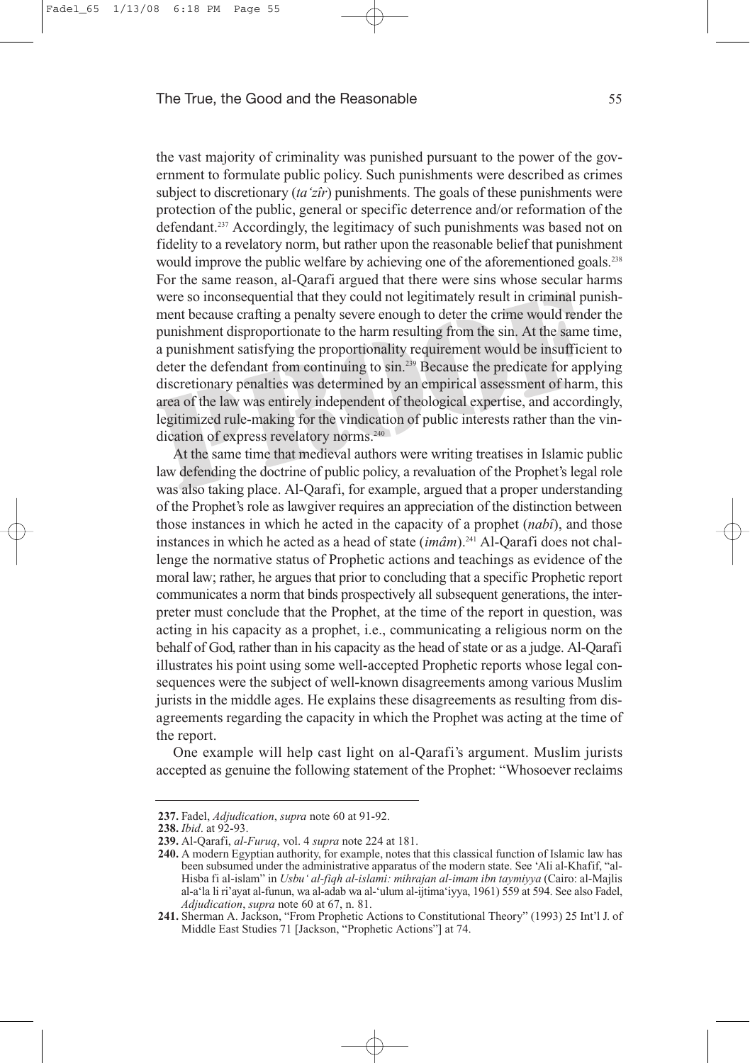the vast majority of criminality was punished pursuant to the power of the government to formulate public policy. Such punishments were described as crimes subject to discretionary (*ta'zîr*) punishments. The goals of these punishments were protection of the public, general or specific deterrence and/or reformation of the defendant.[237] Accordingly, the legitimacy of such punishments was based not on fidelity to a revelatory norm, but rather upon the reasonable belief that punishment would improve the public welfare by achieving one of the aforementioned goals.[238] For the same reason, al-Qarafi argued that there were sins whose secular harms were so inconsequential that they could not legitimately result in criminal punishment because crafting a penalty severe enough to deter the crime would render the punishment disproportionate to the harm resulting from the sin. At the same time, a punishment satisfying the proportionality requirement would be insufficient to deter the defendant from continuing to sin.[239] Because the predicate for applying discretionary penalties was determined by an empirical assessment of harm, this area of the law was entirely independent of theological expertise, and accordingly, legitimized rule-making for the vindication of public interests rather than the vindication of express revelatory norms.[240]

At the same time that medieval authors were writing treatises in Islamic public law defending the doctrine of public policy, a revaluation of the Prophet's legal role was also taking place. Al-Qarafi, for example, argued that a proper understanding of the Prophet's role as lawgiver requires an appreciation of the distinction between those instances in which he acted in the capacity of a prophet (*nabî*), and those instances in which he acted as a head of state (*imâm*).[241] Al-Qarafi does not challenge the normative status of Prophetic actions and teachings as evidence of the moral law; rather, he argues that prior to concluding that a specific Prophetic report communicates a norm that binds prospectively all subsequent generations, the interpreter must conclude that the Prophet, at the time of the report in question, was acting in his capacity as a prophet, i.e., communicating a religious norm on the behalf of God, rather than in his capacity as the head of state or as a judge. Al-Qarafi illustrates his point using some well-accepted Prophetic reports whose legal consequences were the subject of well-known disagreements among various Muslim jurists in the middle ages. He explains these disagreements as resulting from disagreements regarding the capacity in which the Prophet was acting at the time of the report.

One example will help cast light on al-Qarafi's argument. Muslim jurists accepted as genuine the following statement of the Prophet: "Whosoever reclaims

---

**237.** Fadel, *Adjudication*, *supra* note 60 at 91-92.

**238.** *Ibid*. at 92-93.

**239.** Al-Qarafi, *al-Furuq*, vol. 4 *supra* note 224 at 181.

**240.** A modern Egyptian authority, for example, notes that this classical function of Islamic law has been subsumed under the administrative apparatus of the modern state. See 'Ali al-Khafif, "al-Hisba fi al-islam" in *Usbu' al-fiqh al-islami: mihrajan al-imam ibn taymiyya* (Cairo: al-Majlis al-a'la li ri'ayat al-funun, wa al-adab wa al-'ulum al-ijtima'iyya, 1961) 559 at 594. See also Fadel, *Adjudication*, *supra* note 60 at 67, n. 81.

**241.** Sherman A. Jackson, "From Prophetic Actions to Constitutional Theory" (1993) 25 Int'l J. of Middle East Studies 71 [Jackson, "Prophetic Actions"] at 74.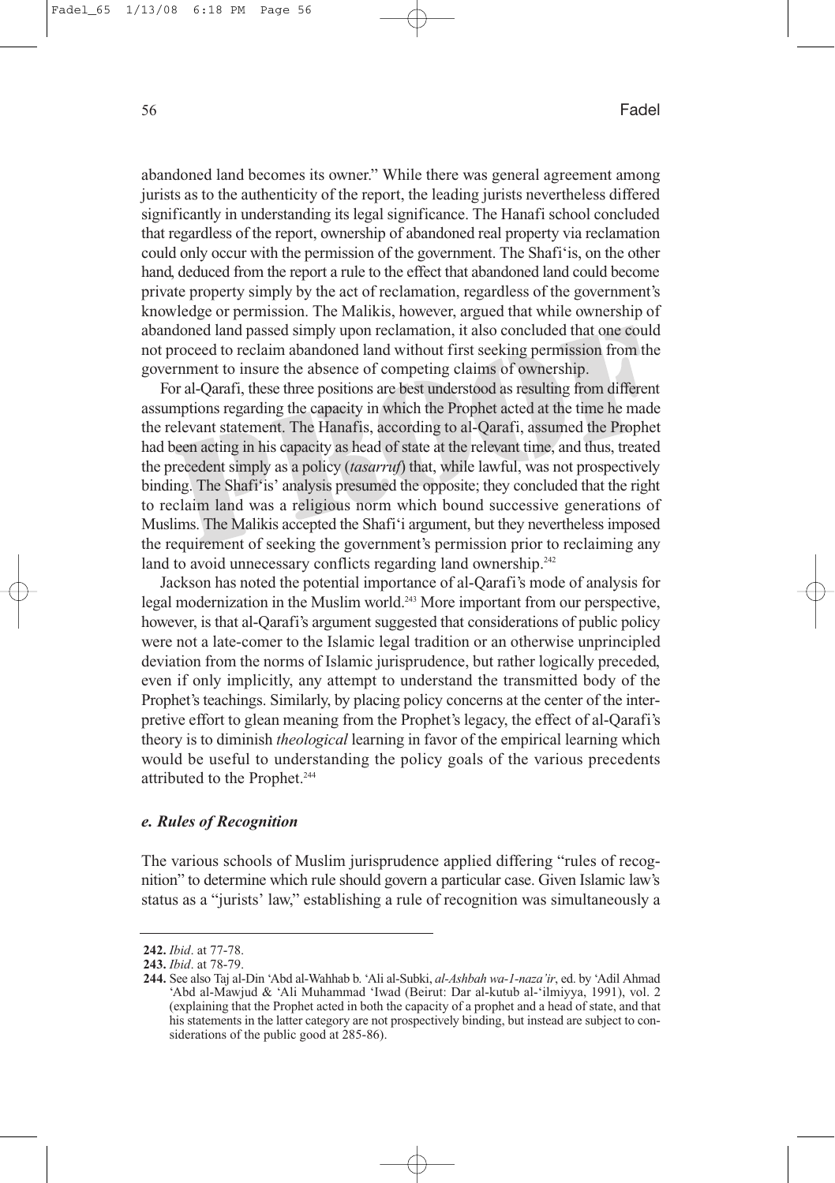abandoned land becomes its owner." While there was general agreement among jurists as to the authenticity of the report, the leading jurists nevertheless differed significantly in understanding its legal significance. The Hanafi school concluded that regardless of the report, ownership of abandoned real property via reclamation could only occur with the permission of the government. The Shafi'is, on the other hand, deduced from the report a rule to the effect that abandoned land could become private property simply by the act of reclamation, regardless of the government's knowledge or permission. The Malikis, however, argued that while ownership of abandoned land passed simply upon reclamation, it also concluded that one could not proceed to reclaim abandoned land without first seeking permission from the government to insure the absence of competing claims of ownership.

For al-Qarafi, these three positions are best understood as resulting from different assumptions regarding the capacity in which the Prophet acted at the time he made the relevant statement. The Hanafis, according to al-Qarafi, assumed the Prophet had been acting in his capacity as head of state at the relevant time, and thus, treated the precedent simply as a policy (*tasarruf*) that, while lawful, was not prospectively binding. The Shafi'is' analysis presumed the opposite; they concluded that the right to reclaim land was a religious norm which bound successive generations of Muslims. The Malikis accepted the Shafi'i argument, but they nevertheless imposed the requirement of seeking the government's permission prior to reclaiming any land to avoid unnecessary conflicts regarding land ownership.[242]

Jackson has noted the potential importance of al-Qarafi's mode of analysis for legal modernization in the Muslim world.[243] More important from our perspective, however, is that al-Qarafi's argument suggested that considerations of public policy were not a late-comer to the Islamic legal tradition or an otherwise unprincipled deviation from the norms of Islamic jurisprudence, but rather logically preceded, even if only implicitly, any attempt to understand the transmitted body of the Prophet's teachings. Similarly, by placing policy concerns at the center of the interpretive effort to glean meaning from the Prophet's legacy, the effect of al-Qarafi's theory is to diminish *theological* learning in favor of the empirical learning which would be useful to understanding the policy goals of the various precedents attributed to the Prophet.[244]

### *e. Rules of Recognition*

The various schools of Muslim jurisprudence applied differing "rules of recognition" to determine which rule should govern a particular case. Given Islamic law's status as a "jurists' law," establishing a rule of recognition was simultaneously a

**242.** *Ibid*. at 77-78.

**243.** *Ibid*. at 78-79.

**244.** See also Taj al-Din 'Abd al-Wahhab b. 'Ali al-Subki, *al-Ashbah wa-1-naza'ir*, ed. by 'Adil Ahmad 'Abd al-Mawjud & 'Ali Muhammad 'Iwad (Beirut: Dar al-kutub al-'ilmiyya, 1991), vol. 2 (explaining that the Prophet acted in both the capacity of a prophet and a head of state, and that his statements in the latter category are not prospectively binding, but instead are subject to considerations of the public good at 285-86).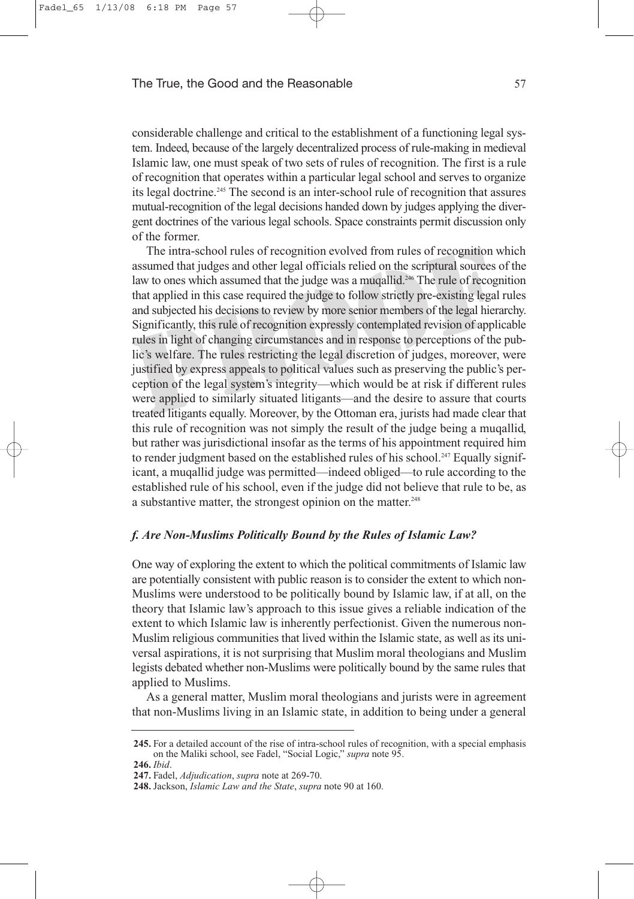considerable challenge and critical to the establishment of a functioning legal system. Indeed, because of the largely decentralized process of rule-making in medieval Islamic law, one must speak of two sets of rules of recognition. The first is a rule of recognition that operates within a particular legal school and serves to organize its legal doctrine.[245] The second is an inter-school rule of recognition that assures mutual-recognition of the legal decisions handed down by judges applying the divergent doctrines of the various legal schools. Space constraints permit discussion only of the former.

The intra-school rules of recognition evolved from rules of recognition which assumed that judges and other legal officials relied on the scriptural sources of the law to ones which assumed that the judge was a muqallid.[246] The rule of recognition that applied in this case required the judge to follow strictly pre-existing legal rules and subjected his decisions to review by more senior members of the legal hierarchy. Significantly, this rule of recognition expressly contemplated revision of applicable rules in light of changing circumstances and in response to perceptions of the public's welfare. The rules restricting the legal discretion of judges, moreover, were justified by express appeals to political values such as preserving the public's perception of the legal system's integrity—which would be at risk if different rules were applied to similarly situated litigants—and the desire to assure that courts treated litigants equally. Moreover, by the Ottoman era, jurists had made clear that this rule of recognition was not simply the result of the judge being a muqallid, but rather was jurisdictional insofar as the terms of his appointment required him to render judgment based on the established rules of his school.[247] Equally significant, a muqallid judge was permitted—indeed obliged—to rule according to the established rule of his school, even if the judge did not believe that rule to be, as a substantive matter, the strongest opinion on the matter.[248]

#### *f. Are Non-Muslims Politically Bound by the Rules of Islamic Law?*

One way of exploring the extent to which the political commitments of Islamic law are potentially consistent with public reason is to consider the extent to which non-Muslims were understood to be politically bound by Islamic law, if at all, on the theory that Islamic law's approach to this issue gives a reliable indication of the extent to which Islamic law is inherently perfectionist. Given the numerous non-Muslim religious communities that lived within the Islamic state, as well as its universal aspirations, it is not surprising that Muslim moral theologians and Muslim legists debated whether non-Muslims were politically bound by the same rules that applied to Muslims.

As a general matter, Muslim moral theologians and jurists were in agreement that non-Muslims living in an Islamic state, in addition to being under a general

---

**245.** For a detailed account of the rise of intra-school rules of recognition, with a special emphasis on the Maliki school, see Fadel, "Social Logic," *supra* note 95.

**246.** *Ibid*.

**247.** Fadel, *Adjudication*, *supra* note at 269-70.

**248.** Jackson, *Islamic Law and the State*, *supra* note 90 at 160.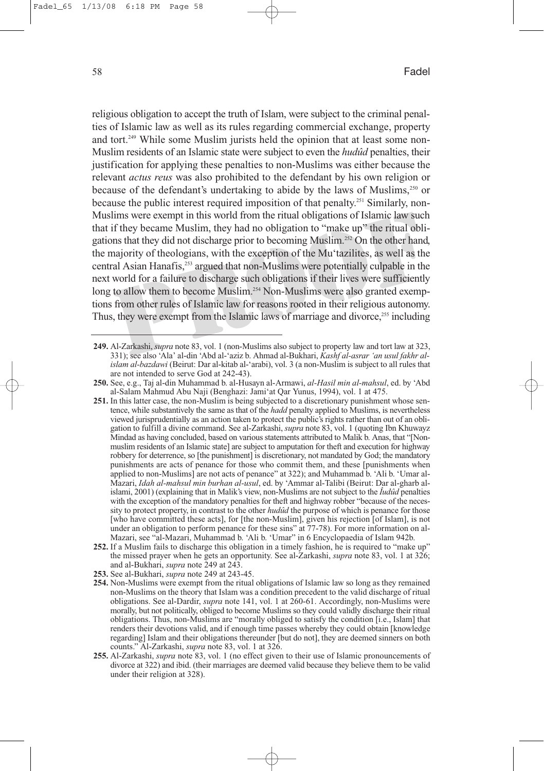religious obligation to accept the truth of Islam, were subject to the criminal penalties of Islamic law as well as its rules regarding commercial exchange, property and tort.[249] While some Muslim jurists held the opinion that at least some non-Muslim residents of an Islamic state were subject to even the *hudûd* penalties, their justification for applying these penalties to non-Muslims was either because the relevant *actus reus* was also prohibited to the defendant by his own religion or because of the defendant's undertaking to abide by the laws of Muslims,[250] or because the public interest required imposition of that penalty.[251] Similarly, non-Muslims were exempt in this world from the ritual obligations of Islamic law such that if they became Muslim, they had no obligation to "make up" the ritual obligations that they did not discharge prior to becoming Muslim.[252] On the other hand, the majority of theologians, with the exception of the Mu'tazilites, as well as the central Asian Hanafis,[253] argued that non-Muslims were potentially culpable in the next world for a failure to discharge such obligations if their lives were sufficiently long to allow them to become Muslim.[254] Non-Muslims were also granted exemptions from other rules of Islamic law for reasons rooted in their religious autonomy. Thus, they were exempt from the Islamic laws of marriage and divorce,[255] including

---

**249.** Al-Zarkashi, *supra* note 83, vol. 1 (non-Muslims also subject to property law and tort law at 323, 331); see also 'Ala' al-din 'Abd al-'aziz b. Ahmad al-Bukhari, *Kashf al-asrar 'an usul fakhr al-islam al-bazdawi* (Beirut: Dar al-kitab al-'arabi), vol. 3 (a non-Muslim is subject to all rules that are not intended to serve God at 242-43).

**250.** See, e.g., Taj al-din Muhammad b. al-Husayn al-Armawi, *al-Hasil min al-mahsul*, ed. by 'Abd al-Salam Mahmud Abu Naji (Benghazi: Jami'at Qar Yunus, 1994), vol. 1 at 475.

**251.** In this latter case, the non-Muslim is being subjected to a discretionary punishment whose sentence, while substantively the same as that of the *hadd* penalty applied to Muslims, is nevertheless viewed jurisprudentially as an action taken to protect the public's rights rather than out of an obligation to fulfill a divine command. See al-Zarkashi, *supra* note 83, vol. 1 (quoting Ibn Khuwayz Mindad as having concluded, based on various statements attributed to Malik b. Anas, that "[Non-muslim residents of an Islamic state] are subject to amputation for theft and execution for highway robbery for deterrence, so [the punishment] is discretionary, not mandated by God; the mandatory punishments are acts of penance for those who commit them, and these [punishments when applied to non-Muslims] are not acts of penance" at 322); and Muhammad b. 'Ali b. 'Umar al-Mazari, *Idah al-mahsul min burhan al-usul*, ed. by 'Ammar al-Talibi (Beirut: Dar al-gharb al-islami, 2001) (explaining that in Malik's view, non-Muslims are not subject to the *Îudûd* penalties with the exception of the mandatory penalties for theft and highway robber "because of the necessity to protect property, in contrast to the other *hudûd* the purpose of which is penance for those [who have committed these acts], for [the non-Muslim], given his rejection [of Islam], is not under an obligation to perform penance for these sins" at 77-78). For more information on al-Mazari, see "al-Mazari, Muhammad b. 'Ali b. 'Umar" in 6 Encyclopaedia of Islam 942b.

**252.** If a Muslim fails to discharge this obligation in a timely fashion, he is required to "make up" the missed prayer when he gets an opportunity. See al-Zarkashi, *supra* note 83, vol. 1 at 326; and al-Bukhari, *supra* note 249 at 243.

**253.** See al-Bukhari, *supra* note 249 at 243-45.

**254.** Non-Muslims were exempt from the ritual obligations of Islamic law so long as they remained non-Muslims on the theory that Islam was a condition precedent to the valid discharge of ritual obligations. See al-Dardir, *supra* note 141, vol. 1 at 260-61. Accordingly, non-Muslims were morally, but not politically, obliged to become Muslims so they could validly discharge their ritual obligations. Thus, non-Muslims are "morally obliged to satisfy the condition [i.e., Islam] that renders their devotions valid, and if enough time passes whereby they could obtain [knowledge regarding] Islam and their obligations thereunder [but do not], they are deemed sinners on both counts." Al-Zarkashi, *supra* note 83, vol. 1 at 326.

**255.** Al-Zarkashi, *supra* note 83, vol. 1 (no effect given to their use of Islamic pronouncements of divorce at 322) and ibid. (their marriages are deemed valid because they believe them to be valid under their religion at 328).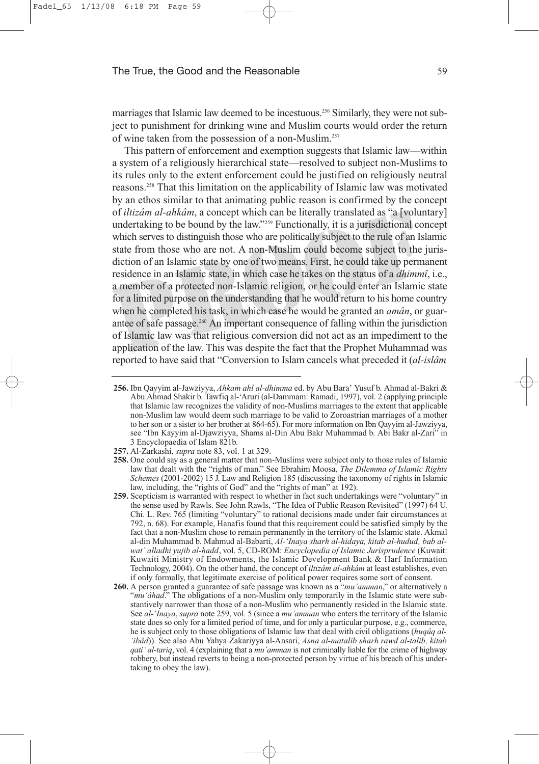marriages that Islamic law deemed to be incestuous.[256] Similarly, they were not subject to punishment for drinking wine and Muslim courts would order the return of wine taken from the possession of a non-Muslim.[257]

This pattern of enforcement and exemption suggests that Islamic law—within a system of a religiously hierarchical state—resolved to subject non-Muslims to its rules only to the extent enforcement could be justified on religiously neutral reasons.[258] That this limitation on the applicability of Islamic law was motivated by an ethos similar to that animating public reason is confirmed by the concept of *iltizâm al-ahkâm*, a concept which can be literally translated as "a [voluntary] undertaking to be bound by the law."[259] Functionally, it is a jurisdictional concept which serves to distinguish those who are politically subject to the rule of an Islamic state from those who are not. A non-Muslim could become subject to the jurisdiction of an Islamic state by one of two means. First, he could take up permanent residence in an Islamic state, in which case he takes on the status of a *dhimmî*, i.e., a member of a protected non-Islamic religion, or he could enter an Islamic state for a limited purpose on the understanding that he would return to his home country when he completed his task, in which case he would be granted an *amân*, or guarantee of safe passage.[260] An important consequence of falling within the jurisdiction of Islamic law was that religious conversion did not act as an impediment to the application of the law. This was despite the fact that the Prophet Muhammad was reported to have said that "Conversion to Islam cancels what preceded it (*al-islâm*

---

**256.** Ibn Qayyim al-Jawziyya, *Ahkam ahl al-dhimma* ed. by Abu Bara' Yusuf b. Ahmad al-Bakri & Abu Ahmad Shakir b. Tawfiq al-'Aruri (al-Dammam: Ramadi, 1997), vol. 2 (applying principle that Islamic law recognizes the validity of non-Muslims marriages to the extent that applicable non-Muslim law would deem such marriage to be valid to Zoroastrian marriages of a mother to her son or a sister to her brother at 864-65). For more information on Ibn Qayyim al-Jawziyya, see "Ibn Kayyim al-Djawziyya, Shams al-Din Abu Bakr Muhammad b. Abi Bakr al-Zari" in 3 Encyclopaedia of Islam 821b.

**257.** Al-Zarkashi, *supra* note 83, vol. 1 at 329.

**258.** One could say as a general matter that non-Muslims were subject only to those rules of Islamic law that dealt with the "rights of man." See Ebrahim Moosa, *The Dilemma of Islamic Rights Schemes* (2001-2002) 15 J. Law and Religion 185 (discussing the taxonomy of rights in Islamic law, including, the "rights of God" and the "rights of man" at 192).

**259.** Scepticism is warranted with respect to whether in fact such undertakings were "voluntary" in the sense used by Rawls. See John Rawls, "The Idea of Public Reason Revisited" (1997) 64 U. Chi. L. Rev. 765 (limiting "voluntary" to rational decisions made under fair circumstances at 792, n. 68). For example, Hanafis found that this requirement could be satisfied simply by the fact that a non-Muslim chose to remain permanently in the territory of the Islamic state. Akmal al-din Muhammad b. Mahmud al-Babarti, *Al-'Inaya sharh al-hidaya, kitab al-hudud, bab al-wat' alladhi yujib al-hadd*, vol. 5, CD-ROM: *Encyclopedia of Islamic Jurisprudence* (Kuwait: Kuwaiti Ministry of Endowments, the Islamic Development Bank & Harf Information Technology, 2004). On the other hand, the concept of *iltizâm al-ahkâm* at least establishes, even if only formally, that legitimate exercise of political power requires some sort of consent.

**260.** A person granted a guarantee of safe passage was known as a "*mu'amman*," or alternatively a "*mu'âhad*." The obligations of a non-Muslim only temporarily in the Islamic state were substantively narrower than those of a non-Muslim who permanently resided in the Islamic state. See *al-'Inaya*, *supra* note 259, vol. 5 (since a *mu'amman* who enters the territory of the Islamic state does so only for a limited period of time, and for only a particular purpose, e.g., commerce, he is subject only to those obligations of Islamic law that deal with civil obligations (*huqûq al-'ibâd*)). See also Abu Yahya Zakariyya al-Ansari, *Asna al-matalib sharh rawd al-talib, kitab qati' al-tariq*, vol. 4 (explaining that a *mu'amman* is not criminally liable for the crime of highway robbery, but instead reverts to being a non-protected person by virtue of his breach of his undertaking to obey the law).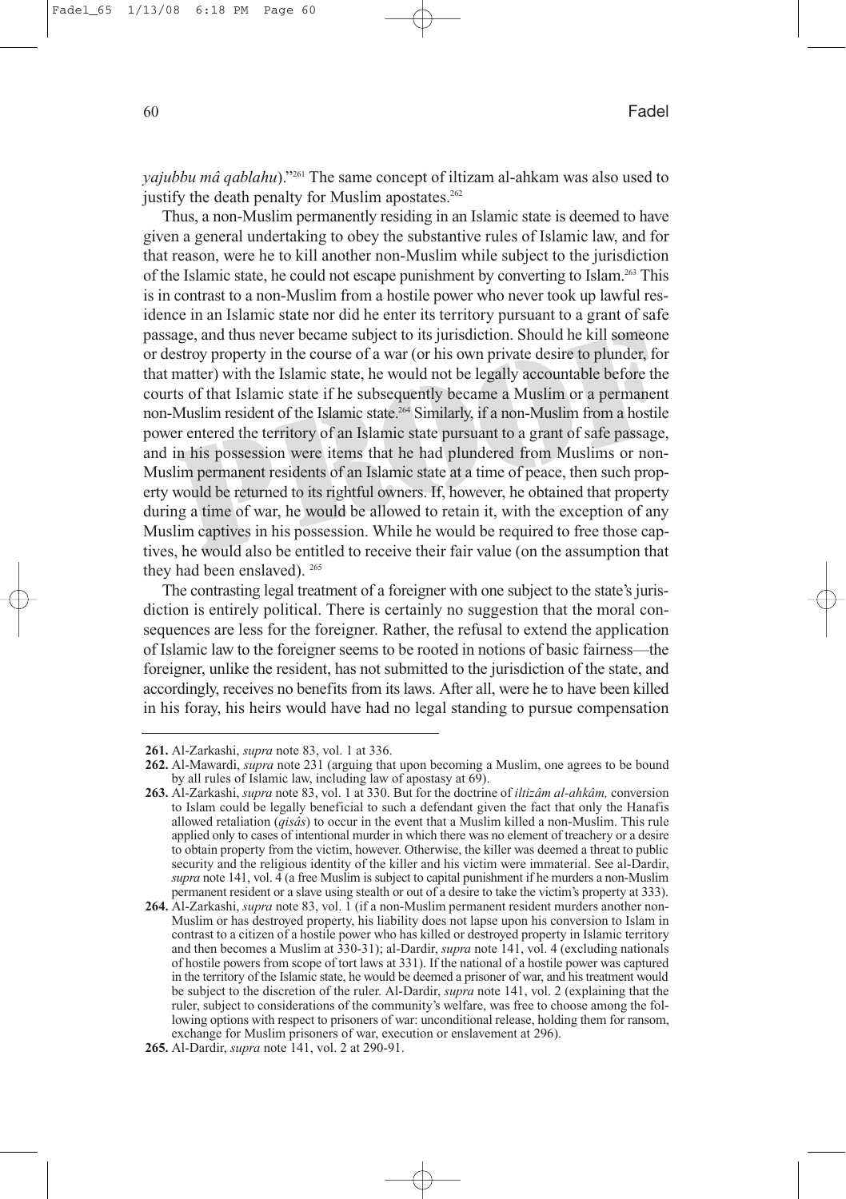*yajubbu mâ qablahu*)."[261] The same concept of iltizam al-ahkam was also used to justify the death penalty for Muslim apostates.[262]

Thus, a non-Muslim permanently residing in an Islamic state is deemed to have given a general undertaking to obey the substantive rules of Islamic law, and for that reason, were he to kill another non-Muslim while subject to the jurisdiction of the Islamic state, he could not escape punishment by converting to Islam.[263] This is in contrast to a non-Muslim from a hostile power who never took up lawful residence in an Islamic state nor did he enter its territory pursuant to a grant of safe passage, and thus never became subject to its jurisdiction. Should he kill someone or destroy property in the course of a war (or his own private desire to plunder, for that matter) with the Islamic state, he would not be legally accountable before the courts of that Islamic state if he subsequently became a Muslim or a permanent non-Muslim resident of the Islamic state.[264] Similarly, if a non-Muslim from a hostile power entered the territory of an Islamic state pursuant to a grant of safe passage, and in his possession were items that he had plundered from Muslims or non-Muslim permanent residents of an Islamic state at a time of peace, then such property would be returned to its rightful owners. If, however, he obtained that property during a time of war, he would be allowed to retain it, with the exception of any Muslim captives in his possession. While he would be required to free those captives, he would also be entitled to receive their fair value (on the assumption that they had been enslaved). [265]

The contrasting legal treatment of a foreigner with one subject to the state's jurisdiction is entirely political. There is certainly no suggestion that the moral consequences are less for the foreigner. Rather, the refusal to extend the application of Islamic law to the foreigner seems to be rooted in notions of basic fairness—the foreigner, unlike the resident, has not submitted to the jurisdiction of the state, and accordingly, receives no benefits from its laws. After all, were he to have been killed in his foray, his heirs would have had no legal standing to pursue compensation

---

**261.** Al-Zarkashi, *supra* note 83, vol. 1 at 336.

**262.** Al-Mawardi, *supra* note 231 (arguing that upon becoming a Muslim, one agrees to be bound by all rules of Islamic law, including law of apostasy at 69).

**263.** Al-Zarkashi, *supra* note 83, vol. 1 at 330. But for the doctrine of *iltizâm al-ahkâm,* conversion to Islam could be legally beneficial to such a defendant given the fact that only the Hanafis allowed retaliation (*qisâs*) to occur in the event that a Muslim killed a non-Muslim. This rule applied only to cases of intentional murder in which there was no element of treachery or a desire to obtain property from the victim, however. Otherwise, the killer was deemed a threat to public security and the religious identity of the killer and his victim were immaterial. See al-Dardir, *supra* note 141, vol. 4 (a free Muslim is subject to capital punishment if he murders a non-Muslim permanent resident or a slave using stealth or out of a desire to take the victim's property at 333).

**264.** Al-Zarkashi, *supra* note 83, vol. 1 (if a non-Muslim permanent resident murders another non-Muslim or has destroyed property, his liability does not lapse upon his conversion to Islam in contrast to a citizen of a hostile power who has killed or destroyed property in Islamic territory and then becomes a Muslim at 330-31); al-Dardir, *supra* note 141, vol. 4 (excluding nationals of hostile powers from scope of tort laws at 331). If the national of a hostile power was captured in the territory of the Islamic state, he would be deemed a prisoner of war, and his treatment would be subject to the discretion of the ruler. Al-Dardir, *supra* note 141, vol. 2 (explaining that the ruler, subject to considerations of the community's welfare, was free to choose among the following options with respect to prisoners of war: unconditional release, holding them for ransom, exchange for Muslim prisoners of war, execution or enslavement at 296).

**265.** Al-Dardir, *supra* note 141, vol. 2 at 290-91.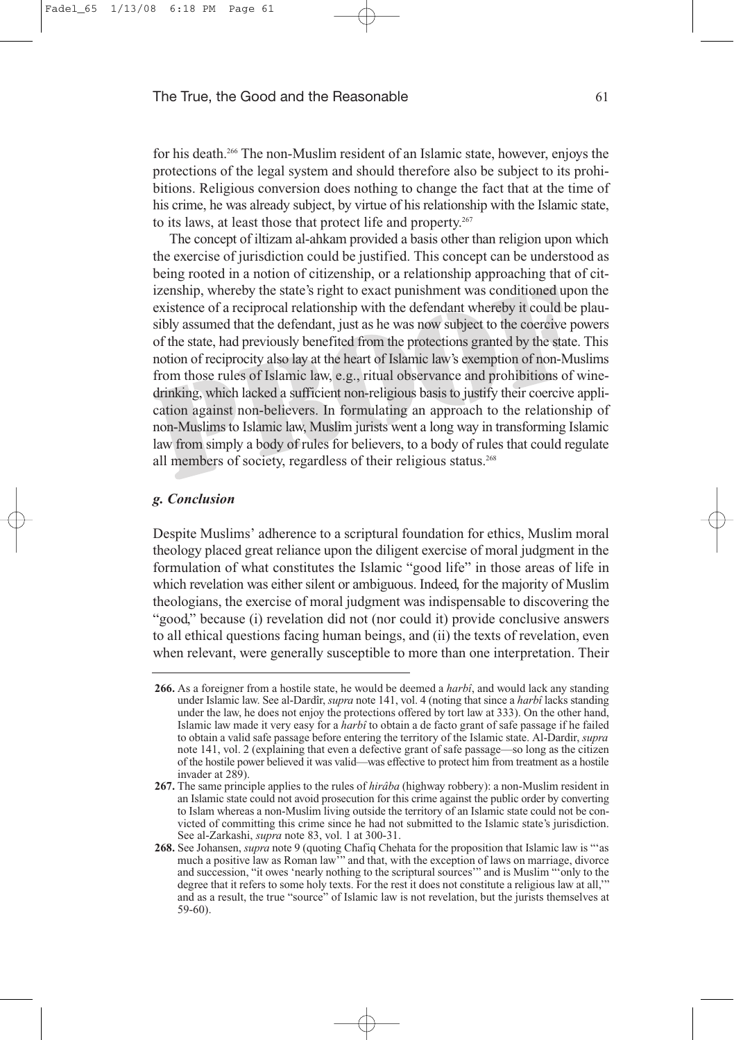for his death.[266] The non-Muslim resident of an Islamic state, however, enjoys the protections of the legal system and should therefore also be subject to its prohibitions. Religious conversion does nothing to change the fact that at the time of his crime, he was already subject, by virtue of his relationship with the Islamic state, to its laws, at least those that protect life and property.[267]

The concept of iltizam al-ahkam provided a basis other than religion upon which the exercise of jurisdiction could be justified. This concept can be understood as being rooted in a notion of citizenship, or a relationship approaching that of citizenship, whereby the state's right to exact punishment was conditioned upon the existence of a reciprocal relationship with the defendant whereby it could be plausibly assumed that the defendant, just as he was now subject to the coercive powers of the state, had previously benefited from the protections granted by the state. This notion of reciprocity also lay at the heart of Islamic law's exemption of non-Muslims from those rules of Islamic law, e.g., ritual observance and prohibitions of wine-drinking, which lacked a sufficient non-religious basis to justify their coercive application against non-believers. In formulating an approach to the relationship of non-Muslims to Islamic law, Muslim jurists went a long way in transforming Islamic law from simply a body of rules for believers, to a body of rules that could regulate all members of society, regardless of their religious status.[268]

### *g. Conclusion*

Despite Muslims' adherence to a scriptural foundation for ethics, Muslim moral theology placed great reliance upon the diligent exercise of moral judgment in the formulation of what constitutes the Islamic "good life" in those areas of life in which revelation was either silent or ambiguous. Indeed, for the majority of Muslim theologians, the exercise of moral judgment was indispensable to discovering the "good," because (i) revelation did not (nor could it) provide conclusive answers to all ethical questions facing human beings, and (ii) the texts of revelation, even when relevant, were generally susceptible to more than one interpretation. Their

---

**266.** As a foreigner from a hostile state, he would be deemed a *harbî*, and would lack any standing under Islamic law. See al-Dardîr, *supra* note 141, vol. 4 (noting that since a *harbî* lacks standing under the law, he does not enjoy the protections offered by tort law at 333). On the other hand, Islamic law made it very easy for a *harbî* to obtain a de facto grant of safe passage if he failed to obtain a valid safe passage before entering the territory of the Islamic state. Al-Dardir, *supra* note 141, vol. 2 (explaining that even a defective grant of safe passage—so long as the citizen of the hostile power believed it was valid—was effective to protect him from treatment as a hostile invader at 289).

**267.** The same principle applies to the rules of *hirâba* (highway robbery): a non-Muslim resident in an Islamic state could not avoid prosecution for this crime against the public order by converting to Islam whereas a non-Muslim living outside the territory of an Islamic state could not be convicted of committing this crime since he had not submitted to the Islamic state's jurisdiction. See al-Zarkashi, *supra* note 83, vol. 1 at 300-31.

**268.** See Johansen, *supra* note 9 (quoting Chafiq Chehata for the proposition that Islamic law is "'as much a positive law as Roman law'" and that, with the exception of laws on marriage, divorce and succession, "it owes 'nearly nothing to the scriptural sources'" and is Muslim "'only to the degree that it refers to some holy texts. For the rest it does not constitute a religious law at all,'" and as a result, the true "source" of Islamic law is not revelation, but the jurists themselves at 59-60).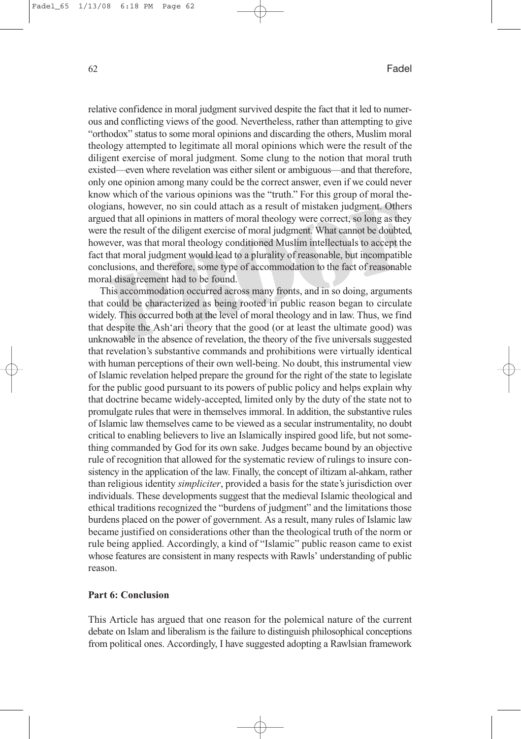relative confidence in moral judgment survived despite the fact that it led to numerous and conflicting views of the good. Nevertheless, rather than attempting to give "orthodox" status to some moral opinions and discarding the others, Muslim moral theology attempted to legitimate all moral opinions which were the result of the diligent exercise of moral judgment. Some clung to the notion that moral truth existed—even where revelation was either silent or ambiguous—and that therefore, only one opinion among many could be the correct answer, even if we could never know which of the various opinions was the "truth." For this group of moral theologians, however, no sin could attach as a result of mistaken judgment. Others argued that all opinions in matters of moral theology were correct, so long as they were the result of the diligent exercise of moral judgment. What cannot be doubted, however, was that moral theology conditioned Muslim intellectuals to accept the fact that moral judgment would lead to a plurality of reasonable, but incompatible conclusions, and therefore, some type of accommodation to the fact of reasonable moral disagreement had to be found.

This accommodation occurred across many fronts, and in so doing, arguments that could be characterized as being rooted in public reason began to circulate widely. This occurred both at the level of moral theology and in law. Thus, we find that despite the Ash'ari theory that the good (or at least the ultimate good) was unknowable in the absence of revelation, the theory of the five universals suggested that revelation's substantive commands and prohibitions were virtually identical with human perceptions of their own well-being. No doubt, this instrumental view of Islamic revelation helped prepare the ground for the right of the state to legislate for the public good pursuant to its powers of public policy and helps explain why that doctrine became widely-accepted, limited only by the duty of the state not to promulgate rules that were in themselves immoral. In addition, the substantive rules of Islamic law themselves came to be viewed as a secular instrumentality, no doubt critical to enabling believers to live an Islamically inspired good life, but not something commanded by God for its own sake. Judges became bound by an objective rule of recognition that allowed for the systematic review of rulings to insure consistency in the application of the law. Finally, the concept of iltizam al-ahkam, rather than religious identity *simpliciter*, provided a basis for the state's jurisdiction over individuals. These developments suggest that the medieval Islamic theological and ethical traditions recognized the "burdens of judgment" and the limitations those burdens placed on the power of government. As a result, many rules of Islamic law became justified on considerations other than the theological truth of the norm or rule being applied. Accordingly, a kind of "Islamic" public reason came to exist whose features are consistent in many respects with Rawls' understanding of public reason.

## Part 6: Conclusion

This Article has argued that one reason for the polemical nature of the current debate on Islam and liberalism is the failure to distinguish philosophical conceptions from political ones. Accordingly, I have suggested adopting a Rawlsian framework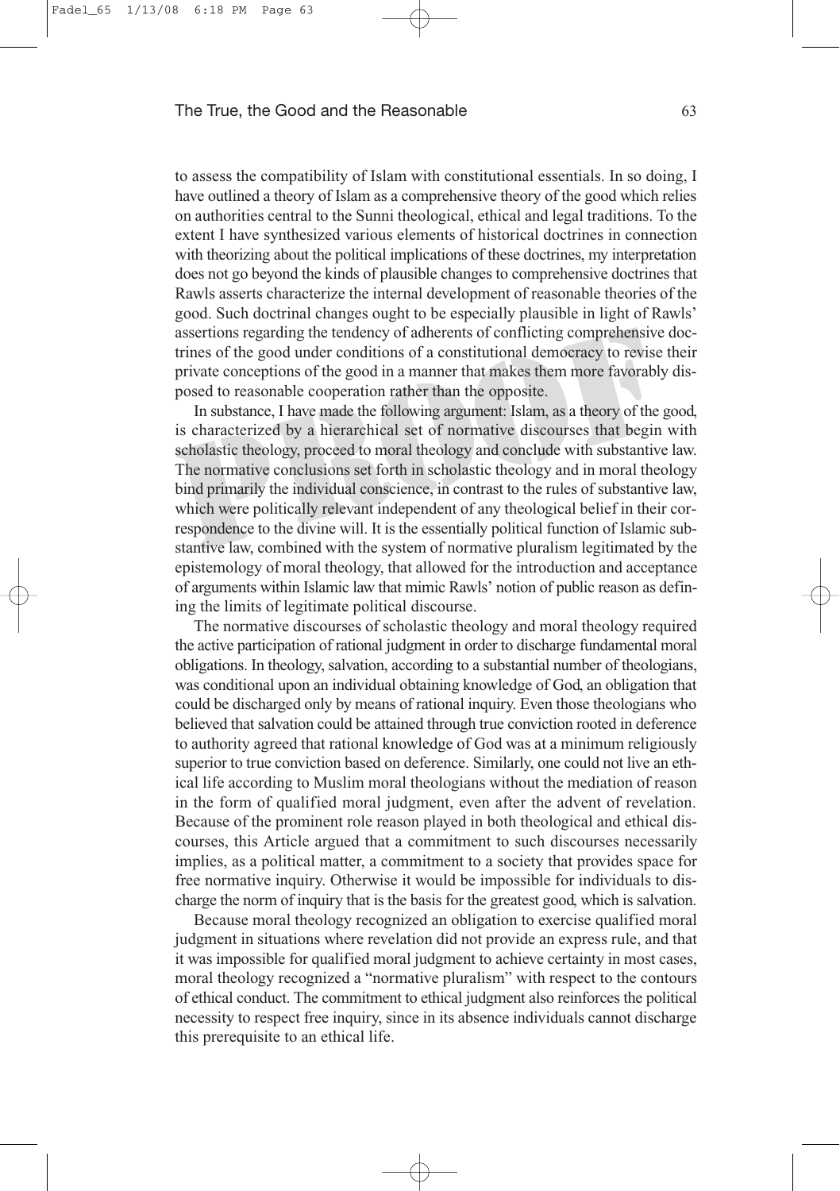to assess the compatibility of Islam with constitutional essentials. In so doing, I have outlined a theory of Islam as a comprehensive theory of the good which relies on authorities central to the Sunni theological, ethical and legal traditions. To the extent I have synthesized various elements of historical doctrines in connection with theorizing about the political implications of these doctrines, my interpretation does not go beyond the kinds of plausible changes to comprehensive doctrines that Rawls asserts characterize the internal development of reasonable theories of the good. Such doctrinal changes ought to be especially plausible in light of Rawls' assertions regarding the tendency of adherents of conflicting comprehensive doctrines of the good under conditions of a constitutional democracy to revise their private conceptions of the good in a manner that makes them more favorably disposed to reasonable cooperation rather than the opposite.

In substance, I have made the following argument: Islam, as a theory of the good, is characterized by a hierarchical set of normative discourses that begin with scholastic theology, proceed to moral theology and conclude with substantive law. The normative conclusions set forth in scholastic theology and in moral theology bind primarily the individual conscience, in contrast to the rules of substantive law, which were politically relevant independent of any theological belief in their correspondence to the divine will. It is the essentially political function of Islamic substantive law, combined with the system of normative pluralism legitimated by the epistemology of moral theology, that allowed for the introduction and acceptance of arguments within Islamic law that mimic Rawls' notion of public reason as defining the limits of legitimate political discourse.

The normative discourses of scholastic theology and moral theology required the active participation of rational judgment in order to discharge fundamental moral obligations. In theology, salvation, according to a substantial number of theologians, was conditional upon an individual obtaining knowledge of God, an obligation that could be discharged only by means of rational inquiry. Even those theologians who believed that salvation could be attained through true conviction rooted in deference to authority agreed that rational knowledge of God was at a minimum religiously superior to true conviction based on deference. Similarly, one could not live an ethical life according to Muslim moral theologians without the mediation of reason in the form of qualified moral judgment, even after the advent of revelation. Because of the prominent role reason played in both theological and ethical discourses, this Article argued that a commitment to such discourses necessarily implies, as a political matter, a commitment to a society that provides space for free normative inquiry. Otherwise it would be impossible for individuals to discharge the norm of inquiry that is the basis for the greatest good, which is salvation.

Because moral theology recognized an obligation to exercise qualified moral judgment in situations where revelation did not provide an express rule, and that it was impossible for qualified moral judgment to achieve certainty in most cases, moral theology recognized a "normative pluralism" with respect to the contours of ethical conduct. The commitment to ethical judgment also reinforces the political necessity to respect free inquiry, since in its absence individuals cannot discharge this prerequisite to an ethical life.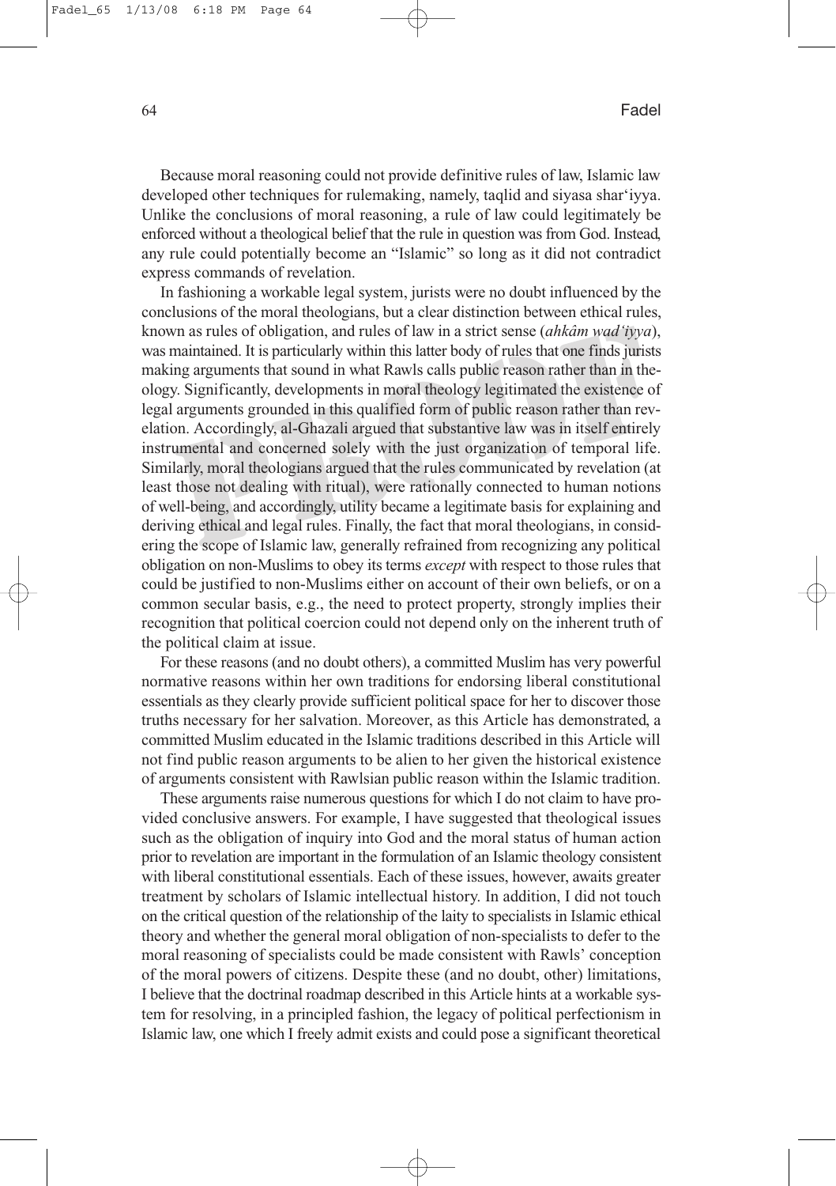Because moral reasoning could not provide definitive rules of law, Islamic law developed other techniques for rulemaking, namely, taqlid and siyasa shar'iyya. Unlike the conclusions of moral reasoning, a rule of law could legitimately be enforced without a theological belief that the rule in question was from God. Instead, any rule could potentially become an "Islamic" so long as it did not contradict express commands of revelation.

In fashioning a workable legal system, jurists were no doubt influenced by the conclusions of the moral theologians, but a clear distinction between ethical rules, known as rules of obligation, and rules of law in a strict sense (*ahkâm wad'iyya*), was maintained. It is particularly within this latter body of rules that one finds jurists making arguments that sound in what Rawls calls public reason rather than in theology. Significantly, developments in moral theology legitimated the existence of legal arguments grounded in this qualified form of public reason rather than revelation. Accordingly, al-Ghazali argued that substantive law was in itself entirely instrumental and concerned solely with the just organization of temporal life. Similarly, moral theologians argued that the rules communicated by revelation (at least those not dealing with ritual), were rationally connected to human notions of well-being, and accordingly, utility became a legitimate basis for explaining and deriving ethical and legal rules. Finally, the fact that moral theologians, in considering the scope of Islamic law, generally refrained from recognizing any political obligation on non-Muslims to obey its terms *except* with respect to those rules that could be justified to non-Muslims either on account of their own beliefs, or on a common secular basis, e.g., the need to protect property, strongly implies their recognition that political coercion could not depend only on the inherent truth of the political claim at issue.

For these reasons (and no doubt others), a committed Muslim has very powerful normative reasons within her own traditions for endorsing liberal constitutional essentials as they clearly provide sufficient political space for her to discover those truths necessary for her salvation. Moreover, as this Article has demonstrated, a committed Muslim educated in the Islamic traditions described in this Article will not find public reason arguments to be alien to her given the historical existence of arguments consistent with Rawlsian public reason within the Islamic tradition.

These arguments raise numerous questions for which I do not claim to have provided conclusive answers. For example, I have suggested that theological issues such as the obligation of inquiry into God and the moral status of human action prior to revelation are important in the formulation of an Islamic theology consistent with liberal constitutional essentials. Each of these issues, however, awaits greater treatment by scholars of Islamic intellectual history. In addition, I did not touch on the critical question of the relationship of the laity to specialists in Islamic ethical theory and whether the general moral obligation of non-specialists to defer to the moral reasoning of specialists could be made consistent with Rawls' conception of the moral powers of citizens. Despite these (and no doubt, other) limitations, I believe that the doctrinal roadmap described in this Article hints at a workable system for resolving, in a principled fashion, the legacy of political perfectionism in Islamic law, one which I freely admit exists and could pose a significant theoretical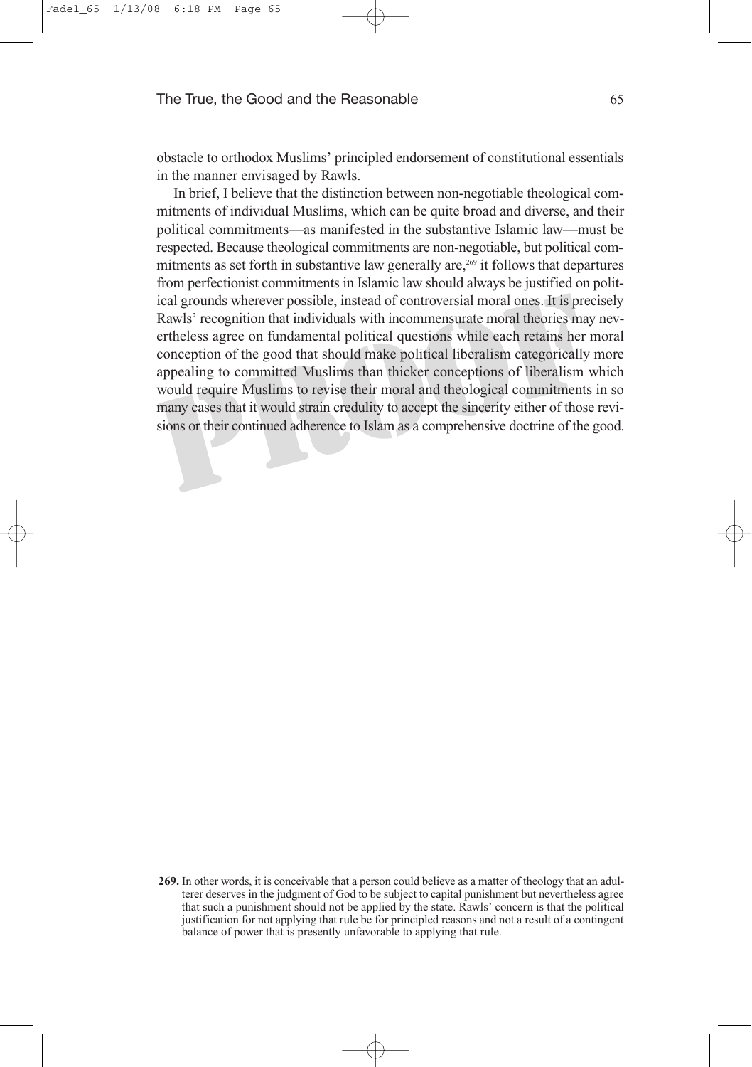obstacle to orthodox Muslims' principled endorsement of constitutional essentials in the manner envisaged by Rawls.

In brief, I believe that the distinction between non-negotiable theological commitments of individual Muslims, which can be quite broad and diverse, and their political commitments—as manifested in the substantive Islamic law—must be respected. Because theological commitments are non-negotiable, but political commitments as set forth in substantive law generally are,[269] it follows that departures from perfectionist commitments in Islamic law should always be justified on political grounds wherever possible, instead of controversial moral ones. It is precisely Rawls' recognition that individuals with incommensurate moral theories may nevertheless agree on fundamental political questions while each retains her moral conception of the good that should make political liberalism categorically more appealing to committed Muslims than thicker conceptions of liberalism which would require Muslims to revise their moral and theological commitments in so many cases that it would strain credulity to accept the sincerity either of those revisions or their continued adherence to Islam as a comprehensive doctrine of the good.

---

**269.** In other words, it is conceivable that a person could believe as a matter of theology that an adulterer deserves in the judgment of God to be subject to capital punishment but nevertheless agree that such a punishment should not be applied by the state. Rawls' concern is that the political justification for not applying that rule be for principled reasons and not a result of a contingent balance of power that is presently unfavorable to applying that rule.